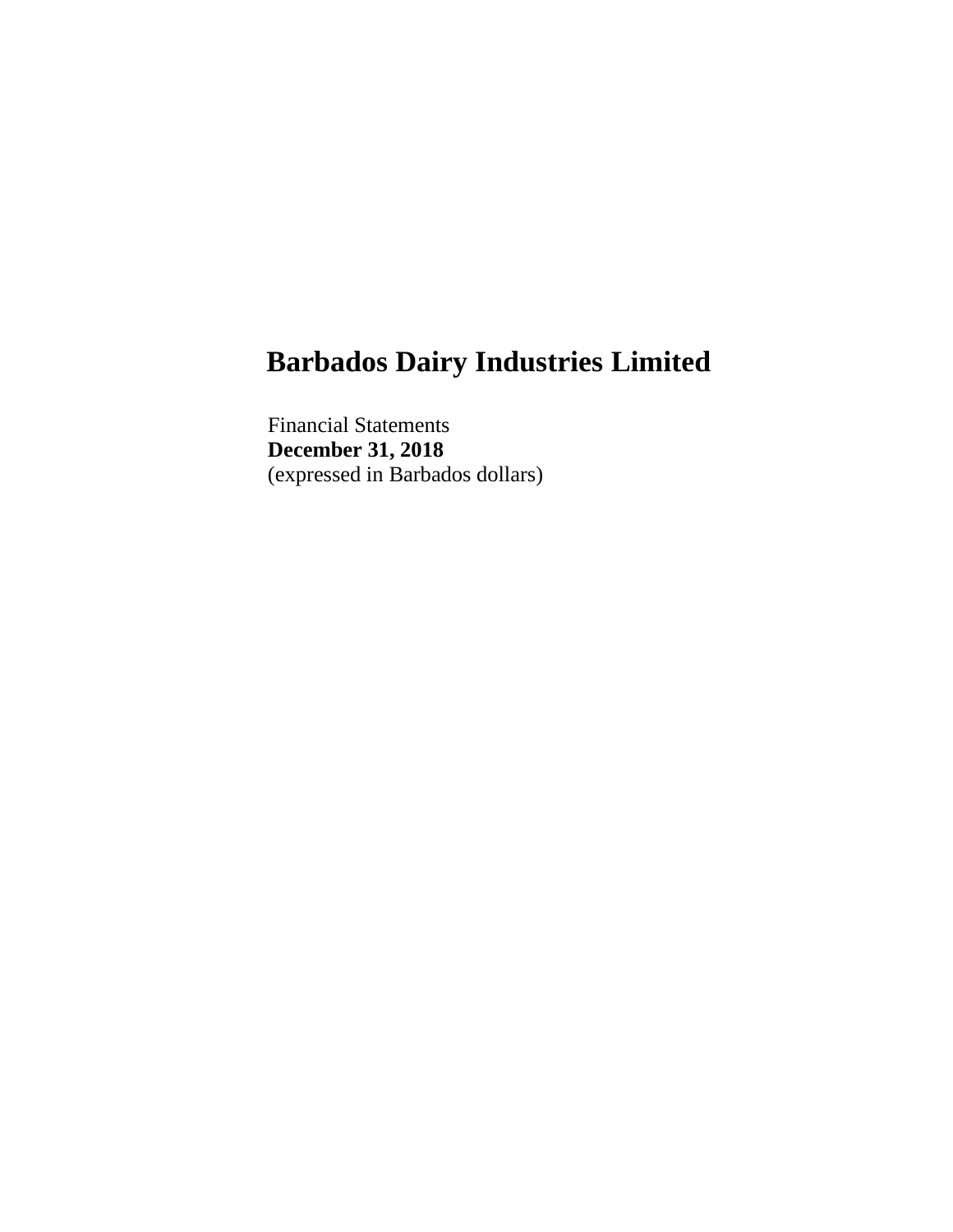# Barbados Dairy Industries Limited

Financial Statements
**December 31, 2018**
(expressed in Barbados dollars)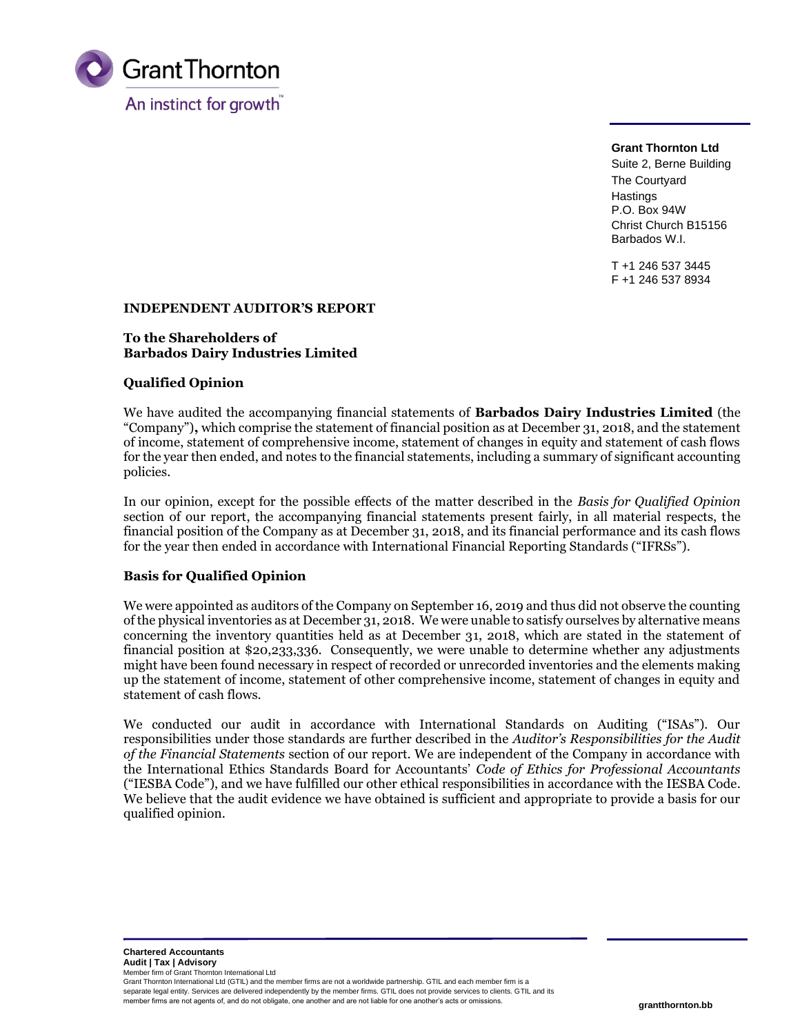Grant Thornton

An instinct for growth™

**Grant Thornton Ltd**
Suite 2, Berne Building
The Courtyard
Hastings
P.O. Box 94W
Christ Church B15156
Barbados W.I.

T +1 246 537 3445
F +1 246 537 8934

# INDEPENDENT AUDITOR'S REPORT

**To the Shareholders of**
**Barbados Dairy Industries Limited**

## Qualified Opinion

We have audited the accompanying financial statements of **Barbados Dairy Industries Limited** (the "Company"), which comprise the statement of financial position as at December 31, 2018, and the statement of income, statement of comprehensive income, statement of changes in equity and statement of cash flows for the year then ended, and notes to the financial statements, including a summary of significant accounting policies.

In our opinion, except for the possible effects of the matter described in the *Basis for Qualified Opinion* section of our report, the accompanying financial statements present fairly, in all material respects, the financial position of the Company as at December 31, 2018, and its financial performance and its cash flows for the year then ended in accordance with International Financial Reporting Standards ("IFRSs").

## Basis for Qualified Opinion

We were appointed as auditors of the Company on September 16, 2019 and thus did not observe the counting of the physical inventories as at December 31, 2018. We were unable to satisfy ourselves by alternative means concerning the inventory quantities held as at December 31, 2018, which are stated in the statement of financial position at $20,233,336. Consequently, we were unable to determine whether any adjustments might have been found necessary in respect of recorded or unrecorded inventories and the elements making up the statement of income, statement of other comprehensive income, statement of changes in equity and statement of cash flows.

We conducted our audit in accordance with International Standards on Auditing ("ISAs"). Our responsibilities under those standards are further described in the *Auditor's Responsibilities for the Audit of the Financial Statements* section of our report. We are independent of the Company in accordance with the International Ethics Standards Board for Accountants' *Code of Ethics for Professional Accountants* ("IESBA Code"), and we have fulfilled our other ethical responsibilities in accordance with the IESBA Code. We believe that the audit evidence we have obtained is sufficient and appropriate to provide a basis for our qualified opinion.

**Chartered Accountants**
**Audit | Tax | Advisory**
Member firm of Grant Thornton International Ltd
Grant Thornton International Ltd (GTIL) and the member firms are not a worldwide partnership. GTIL and each member firm is a separate legal entity. Services are delivered independently by the member firms. GTIL does not provide services to clients. GTIL and its member firms are not agents of, and do not obligate, one another and are not liable for one another's acts or omissions.

**grantthornton.bb**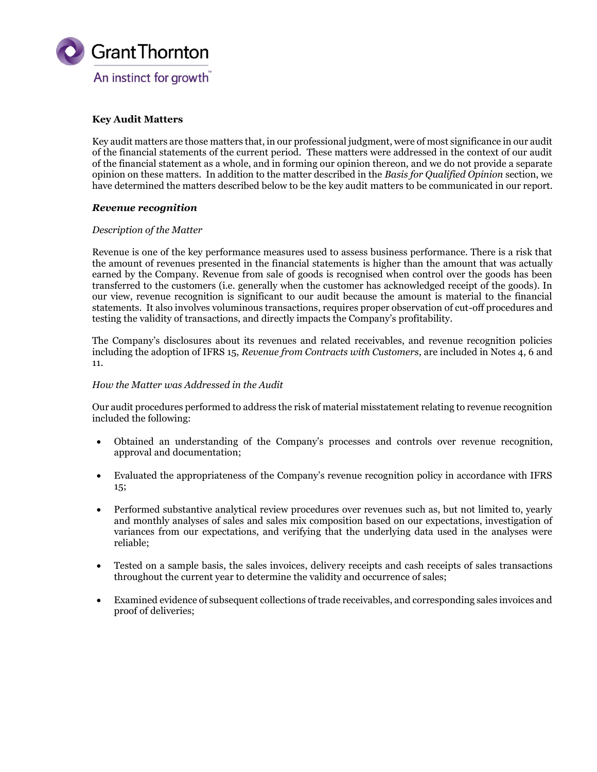## Key Audit Matters

Key audit matters are those matters that, in our professional judgment, were of most significance in our audit of the financial statements of the current period. These matters were addressed in the context of our audit of the financial statement as a whole, and in forming our opinion thereon, and we do not provide a separate opinion on these matters. In addition to the matter described in the *Basis for Qualified Opinion* section, we have determined the matters described below to be the key audit matters to be communicated in our report.

### ***Revenue recognition***

*Description of the Matter*

Revenue is one of the key performance measures used to assess business performance. There is a risk that the amount of revenues presented in the financial statements is higher than the amount that was actually earned by the Company. Revenue from sale of goods is recognised when control over the goods has been transferred to the customers (i.e. generally when the customer has acknowledged receipt of the goods). In our view, revenue recognition is significant to our audit because the amount is material to the financial statements. It also involves voluminous transactions, requires proper observation of cut-off procedures and testing the validity of transactions, and directly impacts the Company's profitability.

The Company's disclosures about its revenues and related receivables, and revenue recognition policies including the adoption of IFRS 15, *Revenue from Contracts with Customers*, are included in Notes 4, 6 and 11.

*How the Matter was Addressed in the Audit*

Our audit procedures performed to address the risk of material misstatement relating to revenue recognition included the following:

- Obtained an understanding of the Company's processes and controls over revenue recognition, approval and documentation;
- Evaluated the appropriateness of the Company's revenue recognition policy in accordance with IFRS 15;
- Performed substantive analytical review procedures over revenues such as, but not limited to, yearly and monthly analyses of sales and sales mix composition based on our expectations, investigation of variances from our expectations, and verifying that the underlying data used in the analyses were reliable;
- Tested on a sample basis, the sales invoices, delivery receipts and cash receipts of sales transactions throughout the current year to determine the validity and occurrence of sales;
- Examined evidence of subsequent collections of trade receivables, and corresponding sales invoices and proof of deliveries;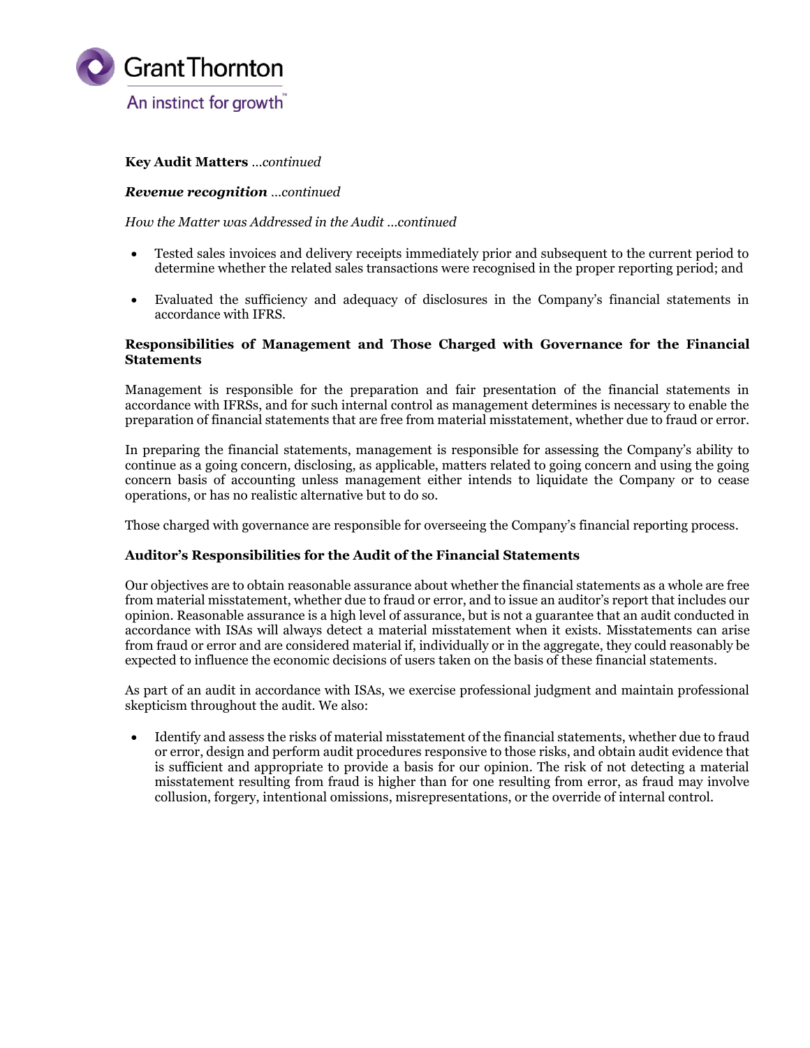**Key Audit Matters** *...continued*

***Revenue recognition*** *...continued*

*How the Matter was Addressed in the Audit ...continued*

- Tested sales invoices and delivery receipts immediately prior and subsequent to the current period to determine whether the related sales transactions were recognised in the proper reporting period; and

- Evaluated the sufficiency and adequacy of disclosures in the Company's financial statements in accordance with IFRS.

**Responsibilities of Management and Those Charged with Governance for the Financial Statements**

Management is responsible for the preparation and fair presentation of the financial statements in accordance with IFRSs, and for such internal control as management determines is necessary to enable the preparation of financial statements that are free from material misstatement, whether due to fraud or error.

In preparing the financial statements, management is responsible for assessing the Company's ability to continue as a going concern, disclosing, as applicable, matters related to going concern and using the going concern basis of accounting unless management either intends to liquidate the Company or to cease operations, or has no realistic alternative but to do so.

Those charged with governance are responsible for overseeing the Company's financial reporting process.

**Auditor's Responsibilities for the Audit of the Financial Statements**

Our objectives are to obtain reasonable assurance about whether the financial statements as a whole are free from material misstatement, whether due to fraud or error, and to issue an auditor's report that includes our opinion. Reasonable assurance is a high level of assurance, but is not a guarantee that an audit conducted in accordance with ISAs will always detect a material misstatement when it exists. Misstatements can arise from fraud or error and are considered material if, individually or in the aggregate, they could reasonably be expected to influence the economic decisions of users taken on the basis of these financial statements.

As part of an audit in accordance with ISAs, we exercise professional judgment and maintain professional skepticism throughout the audit. We also:

- Identify and assess the risks of material misstatement of the financial statements, whether due to fraud or error, design and perform audit procedures responsive to those risks, and obtain audit evidence that is sufficient and appropriate to provide a basis for our opinion. The risk of not detecting a material misstatement resulting from fraud is higher than for one resulting from error, as fraud may involve collusion, forgery, intentional omissions, misrepresentations, or the override of internal control.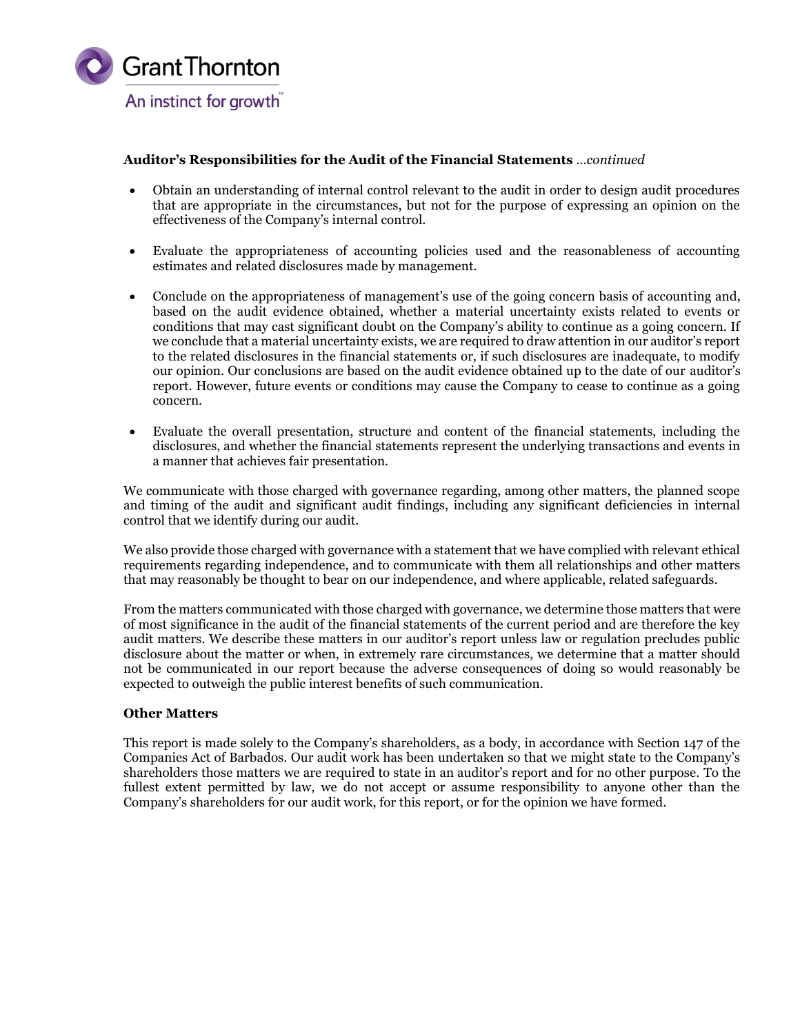**Auditor's Responsibilities for the Audit of the Financial Statements** *...continued*

- Obtain an understanding of internal control relevant to the audit in order to design audit procedures that are appropriate in the circumstances, but not for the purpose of expressing an opinion on the effectiveness of the Company's internal control.
- Evaluate the appropriateness of accounting policies used and the reasonableness of accounting estimates and related disclosures made by management.
- Conclude on the appropriateness of management's use of the going concern basis of accounting and, based on the audit evidence obtained, whether a material uncertainty exists related to events or conditions that may cast significant doubt on the Company's ability to continue as a going concern. If we conclude that a material uncertainty exists, we are required to draw attention in our auditor's report to the related disclosures in the financial statements or, if such disclosures are inadequate, to modify our opinion. Our conclusions are based on the audit evidence obtained up to the date of our auditor's report. However, future events or conditions may cause the Company to cease to continue as a going concern.
- Evaluate the overall presentation, structure and content of the financial statements, including the disclosures, and whether the financial statements represent the underlying transactions and events in a manner that achieves fair presentation.

We communicate with those charged with governance regarding, among other matters, the planned scope and timing of the audit and significant audit findings, including any significant deficiencies in internal control that we identify during our audit.

We also provide those charged with governance with a statement that we have complied with relevant ethical requirements regarding independence, and to communicate with them all relationships and other matters that may reasonably be thought to bear on our independence, and where applicable, related safeguards.

From the matters communicated with those charged with governance, we determine those matters that were of most significance in the audit of the financial statements of the current period and are therefore the key audit matters. We describe these matters in our auditor's report unless law or regulation precludes public disclosure about the matter or when, in extremely rare circumstances, we determine that a matter should not be communicated in our report because the adverse consequences of doing so would reasonably be expected to outweigh the public interest benefits of such communication.

**Other Matters**

This report is made solely to the Company's shareholders, as a body, in accordance with Section 147 of the Companies Act of Barbados. Our audit work has been undertaken so that we might state to the Company's shareholders those matters we are required to state in an auditor's report and for no other purpose. To the fullest extent permitted by law, we do not accept or assume responsibility to anyone other than the Company's shareholders for our audit work, for this report, or for the opinion we have formed.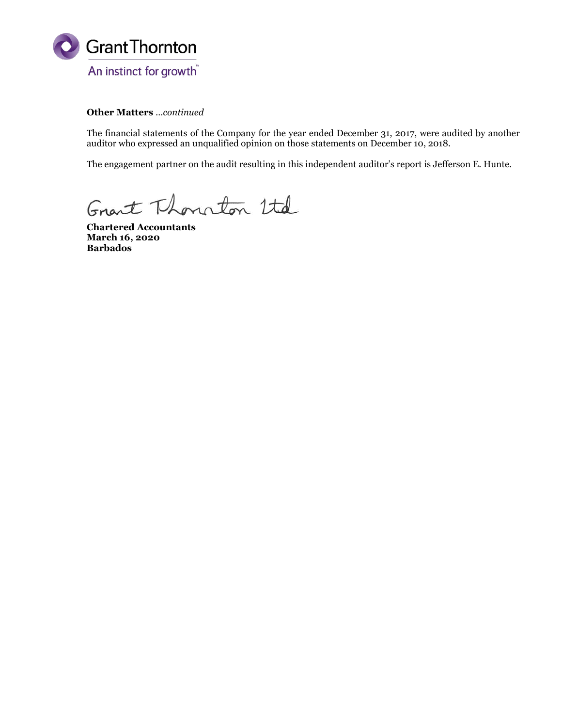**Other Matters** *...continued*

The financial statements of the Company for the year ended December 31, 2017, were audited by another auditor who expressed an unqualified opinion on those statements on December 10, 2018.

The engagement partner on the audit resulting in this independent auditor's report is Jefferson E. Hunte.

Grant Thornton Ltd

**Chartered Accountants**
**March 16, 2020**
**Barbados**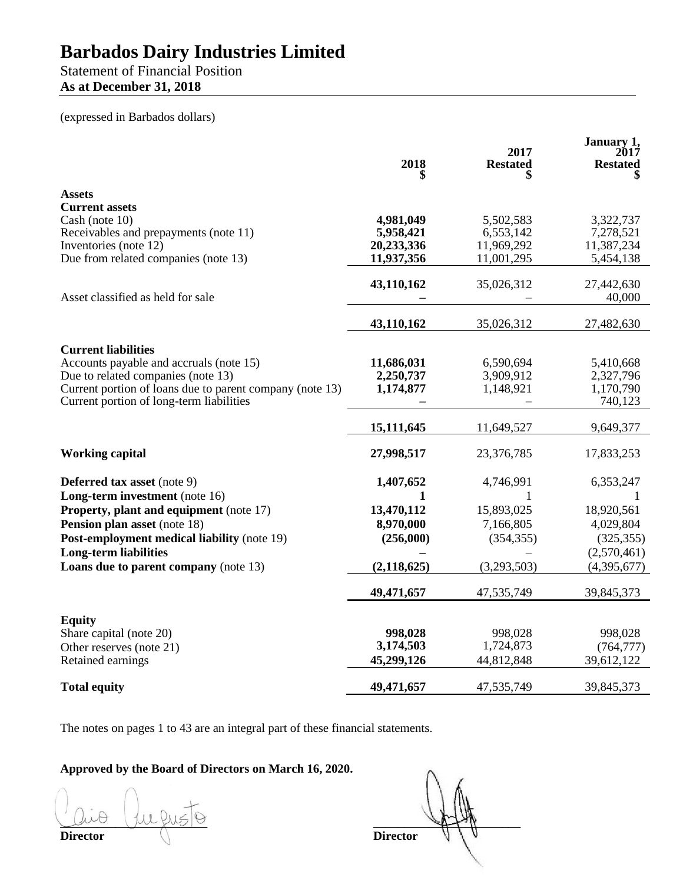# Barbados Dairy Industries Limited

Statement of Financial Position
**As at December 31, 2018**

(expressed in Barbados dollars)

| | 2018 $ | 2017 Restated $ | January 1, 2017 Restated $ |
|---|---|---|---|
| **Assets** | | | |
| **Current assets** | | | |
| Cash (note 10) | **4,981,049** | 5,502,583 | 3,322,737 |
| Receivables and prepayments (note 11) | **5,958,421** | 6,553,142 | 7,278,521 |
| Inventories (note 12) | **20,233,336** | 11,969,292 | 11,387,234 |
| Due from related companies (note 13) | **11,937,356** | 11,001,295 | 5,454,138 |
| | **43,110,162** | 35,026,312 | 27,442,630 |
| Asset classified as held for sale | **–** | – | 40,000 |
| | **43,110,162** | 35,026,312 | 27,482,630 |
| **Current liabilities** | | | |
| Accounts payable and accruals (note 15) | **11,686,031** | 6,590,694 | 5,410,668 |
| Due to related companies (note 13) | **2,250,737** | 3,909,912 | 2,327,796 |
| Current portion of loans due to parent company (note 13) | **1,174,877** | 1,148,921 | 1,170,790 |
| Current portion of long-term liabilities | **–** | – | 740,123 |
| | **15,111,645** | 11,649,527 | 9,649,377 |
| **Working capital** | **27,998,517** | 23,376,785 | 17,833,253 |
| **Deferred tax asset** (note 9) | **1,407,652** | 4,746,991 | 6,353,247 |
| **Long-term investment** (note 16) | **1** | 1 | 1 |
| **Property, plant and equipment** (note 17) | **13,470,112** | 15,893,025 | 18,920,561 |
| **Pension plan asset** (note 18) | **8,970,000** | 7,166,805 | 4,029,804 |
| **Post-employment medical liability** (note 19) | **(256,000)** | (354,355) | (325,355) |
| **Long-term liabilities** | **–** | – | (2,570,461) |
| **Loans due to parent company** (note 13) | **(2,118,625)** | (3,293,503) | (4,395,677) |
| | **49,471,657** | 47,535,749 | 39,845,373 |
| **Equity** | | | |
| Share capital (note 20) | **998,028** | 998,028 | 998,028 |
| Other reserves (note 21) | **3,174,503** | 1,724,873 | (764,777) |
| Retained earnings | **45,299,126** | 44,812,848 | 39,612,122 |
| **Total equity** | **49,471,657** | 47,535,749 | 39,845,373 |

The notes on pages 1 to 43 are an integral part of these financial statements.

**Approved by the Board of Directors on March 16, 2020.**

**Director** **Director**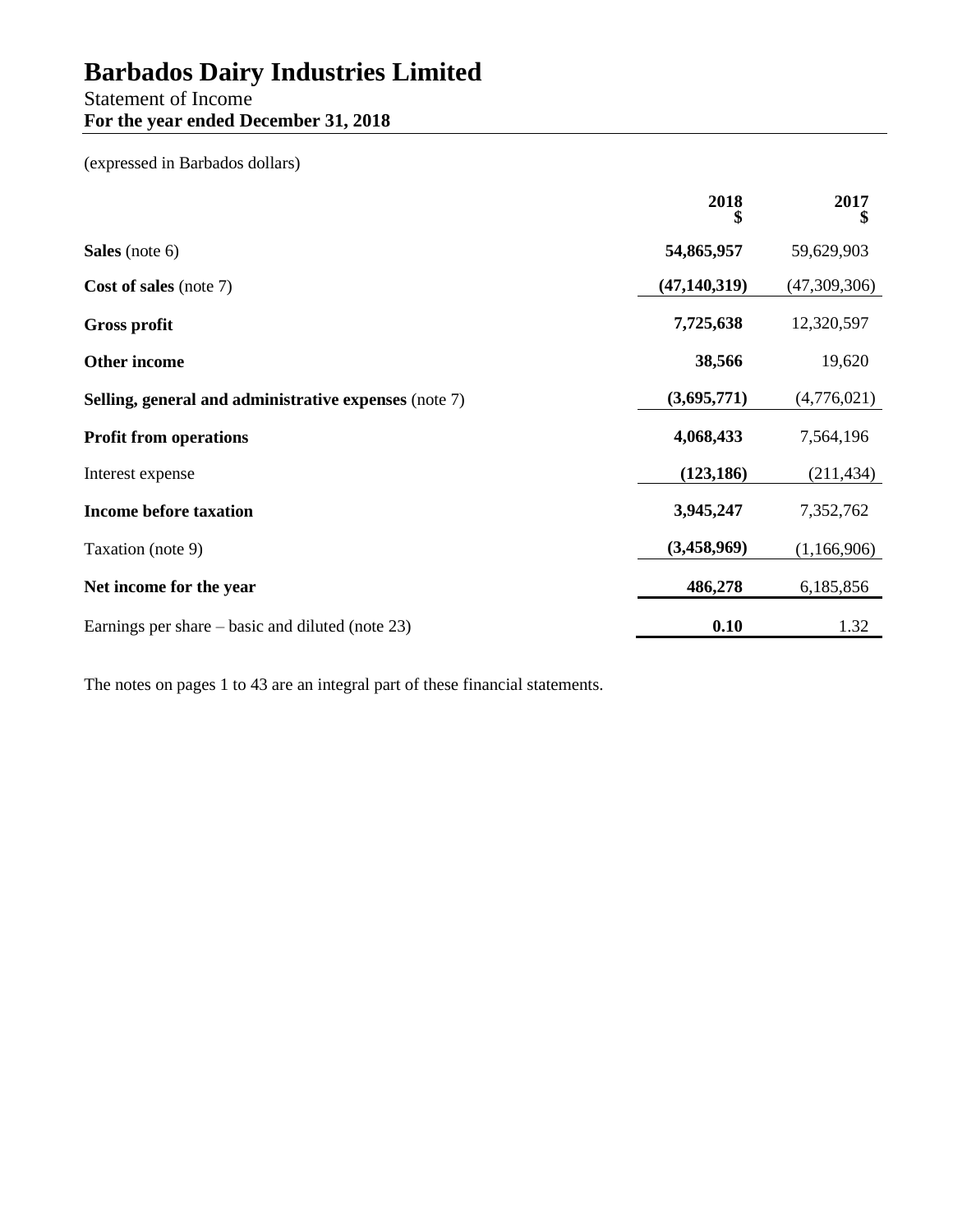# Barbados Dairy Industries Limited

Statement of Income

**For the year ended December 31, 2018**

(expressed in Barbados dollars)

| | 2018<br>$ | 2017<br>$ |
|---|---|---|
| **Sales** (note 6) | **54,865,957** | 59,629,903 |
| **Cost of sales** (note 7) | **(47,140,319)** | (47,309,306) |
| **Gross profit** | **7,725,638** | 12,320,597 |
| **Other income** | **38,566** | 19,620 |
| **Selling, general and administrative expenses** (note 7) | **(3,695,771)** | (4,776,021) |
| **Profit from operations** | **4,068,433** | 7,564,196 |
| Interest expense | **(123,186)** | (211,434) |
| **Income before taxation** | **3,945,247** | 7,352,762 |
| Taxation (note 9) | **(3,458,969)** | (1,166,906) |
| **Net income for the year** | **486,278** | 6,185,856 |
| Earnings per share – basic and diluted (note 23) | **0.10** | 1.32 |

The notes on pages 1 to 43 are an integral part of these financial statements.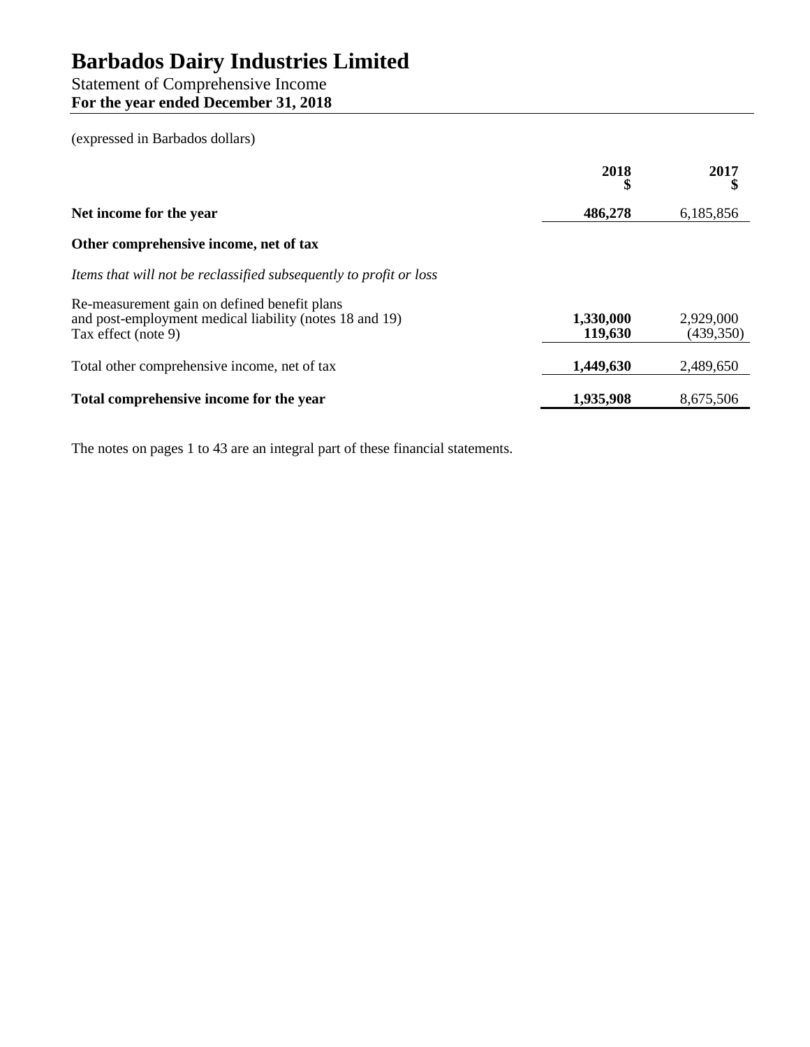# Barbados Dairy Industries Limited

Statement of Comprehensive Income
**For the year ended December 31, 2018**

(expressed in Barbados dollars)

| | 2018 $ | 2017 $ |
|---|---|---|
| **Net income for the year** | **486,278** | 6,185,856 |
| **Other comprehensive income, net of tax** | | |
| *Items that will not be reclassified subsequently to profit or loss* | | |
| Re-measurement gain on defined benefit plans and post-employment medical liability (notes 18 and 19) | **1,330,000** | 2,929,000 |
| Tax effect (note 9) | **119,630** | (439,350) |
| Total other comprehensive income, net of tax | **1,449,630** | 2,489,650 |
| **Total comprehensive income for the year** | **1,935,908** | 8,675,506 |

The notes on pages 1 to 43 are an integral part of these financial statements.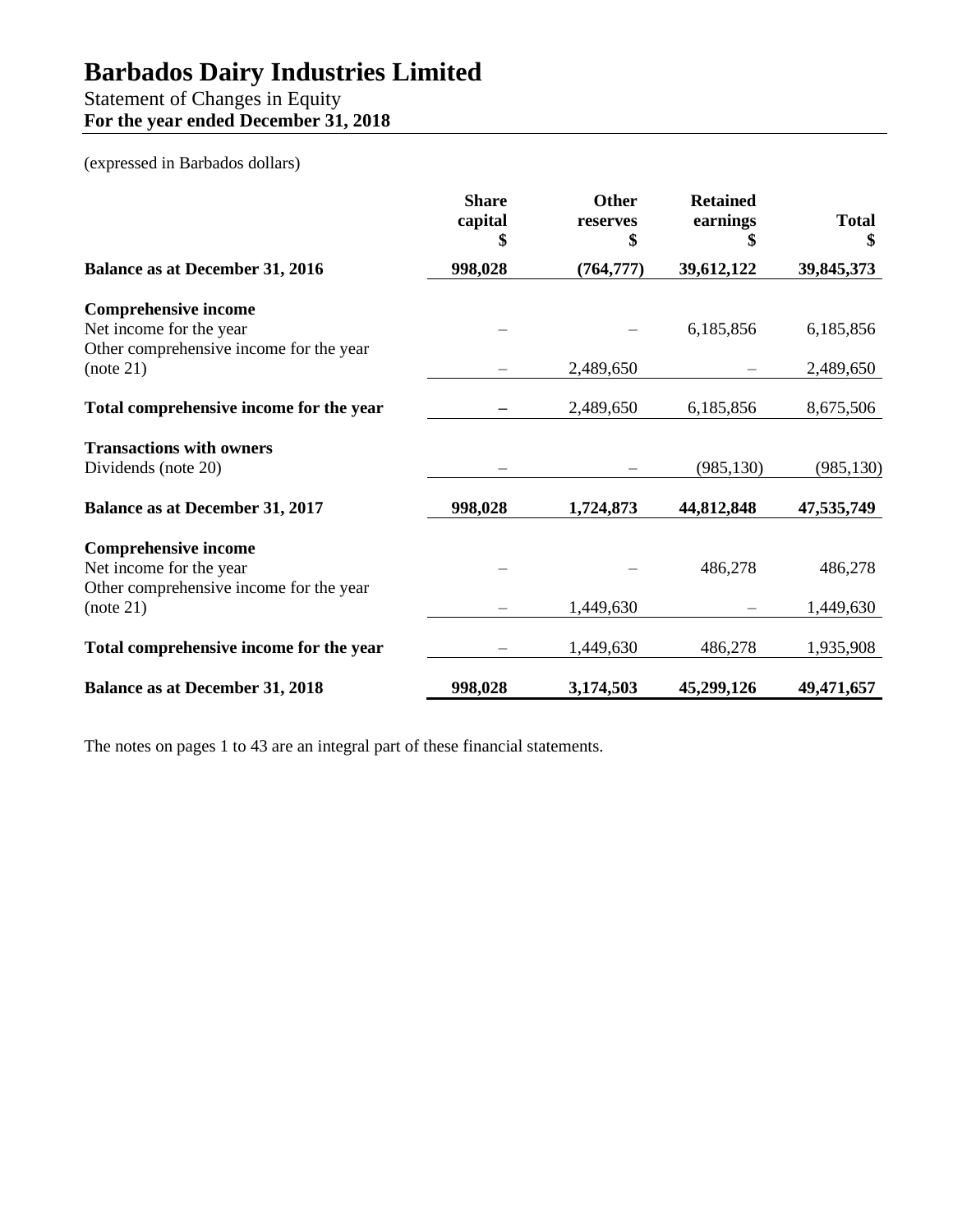# Barbados Dairy Industries Limited

Statement of Changes in Equity
**For the year ended December 31, 2018**

(expressed in Barbados dollars)

| | Share capital $ | Other reserves $ | Retained earnings $ | Total $ |
|---|---|---|---|---|
| **Balance as at December 31, 2016** | **998,028** | **(764,777)** | **39,612,122** | **39,845,373** |
| **Comprehensive income** | | | | |
| Net income for the year | – | – | 6,185,856 | 6,185,856 |
| Other comprehensive income for the year (note 21) | – | 2,489,650 | – | 2,489,650 |
| **Total comprehensive income for the year** | **–** | 2,489,650 | 6,185,856 | 8,675,506 |
| **Transactions with owners** | | | | |
| Dividends (note 20) | – | – | (985,130) | (985,130) |
| **Balance as at December 31, 2017** | **998,028** | **1,724,873** | **44,812,848** | **47,535,749** |
| **Comprehensive income** | | | | |
| Net income for the year | – | – | 486,278 | 486,278 |
| Other comprehensive income for the year (note 21) | – | 1,449,630 | – | 1,449,630 |
| **Total comprehensive income for the year** | – | 1,449,630 | 486,278 | 1,935,908 |
| **Balance as at December 31, 2018** | **998,028** | **3,174,503** | **45,299,126** | **49,471,657** |

The notes on pages 1 to 43 are an integral part of these financial statements.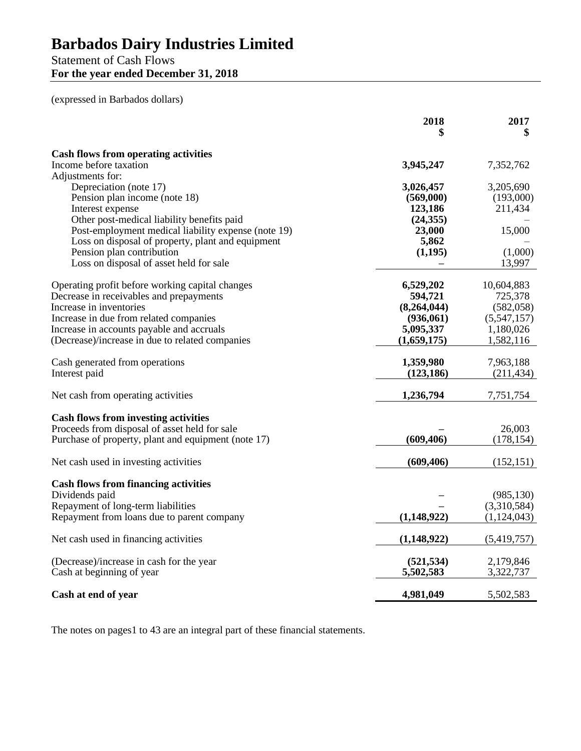# Barbados Dairy Industries Limited

Statement of Cash Flows
**For the year ended December 31, 2018**

(expressed in Barbados dollars)

| | 2018 $ | 2017 $ |
|---|---|---|
| **Cash flows from operating activities** | | |
| Income before taxation | **3,945,247** | 7,352,762 |
| Adjustments for: | | |
| Depreciation (note 17) | **3,026,457** | 3,205,690 |
| Pension plan income (note 18) | **(569,000)** | (193,000) |
| Interest expense | **123,186** | 211,434 |
| Other post-medical liability benefits paid | **(24,355)** | – |
| Post-employment medical liability expense (note 19) | **23,000** | 15,000 |
| Loss on disposal of property, plant and equipment | **5,862** | – |
| Pension plan contribution | **(1,195)** | (1,000) |
| Loss on disposal of asset held for sale | **–** | 13,997 |
| Operating profit before working capital changes | **6,529,202** | 10,604,883 |
| Decrease in receivables and prepayments | **594,721** | 725,378 |
| Increase in inventories | **(8,264,044)** | (582,058) |
| Increase in due from related companies | **(936,061)** | (5,547,157) |
| Increase in accounts payable and accruals | **5,095,337** | 1,180,026 |
| (Decrease)/increase in due to related companies | **(1,659,175)** | 1,582,116 |
| Cash generated from operations | **1,359,980** | 7,963,188 |
| Interest paid | **(123,186)** | (211,434) |
| Net cash from operating activities | **1,236,794** | 7,751,754 |
| **Cash flows from investing activities** | | |
| Proceeds from disposal of asset held for sale | **–** | 26,003 |
| Purchase of property, plant and equipment (note 17) | **(609,406)** | (178,154) |
| Net cash used in investing activities | **(609,406)** | (152,151) |
| **Cash flows from financing activities** | | |
| Dividends paid | **–** | (985,130) |
| Repayment of long-term liabilities | **–** | (3,310,584) |
| Repayment from loans due to parent company | **(1,148,922)** | (1,124,043) |
| Net cash used in financing activities | **(1,148,922)** | (5,419,757) |
| (Decrease)/increase in cash for the year | **(521,534)** | 2,179,846 |
| Cash at beginning of year | **5,502,583** | 3,322,737 |
| **Cash at end of year** | **4,981,049** | 5,502,583 |

The notes on pages1 to 43 are an integral part of these financial statements.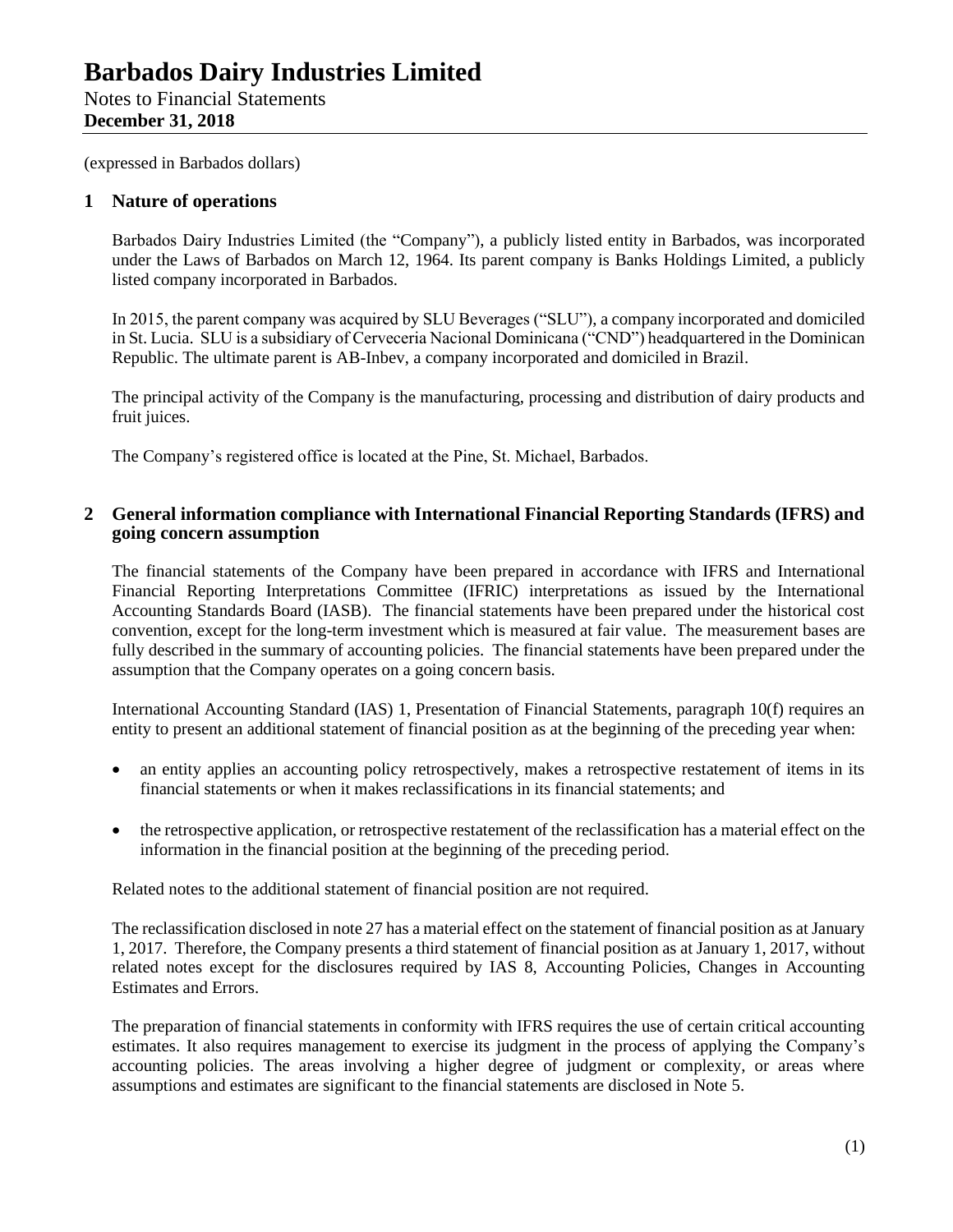# Barbados Dairy Industries Limited

Notes to Financial Statements
**December 31, 2018**

(expressed in Barbados dollars)

## 1 Nature of operations

Barbados Dairy Industries Limited (the "Company"), a publicly listed entity in Barbados, was incorporated under the Laws of Barbados on March 12, 1964. Its parent company is Banks Holdings Limited, a publicly listed company incorporated in Barbados.

In 2015, the parent company was acquired by SLU Beverages ("SLU"), a company incorporated and domiciled in St. Lucia. SLU is a subsidiary of Cerveceria Nacional Dominicana ("CND") headquartered in the Dominican Republic. The ultimate parent is AB-Inbev, a company incorporated and domiciled in Brazil.

The principal activity of the Company is the manufacturing, processing and distribution of dairy products and fruit juices.

The Company's registered office is located at the Pine, St. Michael, Barbados.

## 2 General information compliance with International Financial Reporting Standards (IFRS) and going concern assumption

The financial statements of the Company have been prepared in accordance with IFRS and International Financial Reporting Interpretations Committee (IFRIC) interpretations as issued by the International Accounting Standards Board (IASB). The financial statements have been prepared under the historical cost convention, except for the long-term investment which is measured at fair value. The measurement bases are fully described in the summary of accounting policies. The financial statements have been prepared under the assumption that the Company operates on a going concern basis.

International Accounting Standard (IAS) 1, Presentation of Financial Statements, paragraph 10(f) requires an entity to present an additional statement of financial position as at the beginning of the preceding year when:

- an entity applies an accounting policy retrospectively, makes a retrospective restatement of items in its financial statements or when it makes reclassifications in its financial statements; and
- the retrospective application, or retrospective restatement of the reclassification has a material effect on the information in the financial position at the beginning of the preceding period.

Related notes to the additional statement of financial position are not required.

The reclassification disclosed in note 27 has a material effect on the statement of financial position as at January 1, 2017. Therefore, the Company presents a third statement of financial position as at January 1, 2017, without related notes except for the disclosures required by IAS 8, Accounting Policies, Changes in Accounting Estimates and Errors.

The preparation of financial statements in conformity with IFRS requires the use of certain critical accounting estimates. It also requires management to exercise its judgment in the process of applying the Company's accounting policies. The areas involving a higher degree of judgment or complexity, or areas where assumptions and estimates are significant to the financial statements are disclosed in Note 5.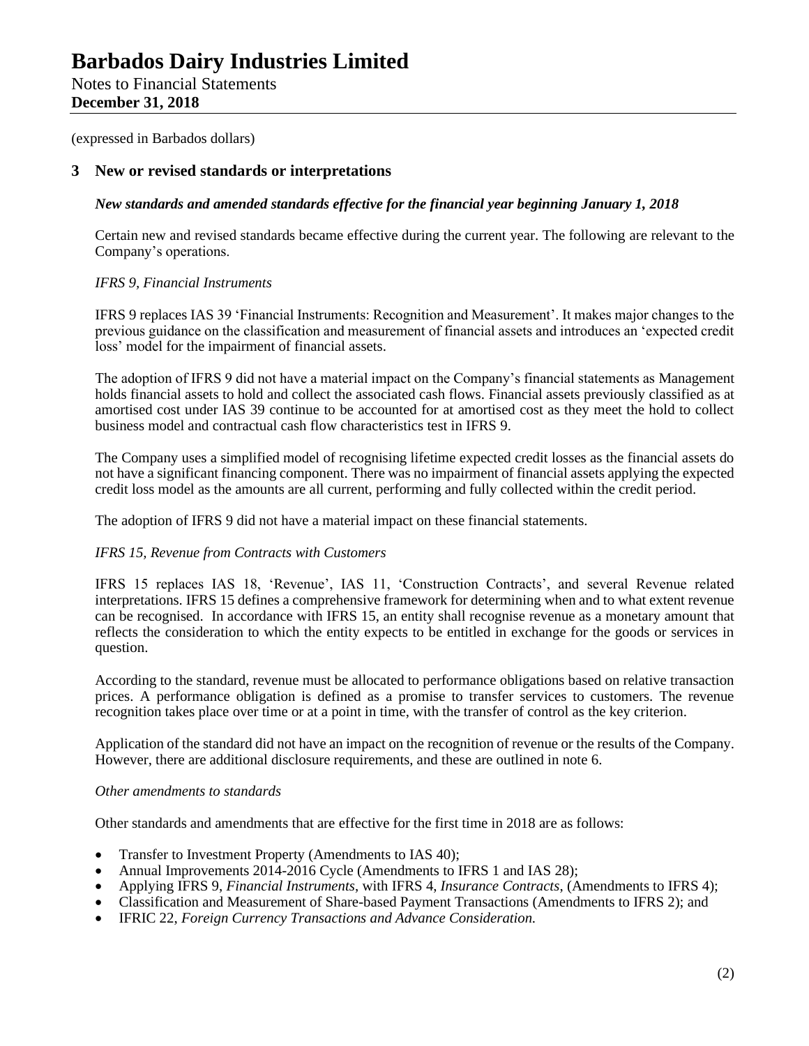(expressed in Barbados dollars)

## 3 New or revised standards or interpretations

***New standards and amended standards effective for the financial year beginning January 1, 2018***

Certain new and revised standards became effective during the current year. The following are relevant to the Company's operations.

*IFRS 9, Financial Instruments*

IFRS 9 replaces IAS 39 'Financial Instruments: Recognition and Measurement'. It makes major changes to the previous guidance on the classification and measurement of financial assets and introduces an 'expected credit loss' model for the impairment of financial assets.

The adoption of IFRS 9 did not have a material impact on the Company's financial statements as Management holds financial assets to hold and collect the associated cash flows. Financial assets previously classified as at amortised cost under IAS 39 continue to be accounted for at amortised cost as they meet the hold to collect business model and contractual cash flow characteristics test in IFRS 9.

The Company uses a simplified model of recognising lifetime expected credit losses as the financial assets do not have a significant financing component. There was no impairment of financial assets applying the expected credit loss model as the amounts are all current, performing and fully collected within the credit period.

The adoption of IFRS 9 did not have a material impact on these financial statements.

*IFRS 15, Revenue from Contracts with Customers*

IFRS 15 replaces IAS 18, 'Revenue', IAS 11, 'Construction Contracts', and several Revenue related interpretations. IFRS 15 defines a comprehensive framework for determining when and to what extent revenue can be recognised. In accordance with IFRS 15, an entity shall recognise revenue as a monetary amount that reflects the consideration to which the entity expects to be entitled in exchange for the goods or services in question.

According to the standard, revenue must be allocated to performance obligations based on relative transaction prices. A performance obligation is defined as a promise to transfer services to customers. The revenue recognition takes place over time or at a point in time, with the transfer of control as the key criterion.

Application of the standard did not have an impact on the recognition of revenue or the results of the Company. However, there are additional disclosure requirements, and these are outlined in note 6.

*Other amendments to standards*

Other standards and amendments that are effective for the first time in 2018 are as follows:

- Transfer to Investment Property (Amendments to IAS 40);
- Annual Improvements 2014-2016 Cycle (Amendments to IFRS 1 and IAS 28);
- Applying IFRS 9, *Financial Instruments*, with IFRS 4, *Insurance Contracts*, (Amendments to IFRS 4);
- Classification and Measurement of Share-based Payment Transactions (Amendments to IFRS 2); and
- IFRIC 22, *Foreign Currency Transactions and Advance Consideration.*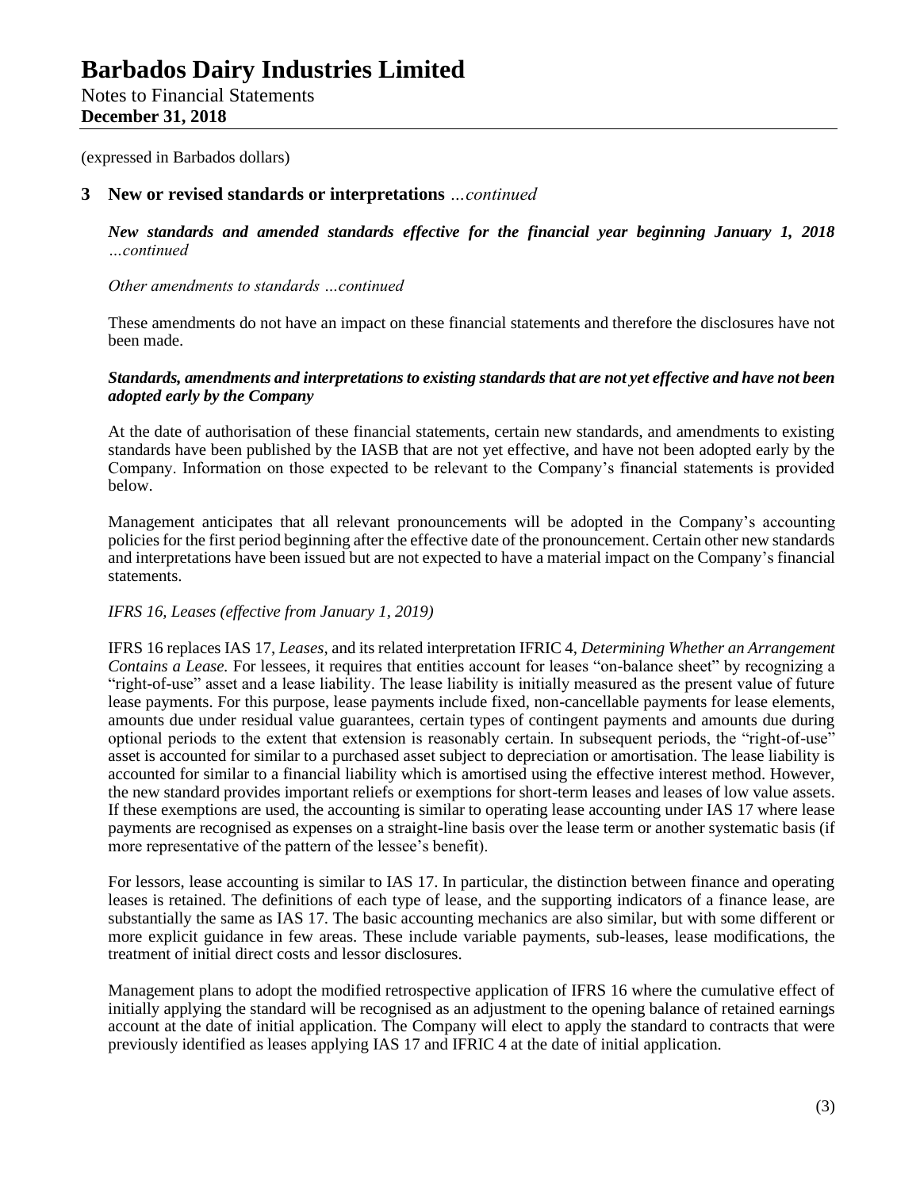(expressed in Barbados dollars)

## 3 New or revised standards or interpretations *…continued*

***New standards and amended standards effective for the financial year beginning January 1, 2018 …continued***

*Other amendments to standards …continued*

These amendments do not have an impact on these financial statements and therefore the disclosures have not been made.

***Standards, amendments and interpretations to existing standards that are not yet effective and have not been adopted early by the Company***

At the date of authorisation of these financial statements, certain new standards, and amendments to existing standards have been published by the IASB that are not yet effective, and have not been adopted early by the Company. Information on those expected to be relevant to the Company's financial statements is provided below.

Management anticipates that all relevant pronouncements will be adopted in the Company's accounting policies for the first period beginning after the effective date of the pronouncement. Certain other new standards and interpretations have been issued but are not expected to have a material impact on the Company's financial statements.

*IFRS 16, Leases (effective from January 1, 2019)*

IFRS 16 replaces IAS 17, *Leases*, and its related interpretation IFRIC 4, *Determining Whether an Arrangement Contains a Lease.* For lessees, it requires that entities account for leases "on-balance sheet" by recognizing a "right-of-use" asset and a lease liability. The lease liability is initially measured as the present value of future lease payments. For this purpose, lease payments include fixed, non-cancellable payments for lease elements, amounts due under residual value guarantees, certain types of contingent payments and amounts due during optional periods to the extent that extension is reasonably certain. In subsequent periods, the "right-of-use" asset is accounted for similar to a purchased asset subject to depreciation or amortisation. The lease liability is accounted for similar to a financial liability which is amortised using the effective interest method. However, the new standard provides important reliefs or exemptions for short-term leases and leases of low value assets. If these exemptions are used, the accounting is similar to operating lease accounting under IAS 17 where lease payments are recognised as expenses on a straight-line basis over the lease term or another systematic basis (if more representative of the pattern of the lessee's benefit).

For lessors, lease accounting is similar to IAS 17. In particular, the distinction between finance and operating leases is retained. The definitions of each type of lease, and the supporting indicators of a finance lease, are substantially the same as IAS 17. The basic accounting mechanics are also similar, but with some different or more explicit guidance in few areas. These include variable payments, sub-leases, lease modifications, the treatment of initial direct costs and lessor disclosures.

Management plans to adopt the modified retrospective application of IFRS 16 where the cumulative effect of initially applying the standard will be recognised as an adjustment to the opening balance of retained earnings account at the date of initial application. The Company will elect to apply the standard to contracts that were previously identified as leases applying IAS 17 and IFRIC 4 at the date of initial application.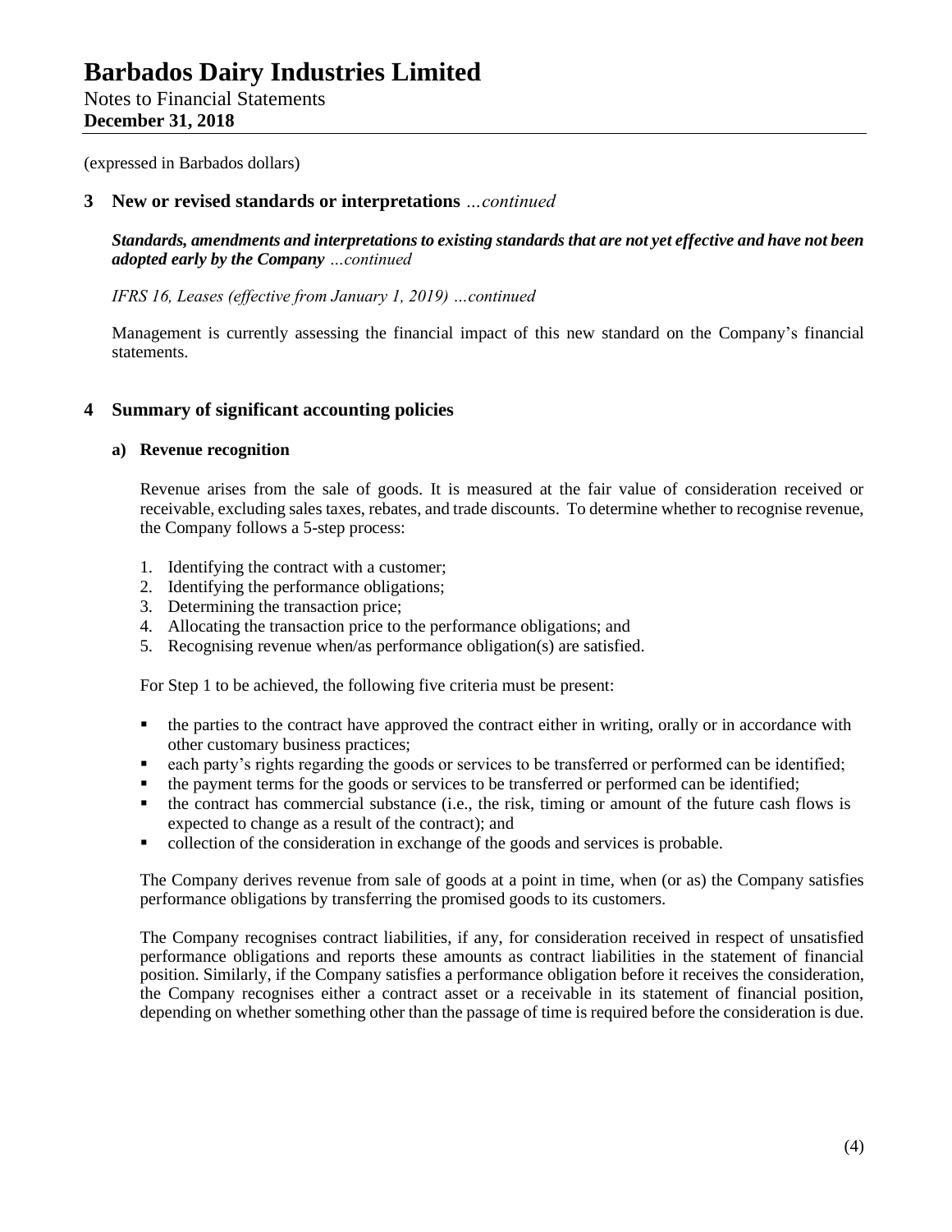(expressed in Barbados dollars)

## 3 New or revised standards or interpretations *…continued*

***Standards, amendments and interpretations to existing standards that are not yet effective and have not been adopted early by the Company** …continued*

*IFRS 16, Leases (effective from January 1, 2019) …continued*

Management is currently assessing the financial impact of this new standard on the Company's financial statements.

## 4 Summary of significant accounting policies

### a) Revenue recognition

Revenue arises from the sale of goods. It is measured at the fair value of consideration received or receivable, excluding sales taxes, rebates, and trade discounts. To determine whether to recognise revenue, the Company follows a 5-step process:

1. Identifying the contract with a customer;
2. Identifying the performance obligations;
3. Determining the transaction price;
4. Allocating the transaction price to the performance obligations; and
5. Recognising revenue when/as performance obligation(s) are satisfied.

For Step 1 to be achieved, the following five criteria must be present:

- the parties to the contract have approved the contract either in writing, orally or in accordance with other customary business practices;
- each party's rights regarding the goods or services to be transferred or performed can be identified;
- the payment terms for the goods or services to be transferred or performed can be identified;
- the contract has commercial substance (i.e., the risk, timing or amount of the future cash flows is expected to change as a result of the contract); and
- collection of the consideration in exchange of the goods and services is probable.

The Company derives revenue from sale of goods at a point in time, when (or as) the Company satisfies performance obligations by transferring the promised goods to its customers.

The Company recognises contract liabilities, if any, for consideration received in respect of unsatisfied performance obligations and reports these amounts as contract liabilities in the statement of financial position. Similarly, if the Company satisfies a performance obligation before it receives the consideration, the Company recognises either a contract asset or a receivable in its statement of financial position, depending on whether something other than the passage of time is required before the consideration is due.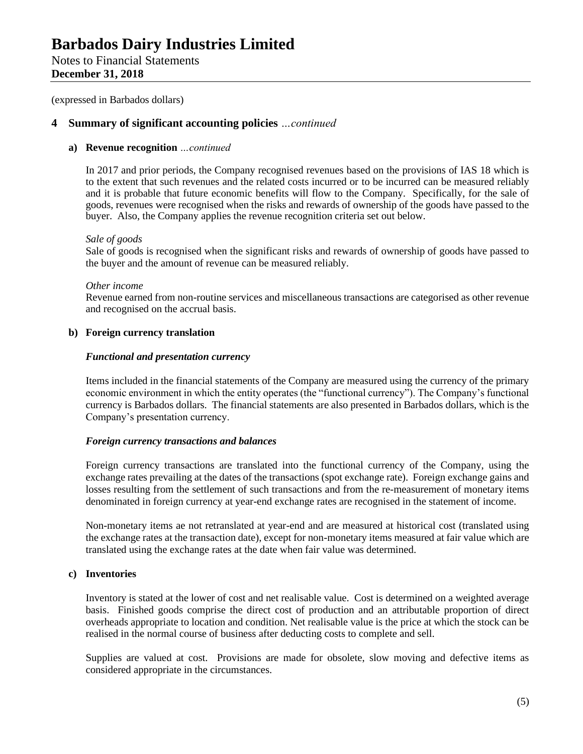(expressed in Barbados dollars)

## 4 Summary of significant accounting policies *…continued*

### a) Revenue recognition *…continued*

In 2017 and prior periods, the Company recognised revenues based on the provisions of IAS 18 which is to the extent that such revenues and the related costs incurred or to be incurred can be measured reliably and it is probable that future economic benefits will flow to the Company. Specifically, for the sale of goods, revenues were recognised when the risks and rewards of ownership of the goods have passed to the buyer. Also, the Company applies the revenue recognition criteria set out below.

*Sale of goods*
Sale of goods is recognised when the significant risks and rewards of ownership of goods have passed to the buyer and the amount of revenue can be measured reliably.

*Other income*
Revenue earned from non-routine services and miscellaneous transactions are categorised as other revenue and recognised on the accrual basis.

### b) Foreign currency translation

***Functional and presentation currency***

Items included in the financial statements of the Company are measured using the currency of the primary economic environment in which the entity operates (the "functional currency"). The Company's functional currency is Barbados dollars. The financial statements are also presented in Barbados dollars, which is the Company's presentation currency.

***Foreign currency transactions and balances***

Foreign currency transactions are translated into the functional currency of the Company, using the exchange rates prevailing at the dates of the transactions (spot exchange rate). Foreign exchange gains and losses resulting from the settlement of such transactions and from the re-measurement of monetary items denominated in foreign currency at year-end exchange rates are recognised in the statement of income.

Non-monetary items ae not retranslated at year-end and are measured at historical cost (translated using the exchange rates at the transaction date), except for non-monetary items measured at fair value which are translated using the exchange rates at the date when fair value was determined.

### c) Inventories

Inventory is stated at the lower of cost and net realisable value. Cost is determined on a weighted average basis. Finished goods comprise the direct cost of production and an attributable proportion of direct overheads appropriate to location and condition. Net realisable value is the price at which the stock can be realised in the normal course of business after deducting costs to complete and sell.

Supplies are valued at cost. Provisions are made for obsolete, slow moving and defective items as considered appropriate in the circumstances.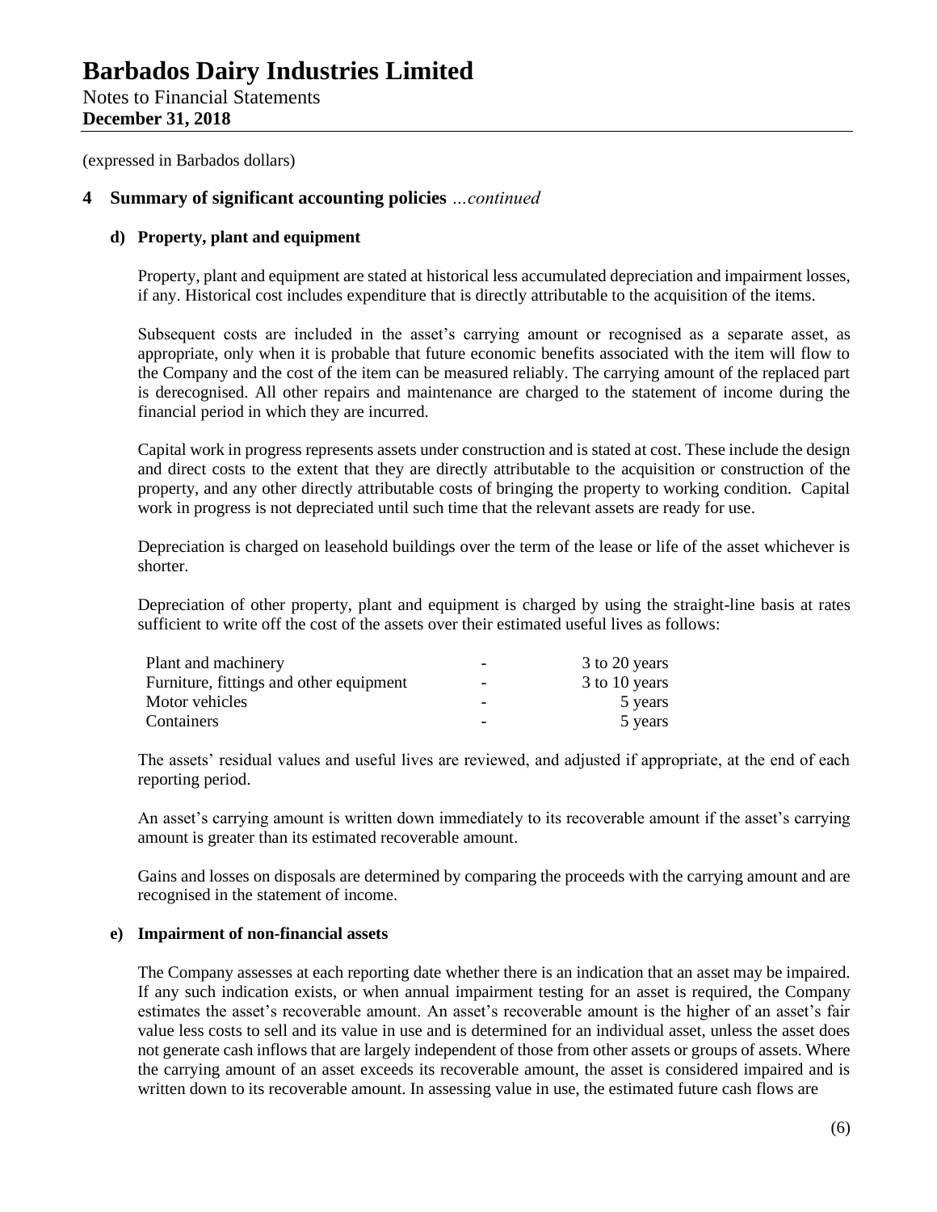(expressed in Barbados dollars)

## 4 Summary of significant accounting policies *...continued*

### d) Property, plant and equipment

Property, plant and equipment are stated at historical less accumulated depreciation and impairment losses, if any. Historical cost includes expenditure that is directly attributable to the acquisition of the items.

Subsequent costs are included in the asset's carrying amount or recognised as a separate asset, as appropriate, only when it is probable that future economic benefits associated with the item will flow to the Company and the cost of the item can be measured reliably. The carrying amount of the replaced part is derecognised. All other repairs and maintenance are charged to the statement of income during the financial period in which they are incurred.

Capital work in progress represents assets under construction and is stated at cost. These include the design and direct costs to the extent that they are directly attributable to the acquisition or construction of the property, and any other directly attributable costs of bringing the property to working condition. Capital work in progress is not depreciated until such time that the relevant assets are ready for use.

Depreciation is charged on leasehold buildings over the term of the lease or life of the asset whichever is shorter.

Depreciation of other property, plant and equipment is charged by using the straight-line basis at rates sufficient to write off the cost of the assets over their estimated useful lives as follows:

| | | |
|---|---|---|
| Plant and machinery | - | 3 to 20 years |
| Furniture, fittings and other equipment | - | 3 to 10 years |
| Motor vehicles | - | 5 years |
| Containers | - | 5 years |

The assets' residual values and useful lives are reviewed, and adjusted if appropriate, at the end of each reporting period.

An asset's carrying amount is written down immediately to its recoverable amount if the asset's carrying amount is greater than its estimated recoverable amount.

Gains and losses on disposals are determined by comparing the proceeds with the carrying amount and are recognised in the statement of income.

### e) Impairment of non-financial assets

The Company assesses at each reporting date whether there is an indication that an asset may be impaired. If any such indication exists, or when annual impairment testing for an asset is required, the Company estimates the asset's recoverable amount. An asset's recoverable amount is the higher of an asset's fair value less costs to sell and its value in use and is determined for an individual asset, unless the asset does not generate cash inflows that are largely independent of those from other assets or groups of assets. Where the carrying amount of an asset exceeds its recoverable amount, the asset is considered impaired and is written down to its recoverable amount. In assessing value in use, the estimated future cash flows are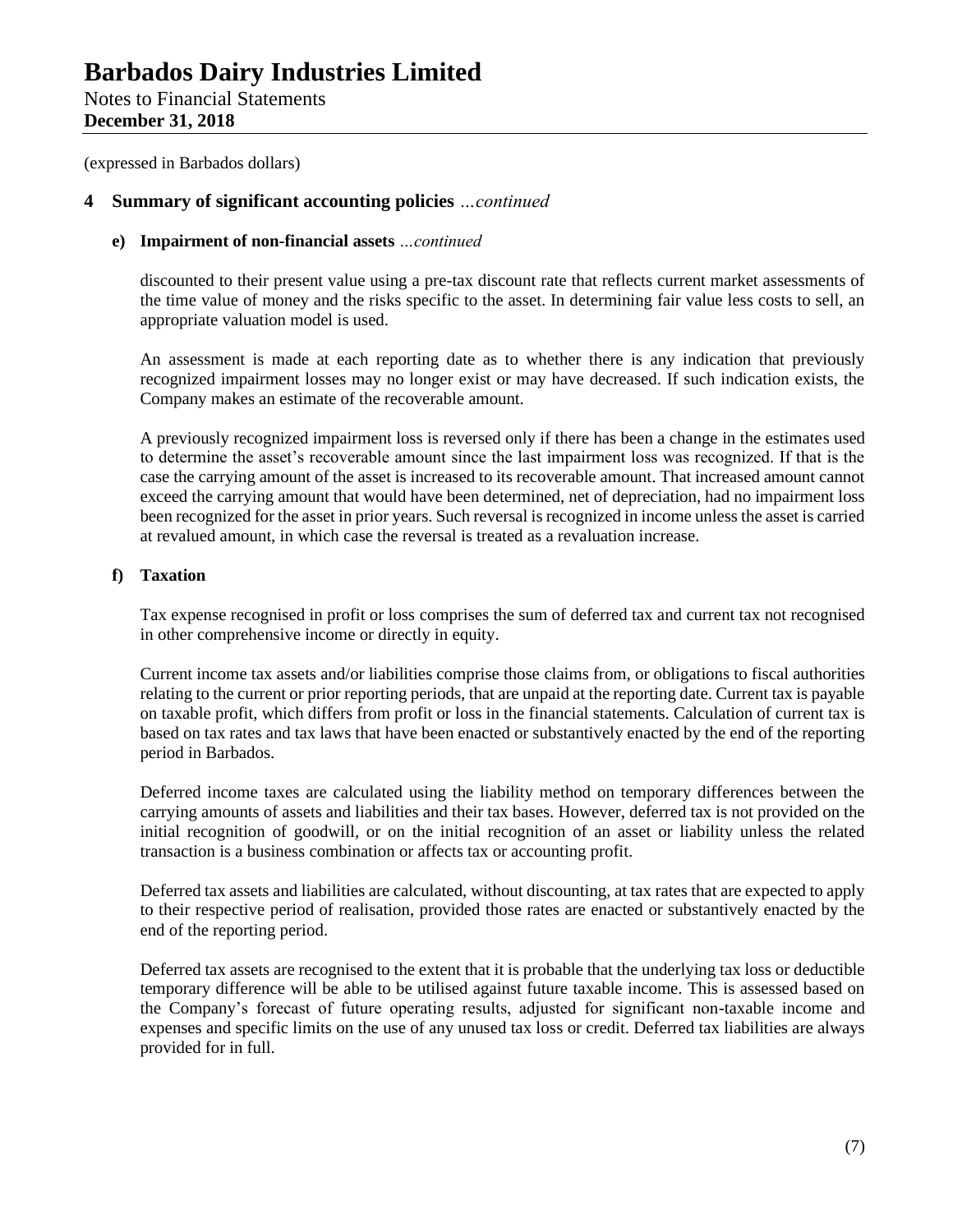(expressed in Barbados dollars)

## 4 Summary of significant accounting policies *...continued*

### e) Impairment of non-financial assets *...continued*

discounted to their present value using a pre-tax discount rate that reflects current market assessments of the time value of money and the risks specific to the asset. In determining fair value less costs to sell, an appropriate valuation model is used.

An assessment is made at each reporting date as to whether there is any indication that previously recognized impairment losses may no longer exist or may have decreased. If such indication exists, the Company makes an estimate of the recoverable amount.

A previously recognized impairment loss is reversed only if there has been a change in the estimates used to determine the asset's recoverable amount since the last impairment loss was recognized. If that is the case the carrying amount of the asset is increased to its recoverable amount. That increased amount cannot exceed the carrying amount that would have been determined, net of depreciation, had no impairment loss been recognized for the asset in prior years. Such reversal is recognized in income unless the asset is carried at revalued amount, in which case the reversal is treated as a revaluation increase.

### f) Taxation

Tax expense recognised in profit or loss comprises the sum of deferred tax and current tax not recognised in other comprehensive income or directly in equity.

Current income tax assets and/or liabilities comprise those claims from, or obligations to fiscal authorities relating to the current or prior reporting periods, that are unpaid at the reporting date. Current tax is payable on taxable profit, which differs from profit or loss in the financial statements. Calculation of current tax is based on tax rates and tax laws that have been enacted or substantively enacted by the end of the reporting period in Barbados.

Deferred income taxes are calculated using the liability method on temporary differences between the carrying amounts of assets and liabilities and their tax bases. However, deferred tax is not provided on the initial recognition of goodwill, or on the initial recognition of an asset or liability unless the related transaction is a business combination or affects tax or accounting profit.

Deferred tax assets and liabilities are calculated, without discounting, at tax rates that are expected to apply to their respective period of realisation, provided those rates are enacted or substantively enacted by the end of the reporting period.

Deferred tax assets are recognised to the extent that it is probable that the underlying tax loss or deductible temporary difference will be able to be utilised against future taxable income. This is assessed based on the Company's forecast of future operating results, adjusted for significant non-taxable income and expenses and specific limits on the use of any unused tax loss or credit. Deferred tax liabilities are always provided for in full.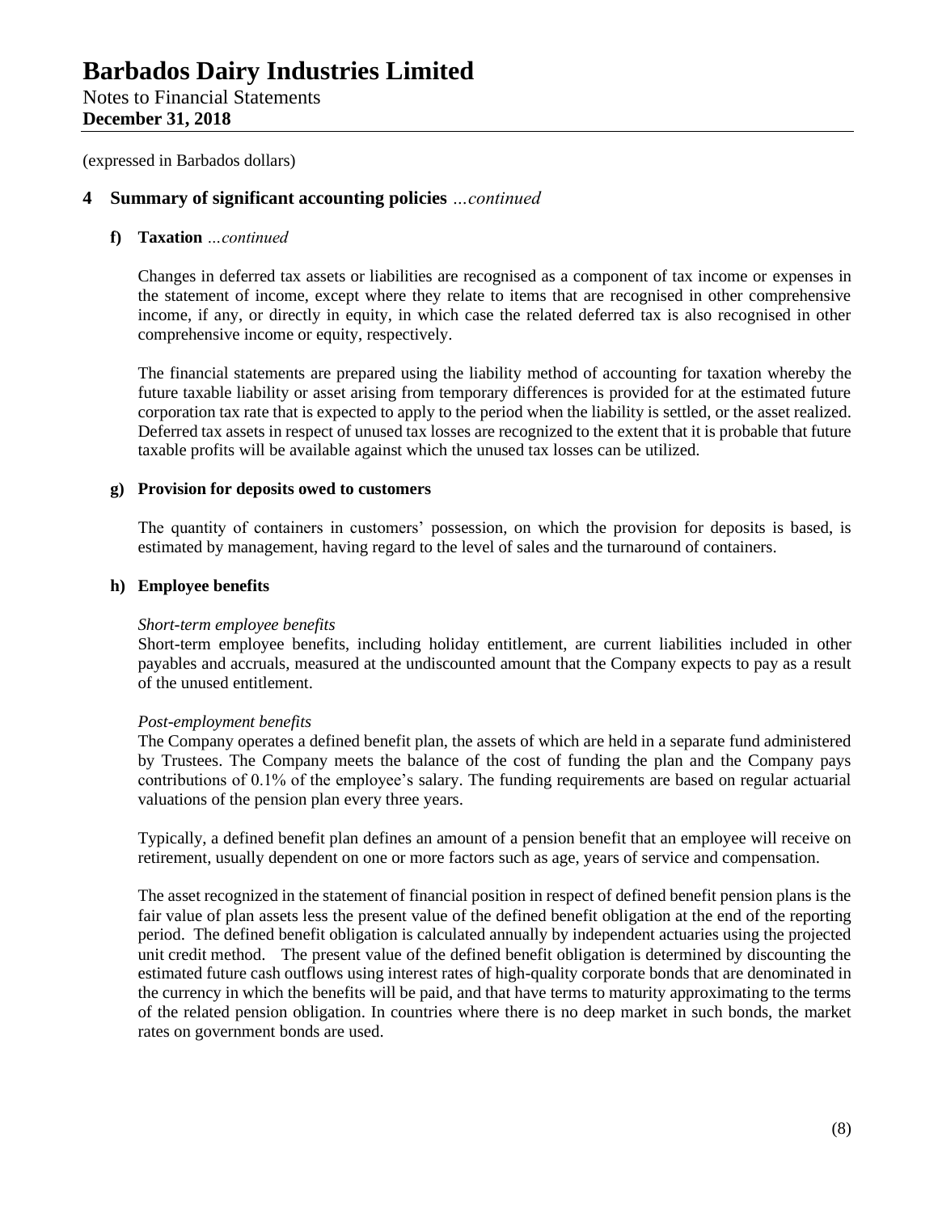(expressed in Barbados dollars)

## 4 Summary of significant accounting policies *...continued*

### f) Taxation *...continued*

Changes in deferred tax assets or liabilities are recognised as a component of tax income or expenses in the statement of income, except where they relate to items that are recognised in other comprehensive income, if any, or directly in equity, in which case the related deferred tax is also recognised in other comprehensive income or equity, respectively.

The financial statements are prepared using the liability method of accounting for taxation whereby the future taxable liability or asset arising from temporary differences is provided for at the estimated future corporation tax rate that is expected to apply to the period when the liability is settled, or the asset realized. Deferred tax assets in respect of unused tax losses are recognized to the extent that it is probable that future taxable profits will be available against which the unused tax losses can be utilized.

### g) Provision for deposits owed to customers

The quantity of containers in customers' possession, on which the provision for deposits is based, is estimated by management, having regard to the level of sales and the turnaround of containers.

### h) Employee benefits

*Short-term employee benefits*
Short-term employee benefits, including holiday entitlement, are current liabilities included in other payables and accruals, measured at the undiscounted amount that the Company expects to pay as a result of the unused entitlement.

*Post-employment benefits*
The Company operates a defined benefit plan, the assets of which are held in a separate fund administered by Trustees. The Company meets the balance of the cost of funding the plan and the Company pays contributions of 0.1% of the employee's salary. The funding requirements are based on regular actuarial valuations of the pension plan every three years.

Typically, a defined benefit plan defines an amount of a pension benefit that an employee will receive on retirement, usually dependent on one or more factors such as age, years of service and compensation.

The asset recognized in the statement of financial position in respect of defined benefit pension plans is the fair value of plan assets less the present value of the defined benefit obligation at the end of the reporting period. The defined benefit obligation is calculated annually by independent actuaries using the projected unit credit method. The present value of the defined benefit obligation is determined by discounting the estimated future cash outflows using interest rates of high-quality corporate bonds that are denominated in the currency in which the benefits will be paid, and that have terms to maturity approximating to the terms of the related pension obligation. In countries where there is no deep market in such bonds, the market rates on government bonds are used.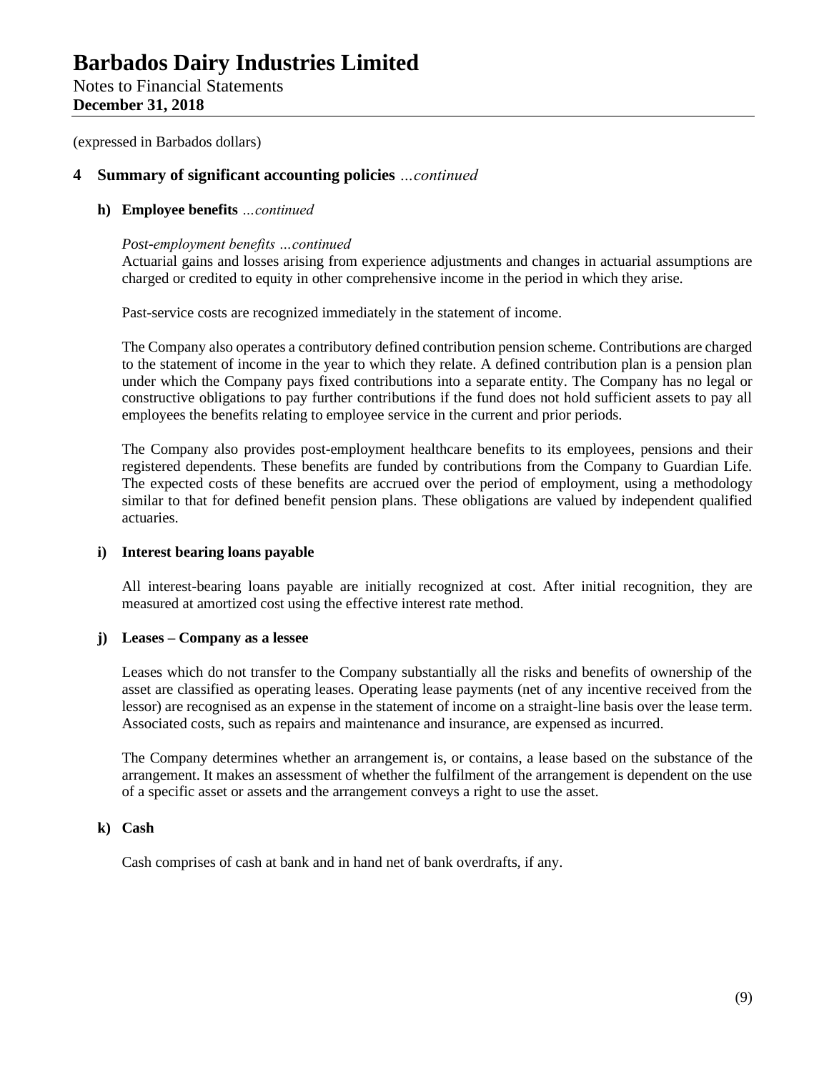(expressed in Barbados dollars)

## 4 Summary of significant accounting policies *…continued*

### h) Employee benefits *…continued*

*Post-employment benefits …continued*

Actuarial gains and losses arising from experience adjustments and changes in actuarial assumptions are charged or credited to equity in other comprehensive income in the period in which they arise.

Past-service costs are recognized immediately in the statement of income.

The Company also operates a contributory defined contribution pension scheme. Contributions are charged to the statement of income in the year to which they relate. A defined contribution plan is a pension plan under which the Company pays fixed contributions into a separate entity. The Company has no legal or constructive obligations to pay further contributions if the fund does not hold sufficient assets to pay all employees the benefits relating to employee service in the current and prior periods.

The Company also provides post-employment healthcare benefits to its employees, pensions and their registered dependents. These benefits are funded by contributions from the Company to Guardian Life. The expected costs of these benefits are accrued over the period of employment, using a methodology similar to that for defined benefit pension plans. These obligations are valued by independent qualified actuaries.

### i) Interest bearing loans payable

All interest-bearing loans payable are initially recognized at cost. After initial recognition, they are measured at amortized cost using the effective interest rate method.

### j) Leases – Company as a lessee

Leases which do not transfer to the Company substantially all the risks and benefits of ownership of the asset are classified as operating leases. Operating lease payments (net of any incentive received from the lessor) are recognised as an expense in the statement of income on a straight-line basis over the lease term. Associated costs, such as repairs and maintenance and insurance, are expensed as incurred.

The Company determines whether an arrangement is, or contains, a lease based on the substance of the arrangement. It makes an assessment of whether the fulfilment of the arrangement is dependent on the use of a specific asset or assets and the arrangement conveys a right to use the asset.

### k) Cash

Cash comprises of cash at bank and in hand net of bank overdrafts, if any.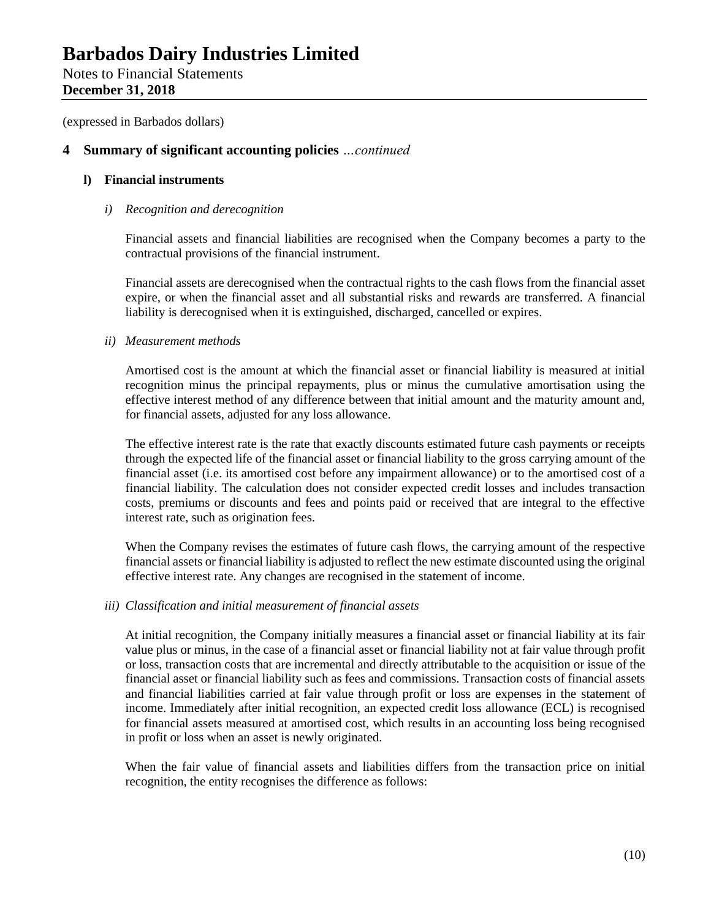(expressed in Barbados dollars)

## 4 Summary of significant accounting policies *...continued*

### l) Financial instruments

#### *i) Recognition and derecognition*

Financial assets and financial liabilities are recognised when the Company becomes a party to the contractual provisions of the financial instrument.

Financial assets are derecognised when the contractual rights to the cash flows from the financial asset expire, or when the financial asset and all substantial risks and rewards are transferred. A financial liability is derecognised when it is extinguished, discharged, cancelled or expires.

#### *ii) Measurement methods*

Amortised cost is the amount at which the financial asset or financial liability is measured at initial recognition minus the principal repayments, plus or minus the cumulative amortisation using the effective interest method of any difference between that initial amount and the maturity amount and, for financial assets, adjusted for any loss allowance.

The effective interest rate is the rate that exactly discounts estimated future cash payments or receipts through the expected life of the financial asset or financial liability to the gross carrying amount of the financial asset (i.e. its amortised cost before any impairment allowance) or to the amortised cost of a financial liability. The calculation does not consider expected credit losses and includes transaction costs, premiums or discounts and fees and points paid or received that are integral to the effective interest rate, such as origination fees.

When the Company revises the estimates of future cash flows, the carrying amount of the respective financial assets or financial liability is adjusted to reflect the new estimate discounted using the original effective interest rate. Any changes are recognised in the statement of income.

#### *iii) Classification and initial measurement of financial assets*

At initial recognition, the Company initially measures a financial asset or financial liability at its fair value plus or minus, in the case of a financial asset or financial liability not at fair value through profit or loss, transaction costs that are incremental and directly attributable to the acquisition or issue of the financial asset or financial liability such as fees and commissions. Transaction costs of financial assets and financial liabilities carried at fair value through profit or loss are expenses in the statement of income. Immediately after initial recognition, an expected credit loss allowance (ECL) is recognised for financial assets measured at amortised cost, which results in an accounting loss being recognised in profit or loss when an asset is newly originated.

When the fair value of financial assets and liabilities differs from the transaction price on initial recognition, the entity recognises the difference as follows: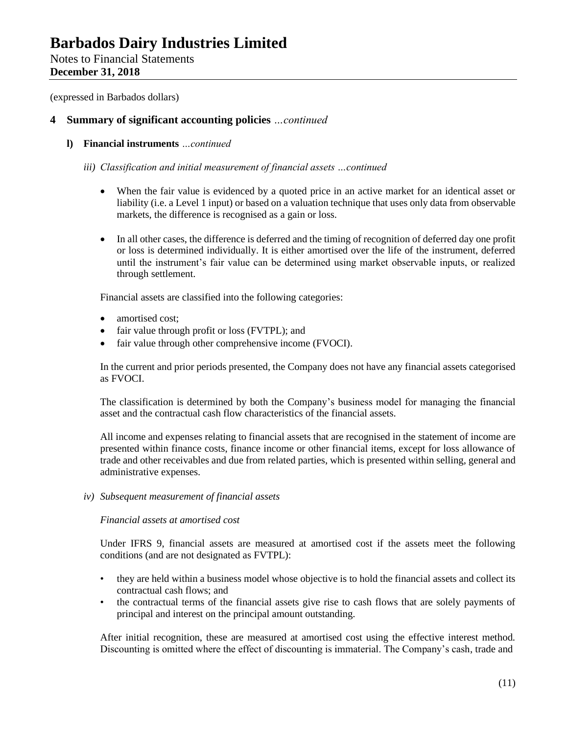(expressed in Barbados dollars)

## 4 Summary of significant accounting policies *…continued*

### l) Financial instruments *…continued*

*iii) Classification and initial measurement of financial assets …continued*

- When the fair value is evidenced by a quoted price in an active market for an identical asset or liability (i.e. a Level 1 input) or based on a valuation technique that uses only data from observable markets, the difference is recognised as a gain or loss.
- In all other cases, the difference is deferred and the timing of recognition of deferred day one profit or loss is determined individually. It is either amortised over the life of the instrument, deferred until the instrument's fair value can be determined using market observable inputs, or realized through settlement.

Financial assets are classified into the following categories:

- amortised cost;
- fair value through profit or loss (FVTPL); and
- fair value through other comprehensive income (FVOCI).

In the current and prior periods presented, the Company does not have any financial assets categorised as FVOCI.

The classification is determined by both the Company's business model for managing the financial asset and the contractual cash flow characteristics of the financial assets.

All income and expenses relating to financial assets that are recognised in the statement of income are presented within finance costs, finance income or other financial items, except for loss allowance of trade and other receivables and due from related parties, which is presented within selling, general and administrative expenses.

*iv) Subsequent measurement of financial assets*

*Financial assets at amortised cost*

Under IFRS 9, financial assets are measured at amortised cost if the assets meet the following conditions (and are not designated as FVTPL):

- they are held within a business model whose objective is to hold the financial assets and collect its contractual cash flows; and
- the contractual terms of the financial assets give rise to cash flows that are solely payments of principal and interest on the principal amount outstanding.

After initial recognition, these are measured at amortised cost using the effective interest method. Discounting is omitted where the effect of discounting is immaterial. The Company's cash, trade and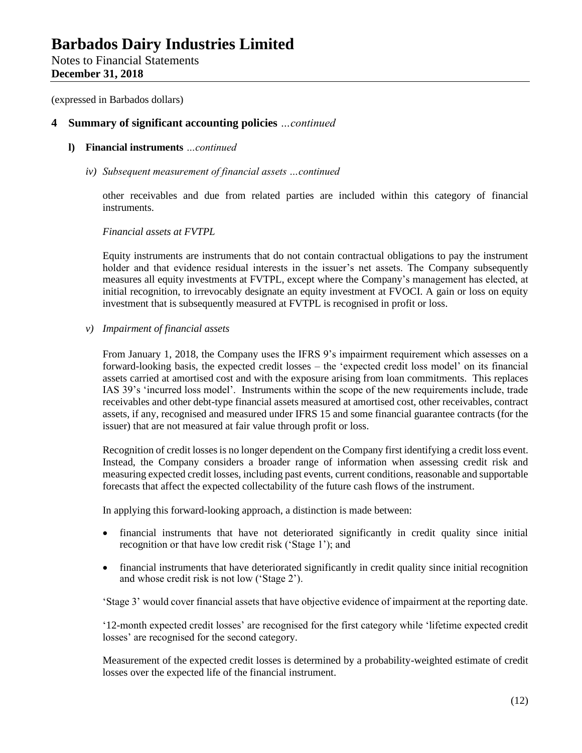(expressed in Barbados dollars)

## 4 Summary of significant accounting policies *…continued*

### l) Financial instruments *…continued*

#### *iv) Subsequent measurement of financial assets …continued*

other receivables and due from related parties are included within this category of financial instruments.

*Financial assets at FVTPL*

Equity instruments are instruments that do not contain contractual obligations to pay the instrument holder and that evidence residual interests in the issuer's net assets. The Company subsequently measures all equity investments at FVTPL, except where the Company's management has elected, at initial recognition, to irrevocably designate an equity investment at FVOCI. A gain or loss on equity investment that is subsequently measured at FVTPL is recognised in profit or loss.

#### *v) Impairment of financial assets*

From January 1, 2018, the Company uses the IFRS 9's impairment requirement which assesses on a forward-looking basis, the expected credit losses – the 'expected credit loss model' on its financial assets carried at amortised cost and with the exposure arising from loan commitments. This replaces IAS 39's 'incurred loss model'. Instruments within the scope of the new requirements include, trade receivables and other debt-type financial assets measured at amortised cost, other receivables, contract assets, if any, recognised and measured under IFRS 15 and some financial guarantee contracts (for the issuer) that are not measured at fair value through profit or loss.

Recognition of credit losses is no longer dependent on the Company first identifying a credit loss event. Instead, the Company considers a broader range of information when assessing credit risk and measuring expected credit losses, including past events, current conditions, reasonable and supportable forecasts that affect the expected collectability of the future cash flows of the instrument.

In applying this forward-looking approach, a distinction is made between:

- financial instruments that have not deteriorated significantly in credit quality since initial recognition or that have low credit risk ('Stage 1'); and
- financial instruments that have deteriorated significantly in credit quality since initial recognition and whose credit risk is not low ('Stage 2').

'Stage 3' would cover financial assets that have objective evidence of impairment at the reporting date.

'12-month expected credit losses' are recognised for the first category while 'lifetime expected credit losses' are recognised for the second category.

Measurement of the expected credit losses is determined by a probability-weighted estimate of credit losses over the expected life of the financial instrument.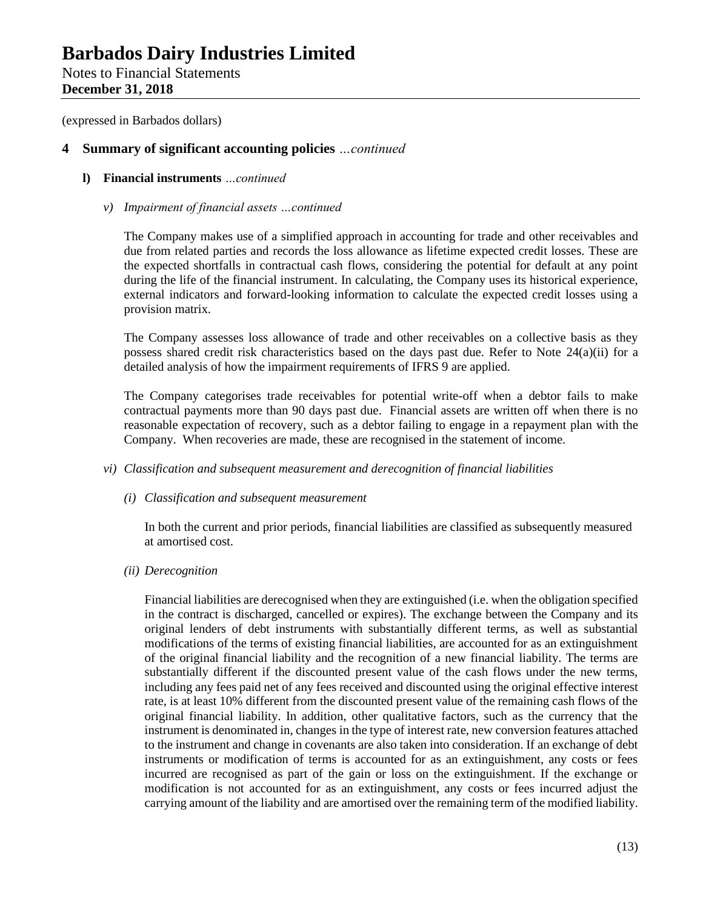(expressed in Barbados dollars)

## 4 Summary of significant accounting policies *...continued*

### l) Financial instruments *...continued*

*v) Impairment of financial assets ...continued*

The Company makes use of a simplified approach in accounting for trade and other receivables and due from related parties and records the loss allowance as lifetime expected credit losses. These are the expected shortfalls in contractual cash flows, considering the potential for default at any point during the life of the financial instrument. In calculating, the Company uses its historical experience, external indicators and forward-looking information to calculate the expected credit losses using a provision matrix.

The Company assesses loss allowance of trade and other receivables on a collective basis as they possess shared credit risk characteristics based on the days past due. Refer to Note 24(a)(ii) for a detailed analysis of how the impairment requirements of IFRS 9 are applied.

The Company categorises trade receivables for potential write-off when a debtor fails to make contractual payments more than 90 days past due. Financial assets are written off when there is no reasonable expectation of recovery, such as a debtor failing to engage in a repayment plan with the Company. When recoveries are made, these are recognised in the statement of income.

*vi) Classification and subsequent measurement and derecognition of financial liabilities*

*(i) Classification and subsequent measurement*

In both the current and prior periods, financial liabilities are classified as subsequently measured at amortised cost.

*(ii) Derecognition*

Financial liabilities are derecognised when they are extinguished (i.e. when the obligation specified in the contract is discharged, cancelled or expires). The exchange between the Company and its original lenders of debt instruments with substantially different terms, as well as substantial modifications of the terms of existing financial liabilities, are accounted for as an extinguishment of the original financial liability and the recognition of a new financial liability. The terms are substantially different if the discounted present value of the cash flows under the new terms, including any fees paid net of any fees received and discounted using the original effective interest rate, is at least 10% different from the discounted present value of the remaining cash flows of the original financial liability. In addition, other qualitative factors, such as the currency that the instrument is denominated in, changes in the type of interest rate, new conversion features attached to the instrument and change in covenants are also taken into consideration. If an exchange of debt instruments or modification of terms is accounted for as an extinguishment, any costs or fees incurred are recognised as part of the gain or loss on the extinguishment. If the exchange or modification is not accounted for as an extinguishment, any costs or fees incurred adjust the carrying amount of the liability and are amortised over the remaining term of the modified liability.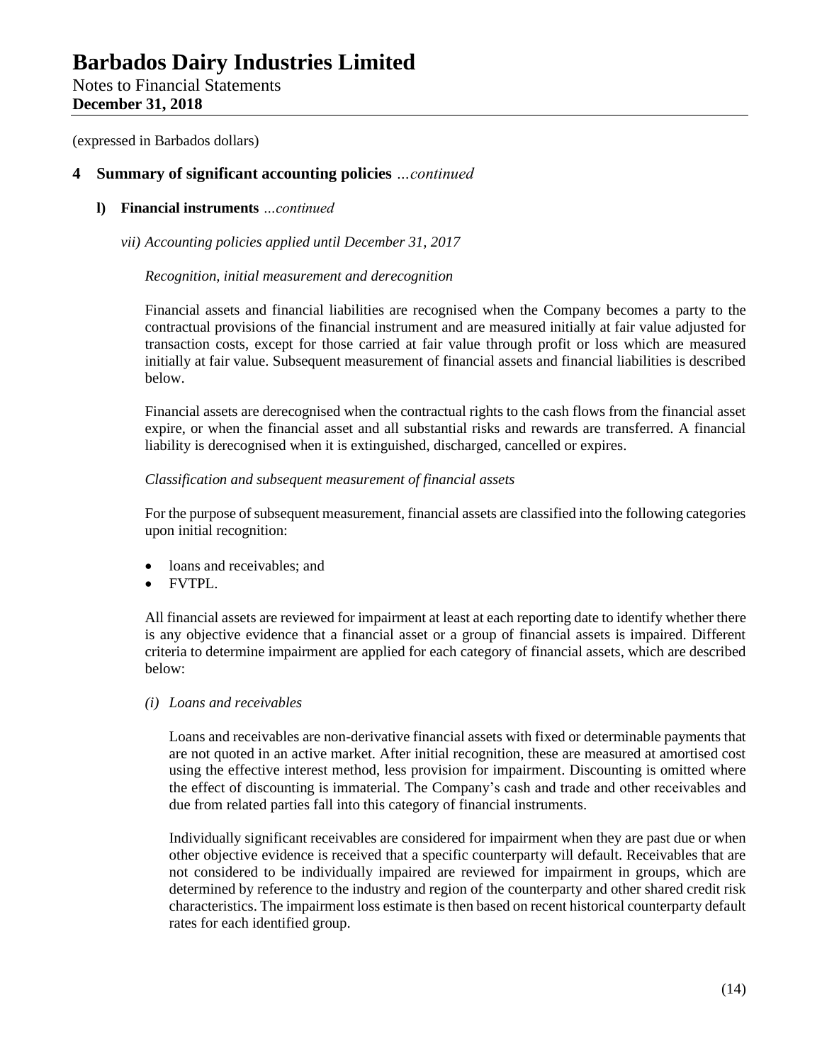(expressed in Barbados dollars)

## 4 Summary of significant accounting policies *...continued*

### l) Financial instruments *...continued*

*vii) Accounting policies applied until December 31, 2017*

*Recognition, initial measurement and derecognition*

Financial assets and financial liabilities are recognised when the Company becomes a party to the contractual provisions of the financial instrument and are measured initially at fair value adjusted for transaction costs, except for those carried at fair value through profit or loss which are measured initially at fair value. Subsequent measurement of financial assets and financial liabilities is described below.

Financial assets are derecognised when the contractual rights to the cash flows from the financial asset expire, or when the financial asset and all substantial risks and rewards are transferred. A financial liability is derecognised when it is extinguished, discharged, cancelled or expires.

*Classification and subsequent measurement of financial assets*

For the purpose of subsequent measurement, financial assets are classified into the following categories upon initial recognition:

- loans and receivables; and
- FVTPL.

All financial assets are reviewed for impairment at least at each reporting date to identify whether there is any objective evidence that a financial asset or a group of financial assets is impaired. Different criteria to determine impairment are applied for each category of financial assets, which are described below:

*(i) Loans and receivables*

Loans and receivables are non-derivative financial assets with fixed or determinable payments that are not quoted in an active market. After initial recognition, these are measured at amortised cost using the effective interest method, less provision for impairment. Discounting is omitted where the effect of discounting is immaterial. The Company's cash and trade and other receivables and due from related parties fall into this category of financial instruments.

Individually significant receivables are considered for impairment when they are past due or when other objective evidence is received that a specific counterparty will default. Receivables that are not considered to be individually impaired are reviewed for impairment in groups, which are determined by reference to the industry and region of the counterparty and other shared credit risk characteristics. The impairment loss estimate is then based on recent historical counterparty default rates for each identified group.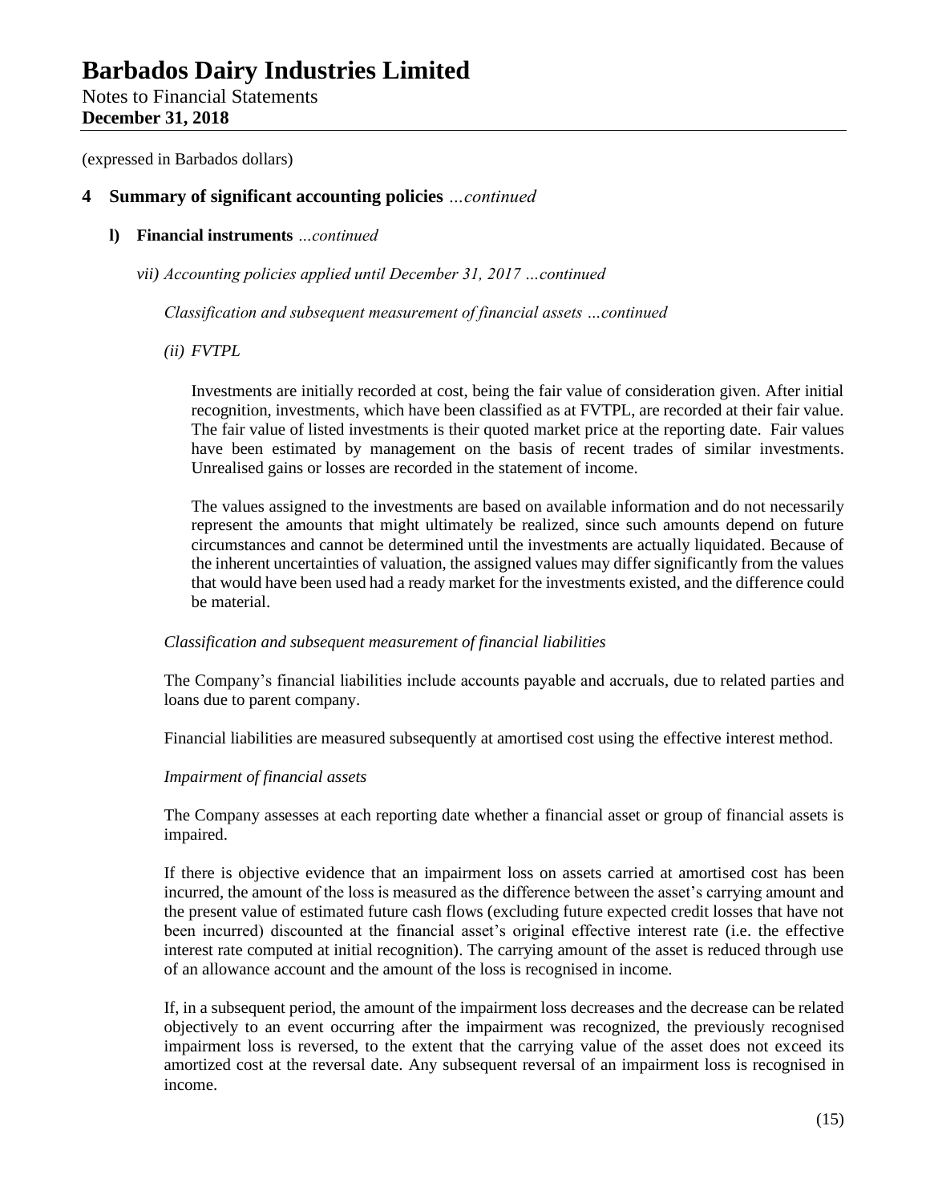(expressed in Barbados dollars)

## 4 Summary of significant accounting policies *…continued*

### l) Financial instruments *…continued*

*vii) Accounting policies applied until December 31, 2017 …continued*

*Classification and subsequent measurement of financial assets …continued*

*(ii) FVTPL*

Investments are initially recorded at cost, being the fair value of consideration given. After initial recognition, investments, which have been classified as at FVTPL, are recorded at their fair value. The fair value of listed investments is their quoted market price at the reporting date. Fair values have been estimated by management on the basis of recent trades of similar investments. Unrealised gains or losses are recorded in the statement of income.

The values assigned to the investments are based on available information and do not necessarily represent the amounts that might ultimately be realized, since such amounts depend on future circumstances and cannot be determined until the investments are actually liquidated. Because of the inherent uncertainties of valuation, the assigned values may differ significantly from the values that would have been used had a ready market for the investments existed, and the difference could be material.

*Classification and subsequent measurement of financial liabilities*

The Company's financial liabilities include accounts payable and accruals, due to related parties and loans due to parent company.

Financial liabilities are measured subsequently at amortised cost using the effective interest method.

*Impairment of financial assets*

The Company assesses at each reporting date whether a financial asset or group of financial assets is impaired.

If there is objective evidence that an impairment loss on assets carried at amortised cost has been incurred, the amount of the loss is measured as the difference between the asset's carrying amount and the present value of estimated future cash flows (excluding future expected credit losses that have not been incurred) discounted at the financial asset's original effective interest rate (i.e. the effective interest rate computed at initial recognition). The carrying amount of the asset is reduced through use of an allowance account and the amount of the loss is recognised in income.

If, in a subsequent period, the amount of the impairment loss decreases and the decrease can be related objectively to an event occurring after the impairment was recognized, the previously recognised impairment loss is reversed, to the extent that the carrying value of the asset does not exceed its amortized cost at the reversal date. Any subsequent reversal of an impairment loss is recognised in income.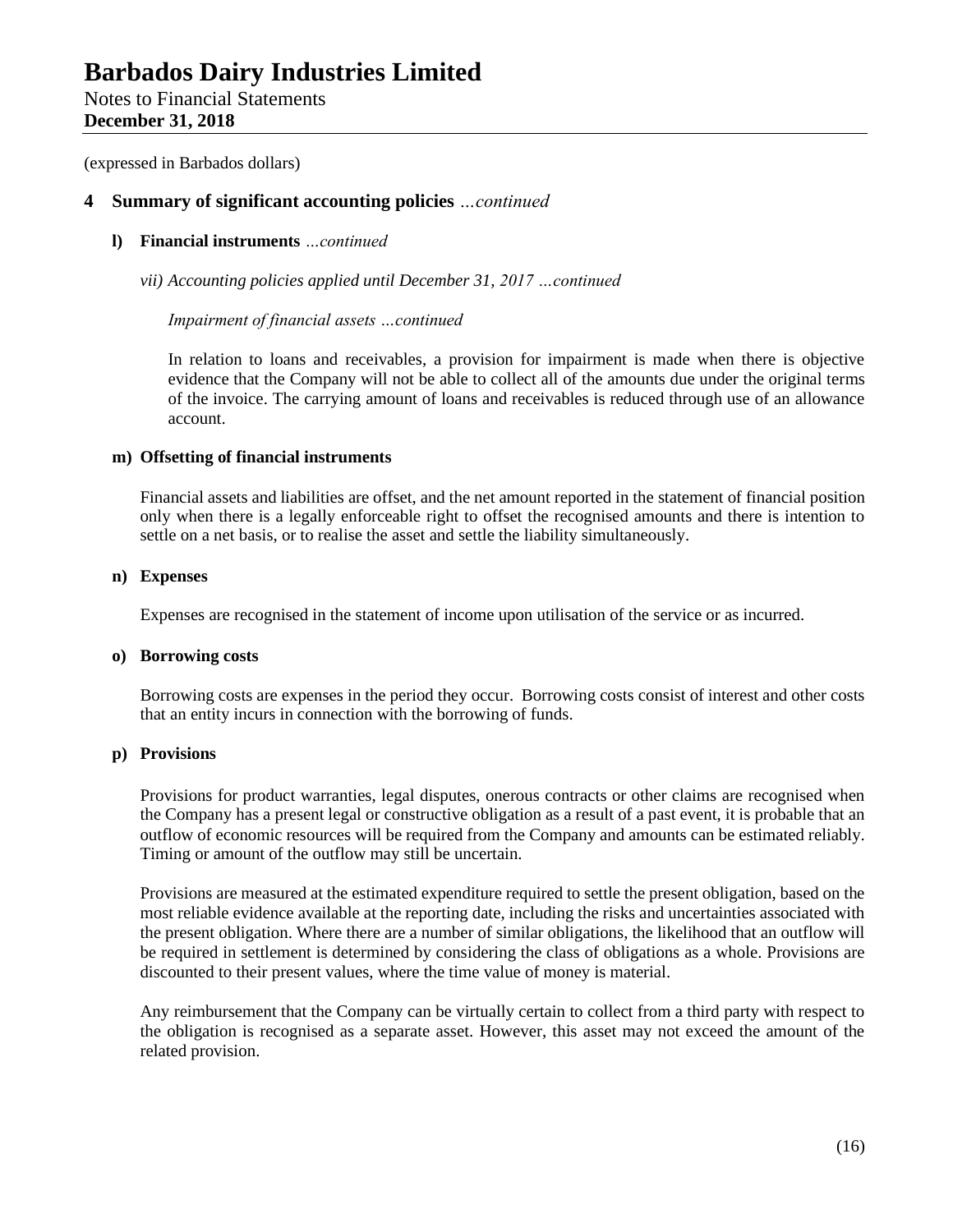(expressed in Barbados dollars)

## 4 Summary of significant accounting policies *...continued*

### l) Financial instruments *...continued*

*vii) Accounting policies applied until December 31, 2017 …continued*

*Impairment of financial assets …continued*

In relation to loans and receivables, a provision for impairment is made when there is objective evidence that the Company will not be able to collect all of the amounts due under the original terms of the invoice. The carrying amount of loans and receivables is reduced through use of an allowance account.

### m) Offsetting of financial instruments

Financial assets and liabilities are offset, and the net amount reported in the statement of financial position only when there is a legally enforceable right to offset the recognised amounts and there is intention to settle on a net basis, or to realise the asset and settle the liability simultaneously.

### n) Expenses

Expenses are recognised in the statement of income upon utilisation of the service or as incurred.

### o) Borrowing costs

Borrowing costs are expenses in the period they occur. Borrowing costs consist of interest and other costs that an entity incurs in connection with the borrowing of funds.

### p) Provisions

Provisions for product warranties, legal disputes, onerous contracts or other claims are recognised when the Company has a present legal or constructive obligation as a result of a past event, it is probable that an outflow of economic resources will be required from the Company and amounts can be estimated reliably. Timing or amount of the outflow may still be uncertain.

Provisions are measured at the estimated expenditure required to settle the present obligation, based on the most reliable evidence available at the reporting date, including the risks and uncertainties associated with the present obligation. Where there are a number of similar obligations, the likelihood that an outflow will be required in settlement is determined by considering the class of obligations as a whole. Provisions are discounted to their present values, where the time value of money is material.

Any reimbursement that the Company can be virtually certain to collect from a third party with respect to the obligation is recognised as a separate asset. However, this asset may not exceed the amount of the related provision.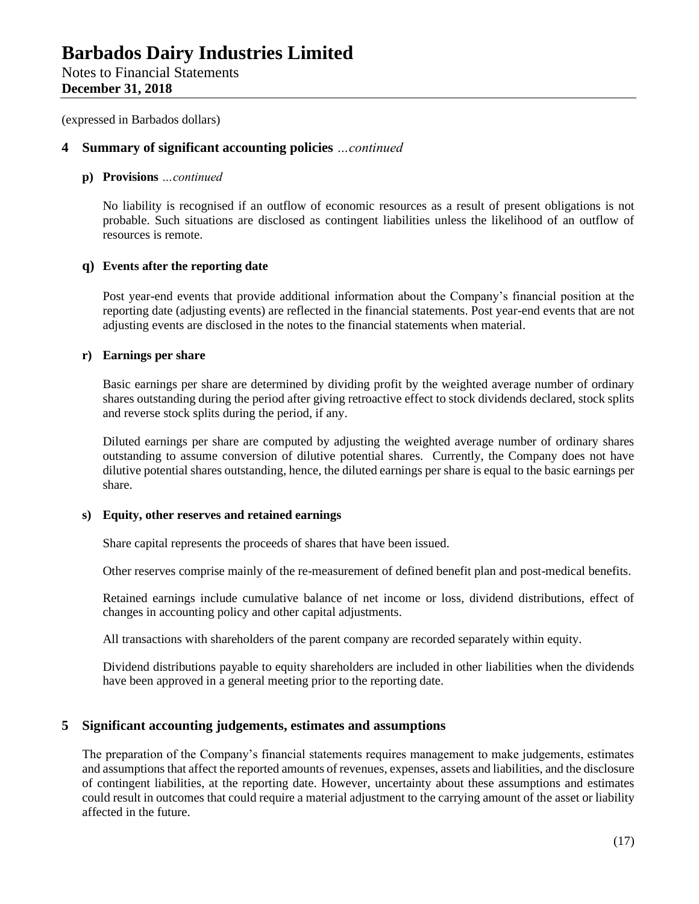(expressed in Barbados dollars)

## 4 Summary of significant accounting policies *...continued*

### p) Provisions *...continued*

No liability is recognised if an outflow of economic resources as a result of present obligations is not probable. Such situations are disclosed as contingent liabilities unless the likelihood of an outflow of resources is remote.

### q) Events after the reporting date

Post year-end events that provide additional information about the Company's financial position at the reporting date (adjusting events) are reflected in the financial statements. Post year-end events that are not adjusting events are disclosed in the notes to the financial statements when material.

### r) Earnings per share

Basic earnings per share are determined by dividing profit by the weighted average number of ordinary shares outstanding during the period after giving retroactive effect to stock dividends declared, stock splits and reverse stock splits during the period, if any.

Diluted earnings per share are computed by adjusting the weighted average number of ordinary shares outstanding to assume conversion of dilutive potential shares. Currently, the Company does not have dilutive potential shares outstanding, hence, the diluted earnings per share is equal to the basic earnings per share.

### s) Equity, other reserves and retained earnings

Share capital represents the proceeds of shares that have been issued.

Other reserves comprise mainly of the re-measurement of defined benefit plan and post-medical benefits.

Retained earnings include cumulative balance of net income or loss, dividend distributions, effect of changes in accounting policy and other capital adjustments.

All transactions with shareholders of the parent company are recorded separately within equity.

Dividend distributions payable to equity shareholders are included in other liabilities when the dividends have been approved in a general meeting prior to the reporting date.

## 5 Significant accounting judgements, estimates and assumptions

The preparation of the Company's financial statements requires management to make judgements, estimates and assumptions that affect the reported amounts of revenues, expenses, assets and liabilities, and the disclosure of contingent liabilities, at the reporting date. However, uncertainty about these assumptions and estimates could result in outcomes that could require a material adjustment to the carrying amount of the asset or liability affected in the future.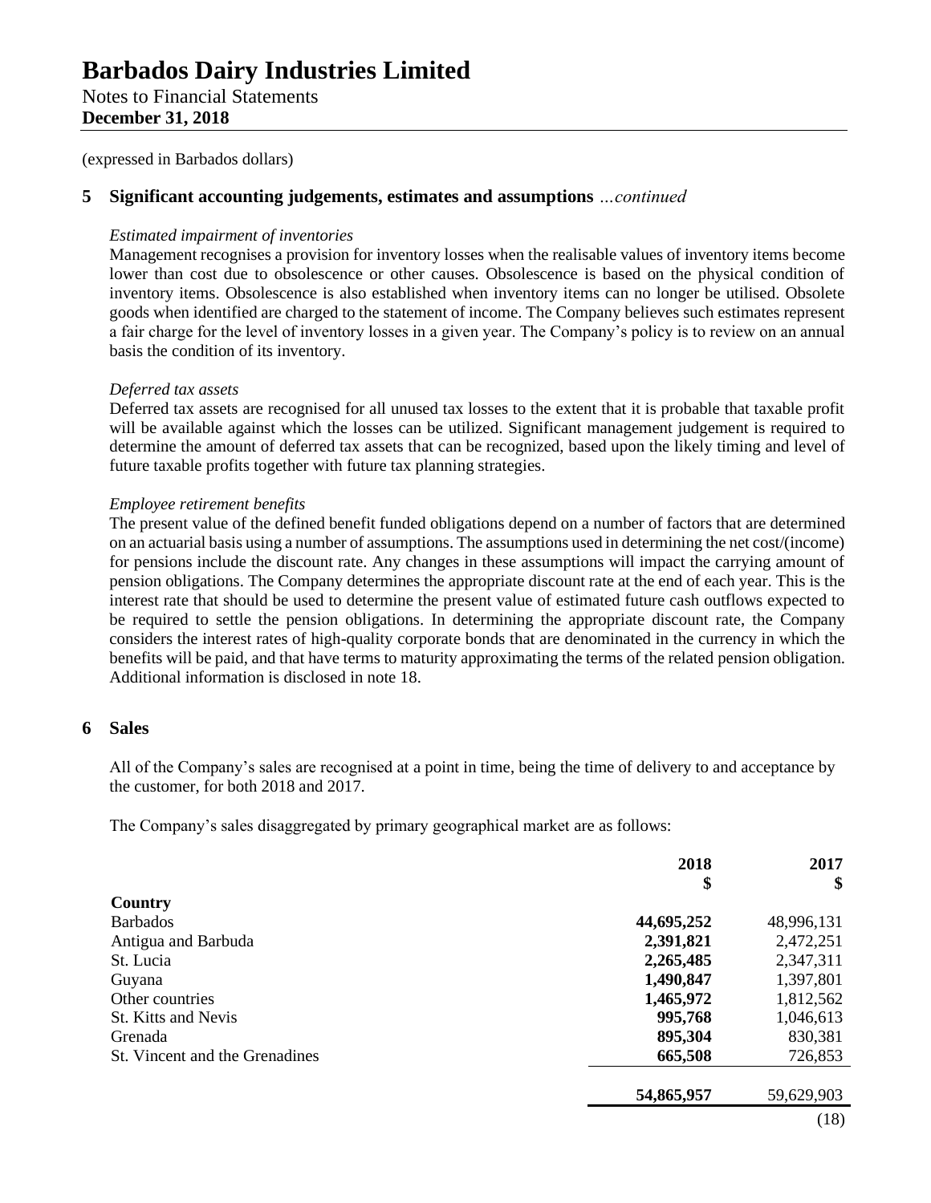(expressed in Barbados dollars)

## 5 Significant accounting judgements, estimates and assumptions *…continued*

*Estimated impairment of inventories*

Management recognises a provision for inventory losses when the realisable values of inventory items become lower than cost due to obsolescence or other causes. Obsolescence is based on the physical condition of inventory items. Obsolescence is also established when inventory items can no longer be utilised. Obsolete goods when identified are charged to the statement of income. The Company believes such estimates represent a fair charge for the level of inventory losses in a given year. The Company's policy is to review on an annual basis the condition of its inventory.

*Deferred tax assets*

Deferred tax assets are recognised for all unused tax losses to the extent that it is probable that taxable profit will be available against which the losses can be utilized. Significant management judgement is required to determine the amount of deferred tax assets that can be recognized, based upon the likely timing and level of future taxable profits together with future tax planning strategies.

*Employee retirement benefits*

The present value of the defined benefit funded obligations depend on a number of factors that are determined on an actuarial basis using a number of assumptions. The assumptions used in determining the net cost/(income) for pensions include the discount rate. Any changes in these assumptions will impact the carrying amount of pension obligations. The Company determines the appropriate discount rate at the end of each year. This is the interest rate that should be used to determine the present value of estimated future cash outflows expected to be required to settle the pension obligations. In determining the appropriate discount rate, the Company considers the interest rates of high-quality corporate bonds that are denominated in the currency in which the benefits will be paid, and that have terms to maturity approximating the terms of the related pension obligation. Additional information is disclosed in note 18.

## 6 Sales

All of the Company's sales are recognised at a point in time, being the time of delivery to and acceptance by the customer, for both 2018 and 2017.

The Company's sales disaggregated by primary geographical market are as follows:

| | 2018<br>$ | 2017<br>$ |
|---|---|---|
| **Country** | | |
| Barbados | **44,695,252** | 48,996,131 |
| Antigua and Barbuda | **2,391,821** | 2,472,251 |
| St. Lucia | **2,265,485** | 2,347,311 |
| Guyana | **1,490,847** | 1,397,801 |
| Other countries | **1,465,972** | 1,812,562 |
| St. Kitts and Nevis | **995,768** | 1,046,613 |
| Grenada | **895,304** | 830,381 |
| St. Vincent and the Grenadines | **665,508** | 726,853 |
| | **54,865,957** | 59,629,903 |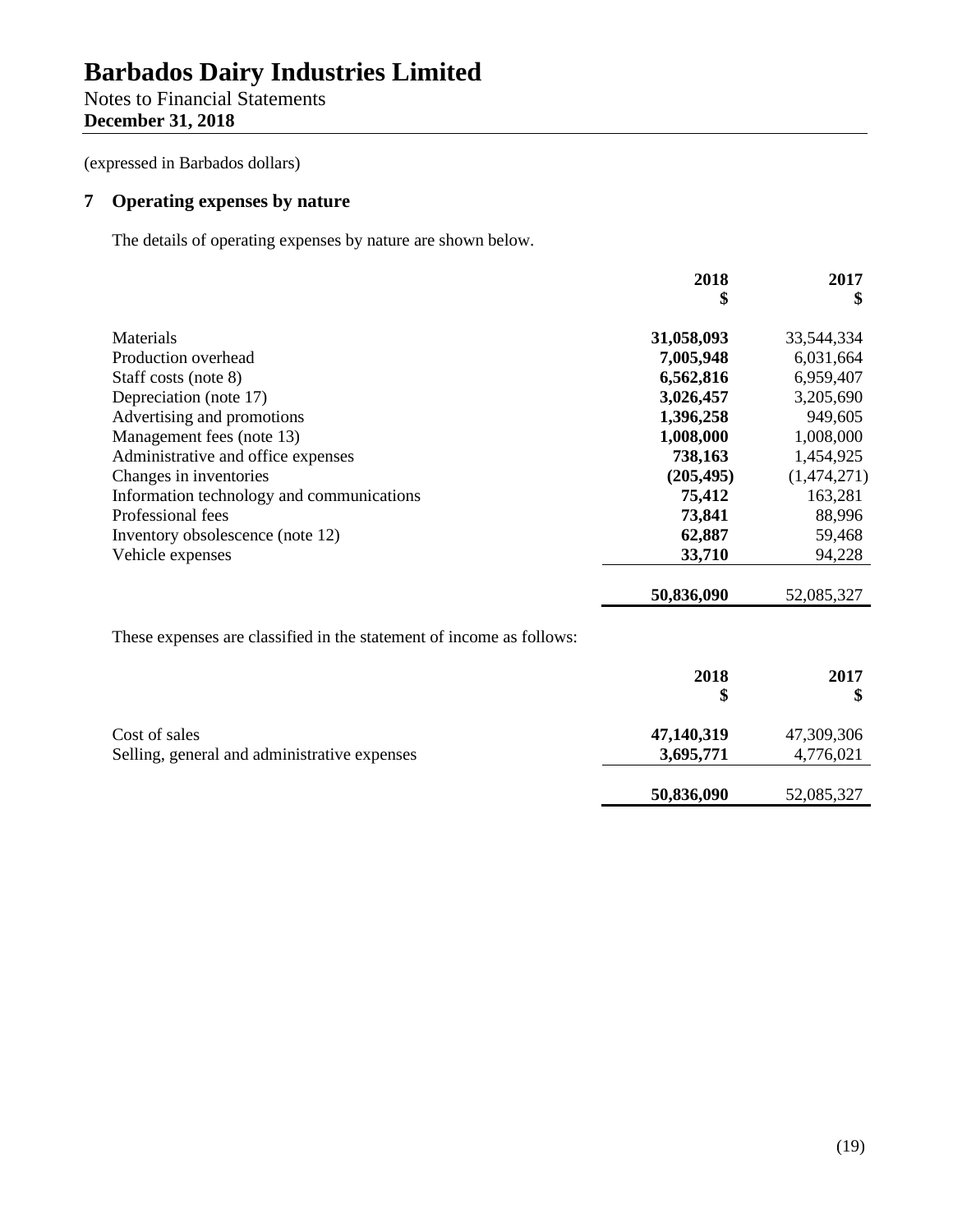# Barbados Dairy Industries Limited

Notes to Financial Statements
**December 31, 2018**

(expressed in Barbados dollars)

## 7 Operating expenses by nature

The details of operating expenses by nature are shown below.

| | 2018<br>$ | 2017<br>$ |
|---|---|---|
| Materials | **31,058,093** | 33,544,334 |
| Production overhead | **7,005,948** | 6,031,664 |
| Staff costs (note 8) | **6,562,816** | 6,959,407 |
| Depreciation (note 17) | **3,026,457** | 3,205,690 |
| Advertising and promotions | **1,396,258** | 949,605 |
| Management fees (note 13) | **1,008,000** | 1,008,000 |
| Administrative and office expenses | **738,163** | 1,454,925 |
| Changes in inventories | **(205,495)** | (1,474,271) |
| Information technology and communications | **75,412** | 163,281 |
| Professional fees | **73,841** | 88,996 |
| Inventory obsolescence (note 12) | **62,887** | 59,468 |
| Vehicle expenses | **33,710** | 94,228 |
| | **50,836,090** | 52,085,327 |

These expenses are classified in the statement of income as follows:

| | 2018<br>$ | 2017<br>$ |
|---|---|---|
| Cost of sales | **47,140,319** | 47,309,306 |
| Selling, general and administrative expenses | **3,695,771** | 4,776,021 |
| | **50,836,090** | 52,085,327 |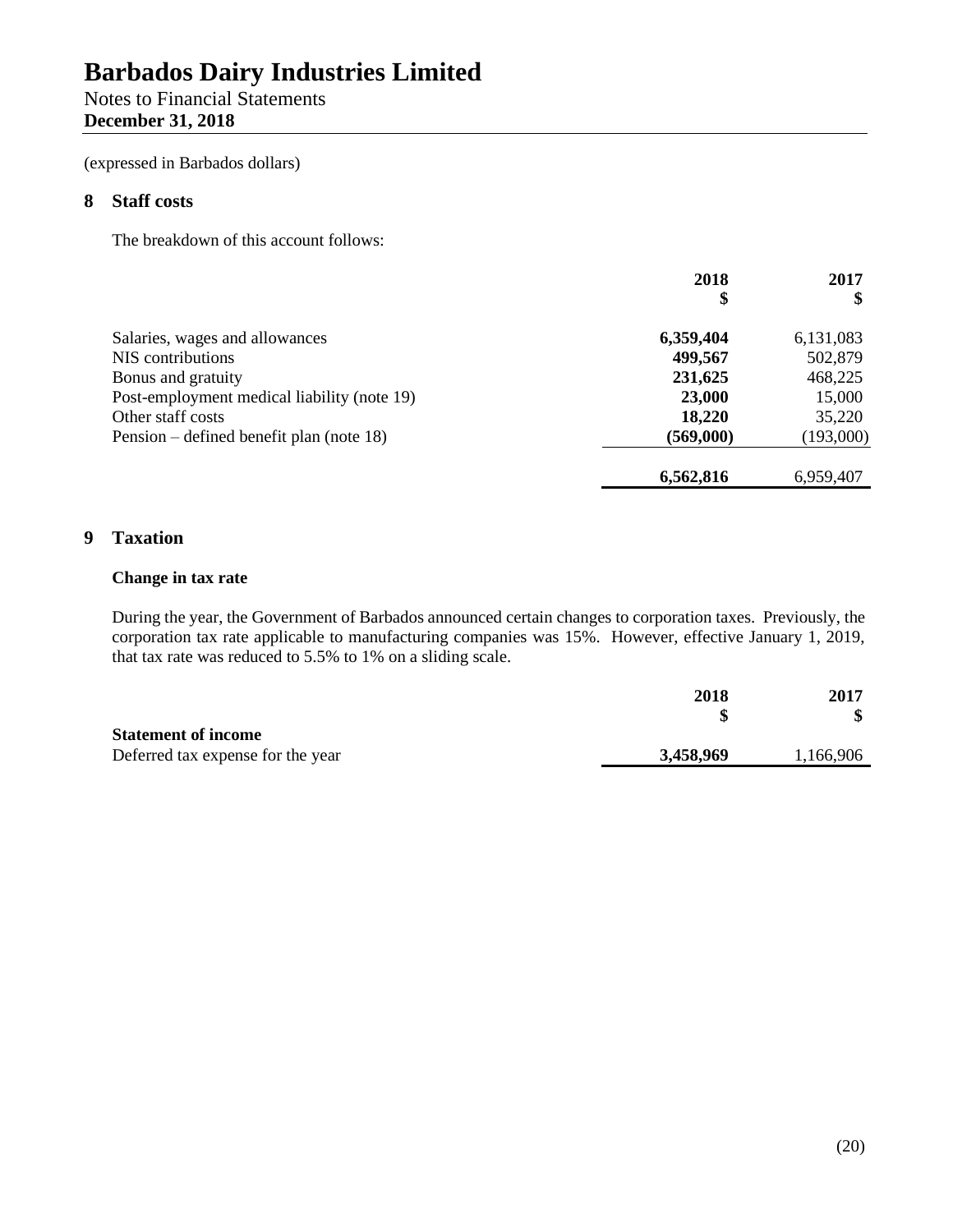(expressed in Barbados dollars)

## 8 Staff costs

The breakdown of this account follows:

| | 2018 $ | 2017 $ |
|---|---|---|
| Salaries, wages and allowances | **6,359,404** | 6,131,083 |
| NIS contributions | **499,567** | 502,879 |
| Bonus and gratuity | **231,625** | 468,225 |
| Post-employment medical liability (note 19) | **23,000** | 15,000 |
| Other staff costs | **18,220** | 35,220 |
| Pension – defined benefit plan (note 18) | **(569,000)** | (193,000) |
| | **6,562,816** | 6,959,407 |

## 9 Taxation

### Change in tax rate

During the year, the Government of Barbados announced certain changes to corporation taxes. Previously, the corporation tax rate applicable to manufacturing companies was 15%. However, effective January 1, 2019, that tax rate was reduced to 5.5% to 1% on a sliding scale.

| | 2018 $ | 2017 $ |
|---|---|---|
| **Statement of income** | | |
| Deferred tax expense for the year | **3,458,969** | 1,166,906 |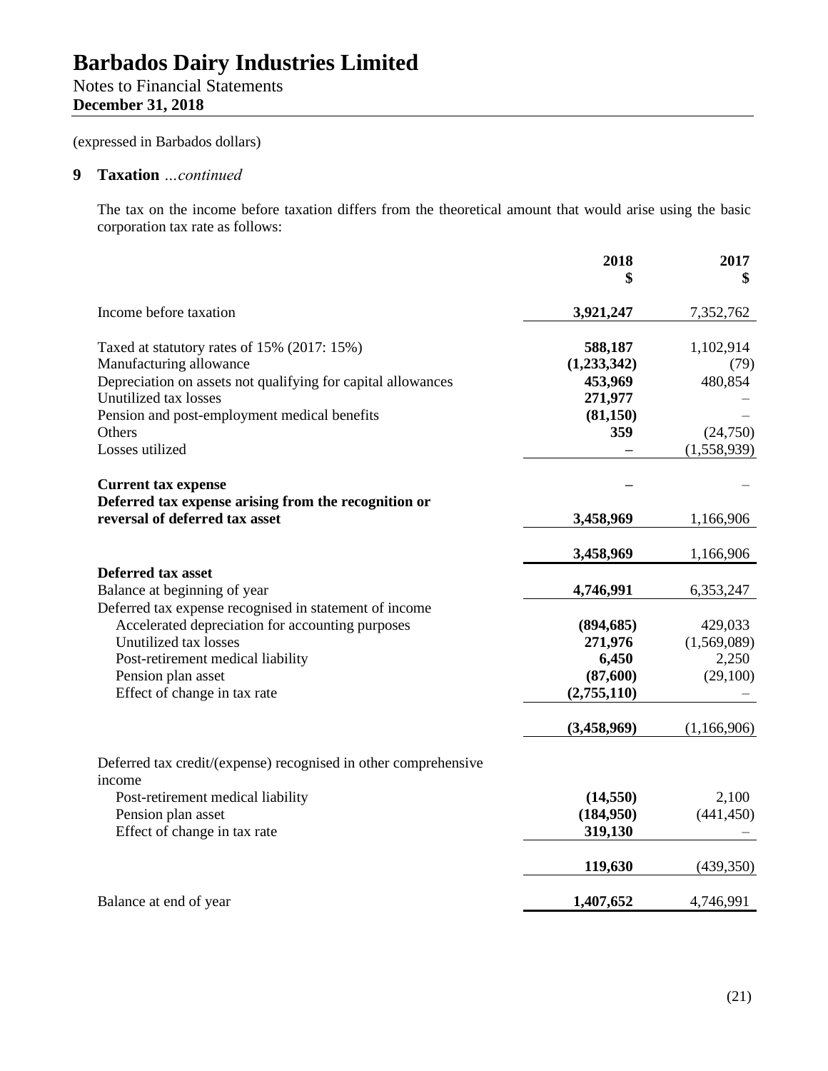# Barbados Dairy Industries Limited

Notes to Financial Statements
**December 31, 2018**

(expressed in Barbados dollars)

## 9 Taxation *...continued*

The tax on the income before taxation differs from the theoretical amount that would arise using the basic corporation tax rate as follows:

| | 2018 $ | 2017 $ |
|---|---|---|
| Income before taxation | **3,921,247** | 7,352,762 |
| Taxed at statutory rates of 15% (2017: 15%) | **588,187** | 1,102,914 |
| Manufacturing allowance | **(1,233,342)** | (79) |
| Depreciation on assets not qualifying for capital allowances | **453,969** | 480,854 |
| Unutilized tax losses | **271,977** | – |
| Pension and post-employment medical benefits | **(81,150)** | – |
| Others | **359** | (24,750) |
| Losses utilized | **–** | (1,558,939) |
| **Current tax expense** | **–** | – |
| **Deferred tax expense arising from the recognition or reversal of deferred tax asset** | **3,458,969** | 1,166,906 |
| | **3,458,969** | 1,166,906 |
| **Deferred tax asset** | | |
| Balance at beginning of year | **4,746,991** | 6,353,247 |
| Deferred tax expense recognised in statement of income | | |
| Accelerated depreciation for accounting purposes | **(894,685)** | 429,033 |
| Unutilized tax losses | **271,976** | (1,569,089) |
| Post-retirement medical liability | **6,450** | 2,250 |
| Pension plan asset | **(87,600)** | (29,100) |
| Effect of change in tax rate | **(2,755,110)** | – |
| | **(3,458,969)** | (1,166,906) |
| Deferred tax credit/(expense) recognised in other comprehensive income | | |
| Post-retirement medical liability | **(14,550)** | 2,100 |
| Pension plan asset | **(184,950)** | (441,450) |
| Effect of change in tax rate | **319,130** | – |
| | **119,630** | (439,350) |
| Balance at end of year | **1,407,652** | 4,746,991 |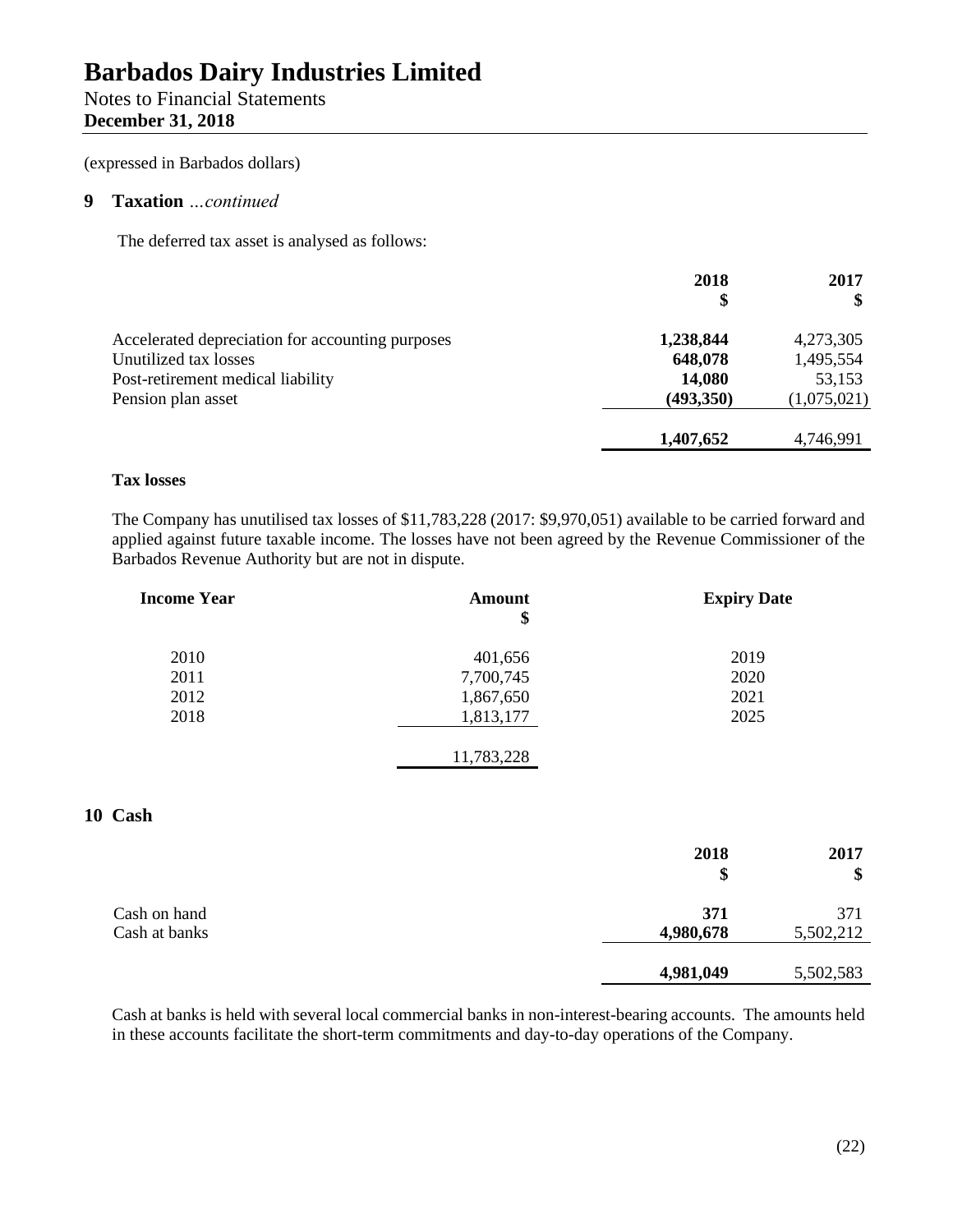# Barbados Dairy Industries Limited

Notes to Financial Statements
**December 31, 2018**

(expressed in Barbados dollars)

## 9 Taxation *...continued*

The deferred tax asset is analysed as follows:

| | 2018<br>$ | 2017<br>$ |
|---|---|---|
| Accelerated depreciation for accounting purposes | **1,238,844** | 4,273,305 |
| Unutilized tax losses | **648,078** | 1,495,554 |
| Post-retirement medical liability | **14,080** | 53,153 |
| Pension plan asset | **(493,350)** | (1,075,021) |
| | **1,407,652** | 4,746,991 |

**Tax losses**

The Company has unutilised tax losses of $11,783,228 (2017: $9,970,051) available to be carried forward and applied against future taxable income. The losses have not been agreed by the Revenue Commissioner of the Barbados Revenue Authority but are not in dispute.

| Income Year | Amount<br>$ | Expiry Date |
|---|---|---|
| 2010 | 401,656 | 2019 |
| 2011 | 7,700,745 | 2020 |
| 2012 | 1,867,650 | 2021 |
| 2018 | 1,813,177 | 2025 |
| | 11,783,228 | |

## 10 Cash

| | 2018<br>$ | 2017<br>$ |
|---|---|---|
| Cash on hand | **371** | 371 |
| Cash at banks | **4,980,678** | 5,502,212 |
| | **4,981,049** | 5,502,583 |

Cash at banks is held with several local commercial banks in non-interest-bearing accounts. The amounts held in these accounts facilitate the short-term commitments and day-to-day operations of the Company.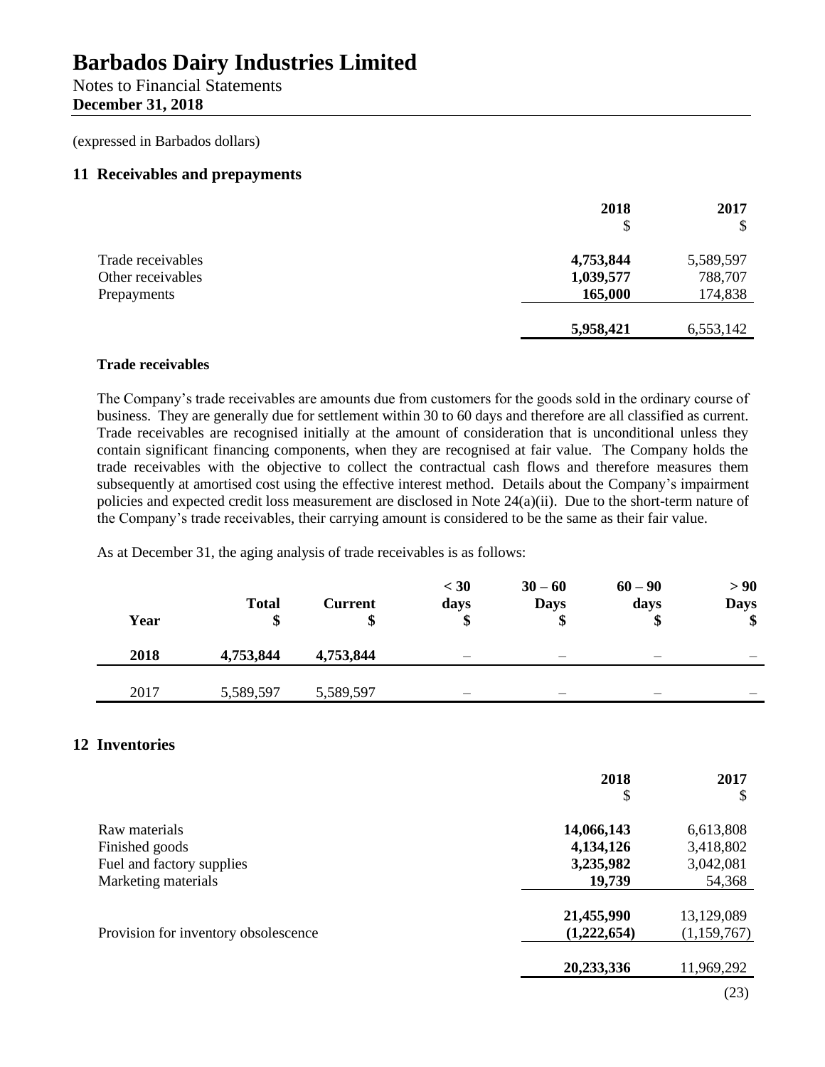# Barbados Dairy Industries Limited

Notes to Financial Statements
**December 31, 2018**

(expressed in Barbados dollars)

## 11 Receivables and prepayments

| | 2018<br>$ | 2017<br>$ |
|---|---|---|
| Trade receivables | **4,753,844** | 5,589,597 |
| Other receivables | **1,039,577** | 788,707 |
| Prepayments | **165,000** | 174,838 |
| | **5,958,421** | 6,553,142 |

### Trade receivables

The Company's trade receivables are amounts due from customers for the goods sold in the ordinary course of business. They are generally due for settlement within 30 to 60 days and therefore are all classified as current. Trade receivables are recognised initially at the amount of consideration that is unconditional unless they contain significant financing components, when they are recognised at fair value. The Company holds the trade receivables with the objective to collect the contractual cash flows and therefore measures them subsequently at amortised cost using the effective interest method. Details about the Company's impairment policies and expected credit loss measurement are disclosed in Note 24(a)(ii). Due to the short-term nature of the Company's trade receivables, their carrying amount is considered to be the same as their fair value.

As at December 31, the aging analysis of trade receivables is as follows:

| Year | Total<br>$ | Current<br>$ | < 30 days<br>$ | 30 – 60 Days<br>$ | 60 – 90 days<br>$ | > 90 Days<br>$ |
|---|---|---|---|---|---|---|
| **2018** | **4,753,844** | **4,753,844** | – | – | – | – |
| 2017 | 5,589,597 | 5,589,597 | – | – | – | – |

## 12 Inventories

| | 2018<br>$ | 2017<br>$ |
|---|---|---|
| Raw materials | **14,066,143** | 6,613,808 |
| Finished goods | **4,134,126** | 3,418,802 |
| Fuel and factory supplies | **3,235,982** | 3,042,081 |
| Marketing materials | **19,739** | 54,368 |
| | **21,455,990** | 13,129,089 |
| Provision for inventory obsolescence | **(1,222,654)** | (1,159,767) |
| | **20,233,336** | 11,969,292 |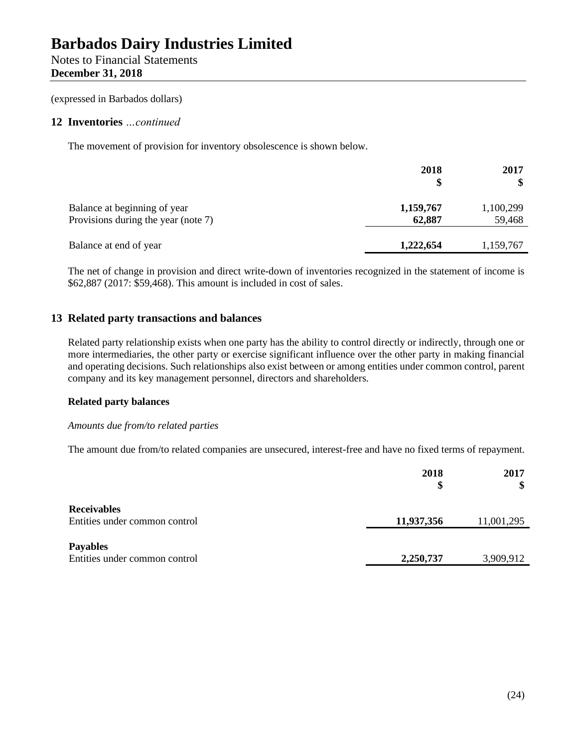# Barbados Dairy Industries Limited

Notes to Financial Statements
**December 31, 2018**

(expressed in Barbados dollars)

## 12 Inventories *…continued*

The movement of provision for inventory obsolescence is shown below.

| | 2018<br>$ | 2017<br>$ |
|---|---|---|
| Balance at beginning of year | **1,159,767** | 1,100,299 |
| Provisions during the year (note 7) | **62,887** | 59,468 |
| Balance at end of year | **1,222,654** | 1,159,767 |

The net of change in provision and direct write-down of inventories recognized in the statement of income is \$62,887 (2017: \$59,468). This amount is included in cost of sales.

## 13 Related party transactions and balances

Related party relationship exists when one party has the ability to control directly or indirectly, through one or more intermediaries, the other party or exercise significant influence over the other party in making financial and operating decisions. Such relationships also exist between or among entities under common control, parent company and its key management personnel, directors and shareholders.

**Related party balances**

*Amounts due from/to related parties*

The amount due from/to related companies are unsecured, interest-free and have no fixed terms of repayment.

| | 2018<br>$ | 2017<br>$ |
|---|---|---|
| **Receivables** | | |
| Entities under common control | **11,937,356** | 11,001,295 |
| **Payables** | | |
| Entities under common control | **2,250,737** | 3,909,912 |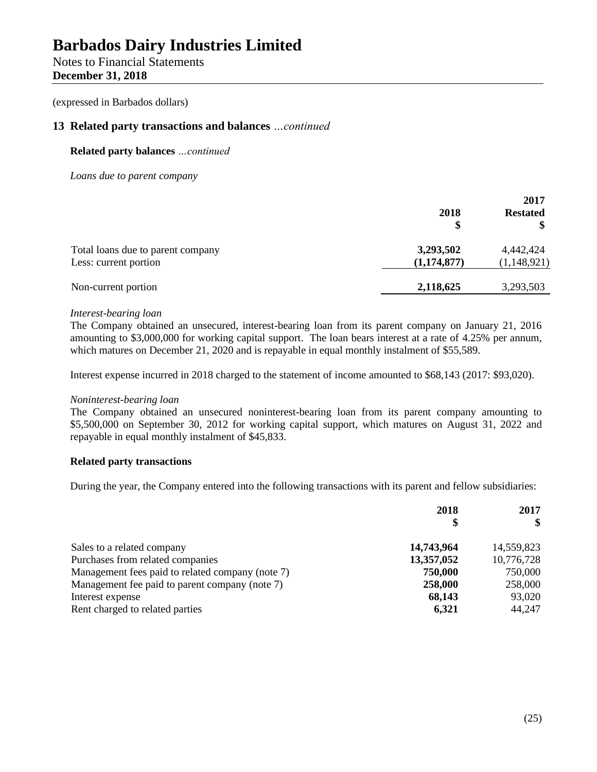# Barbados Dairy Industries Limited

Notes to Financial Statements
**December 31, 2018**

(expressed in Barbados dollars)

## 13 Related party transactions and balances *...continued*

**Related party balances** *...continued*

*Loans due to parent company*

| | 2018<br>$ | 2017<br>Restated<br>$ |
|---|---|---|
| Total loans due to parent company | **3,293,502** | 4,442,424 |
| Less: current portion | **(1,174,877)** | (1,148,921) |
| Non-current portion | **2,118,625** | 3,293,503 |

*Interest-bearing loan*

The Company obtained an unsecured, interest-bearing loan from its parent company on January 21, 2016 amounting to $3,000,000 for working capital support. The loan bears interest at a rate of 4.25% per annum, which matures on December 21, 2020 and is repayable in equal monthly instalment of $55,589.

Interest expense incurred in 2018 charged to the statement of income amounted to $68,143 (2017: $93,020).

*Noninterest-bearing loan*

The Company obtained an unsecured noninterest-bearing loan from its parent company amounting to $5,500,000 on September 30, 2012 for working capital support, which matures on August 31, 2022 and repayable in equal monthly instalment of $45,833.

**Related party transactions**

During the year, the Company entered into the following transactions with its parent and fellow subsidiaries:

| | 2018<br>$ | 2017<br>$ |
|---|---|---|
| Sales to a related company | **14,743,964** | 14,559,823 |
| Purchases from related companies | **13,357,052** | 10,776,728 |
| Management fees paid to related company (note 7) | **750,000** | 750,000 |
| Management fee paid to parent company (note 7) | **258,000** | 258,000 |
| Interest expense | **68,143** | 93,020 |
| Rent charged to related parties | **6,321** | 44,247 |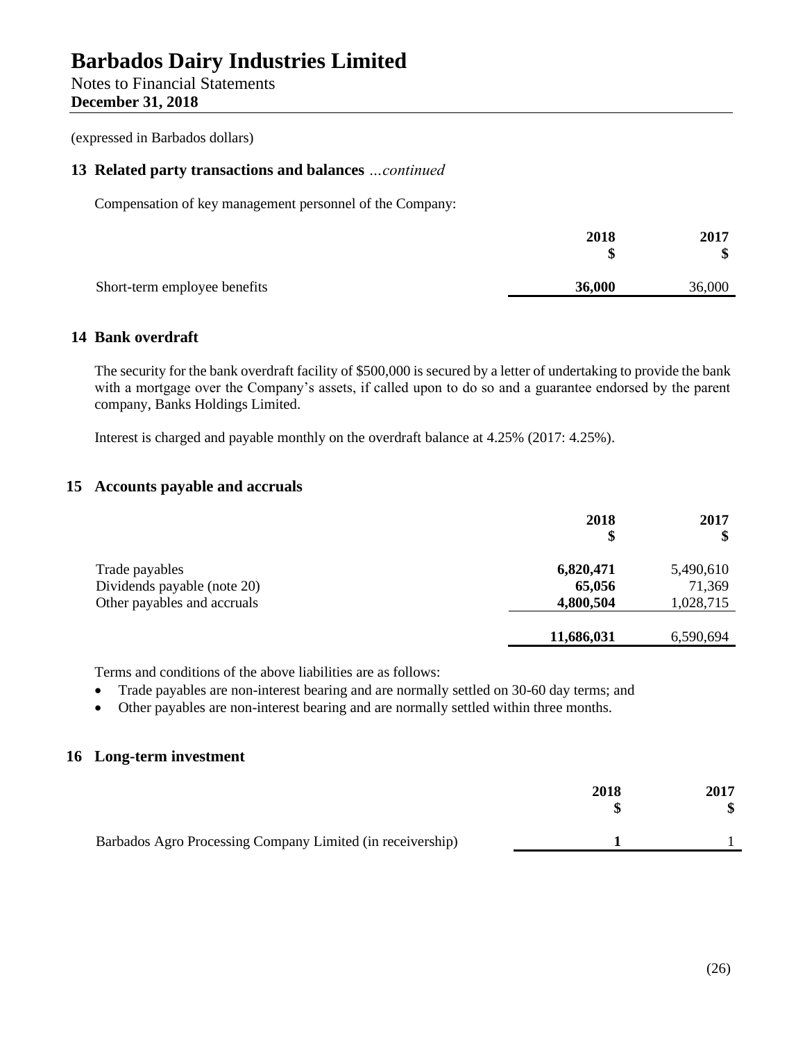(expressed in Barbados dollars)

## 13 Related party transactions and balances *...continued*

Compensation of key management personnel of the Company:

| | 2018<br>$ | 2017<br>$ |
|---|---|---|
| Short-term employee benefits | **36,000** | 36,000 |

## 14 Bank overdraft

The security for the bank overdraft facility of $500,000 is secured by a letter of undertaking to provide the bank with a mortgage over the Company's assets, if called upon to do so and a guarantee endorsed by the parent company, Banks Holdings Limited.

Interest is charged and payable monthly on the overdraft balance at 4.25% (2017: 4.25%).

## 15 Accounts payable and accruals

| | 2018<br>$ | 2017<br>$ |
|---|---|---|
| Trade payables | **6,820,471** | 5,490,610 |
| Dividends payable (note 20) | **65,056** | 71,369 |
| Other payables and accruals | **4,800,504** | 1,028,715 |
| | **11,686,031** | 6,590,694 |

Terms and conditions of the above liabilities are as follows:

- Trade payables are non-interest bearing and are normally settled on 30-60 day terms; and
- Other payables are non-interest bearing and are normally settled within three months.

## 16 Long-term investment

| | 2018<br>$ | 2017<br>$ |
|---|---|---|
| Barbados Agro Processing Company Limited (in receivership) | **1** | 1 |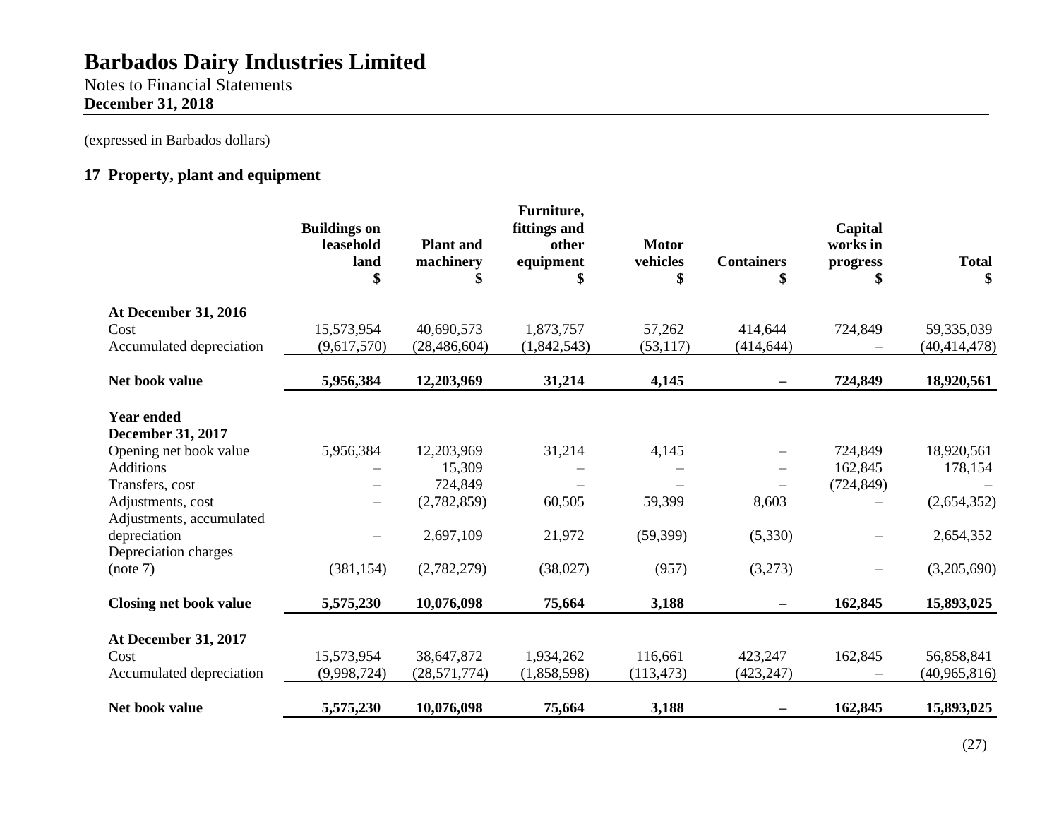# Barbados Dairy Industries Limited

Notes to Financial Statements
**December 31, 2018**

(expressed in Barbados dollars)

## 17 Property, plant and equipment

| | Buildings on leasehold land $ | Plant and machinery $ | Furniture, fittings and other equipment $ | Motor vehicles $ | Containers $ | Capital works in progress $ | Total $ |
|---|---|---|---|---|---|---|---|
| **At December 31, 2016** | | | | | | | |
| Cost | 15,573,954 | 40,690,573 | 1,873,757 | 57,262 | 414,644 | 724,849 | 59,335,039 |
| Accumulated depreciation | (9,617,570) | (28,486,604) | (1,842,543) | (53,117) | (414,644) | – | (40,414,478) |
| **Net book value** | **5,956,384** | **12,203,969** | **31,214** | **4,145** | **–** | **724,849** | **18,920,561** |
| **Year ended December 31, 2017** | | | | | | | |
| Opening net book value | 5,956,384 | 12,203,969 | 31,214 | 4,145 | – | 724,849 | 18,920,561 |
| Additions | – | 15,309 | – | – | – | 162,845 | 178,154 |
| Transfers, cost | – | 724,849 | – | – | – | (724,849) | – |
| Adjustments, cost | – | (2,782,859) | 60,505 | 59,399 | 8,603 | – | (2,654,352) |
| Adjustments, accumulated depreciation | – | 2,697,109 | 21,972 | (59,399) | (5,330) | – | 2,654,352 |
| Depreciation charges (note 7) | (381,154) | (2,782,279) | (38,027) | (957) | (3,273) | – | (3,205,690) |
| **Closing net book value** | **5,575,230** | **10,076,098** | **75,664** | **3,188** | **–** | **162,845** | **15,893,025** |
| **At December 31, 2017** | | | | | | | |
| Cost | 15,573,954 | 38,647,872 | 1,934,262 | 116,661 | 423,247 | 162,845 | 56,858,841 |
| Accumulated depreciation | (9,998,724) | (28,571,774) | (1,858,598) | (113,473) | (423,247) | – | (40,965,816) |
| **Net book value** | **5,575,230** | **10,076,098** | **75,664** | **3,188** | **–** | **162,845** | **15,893,025** |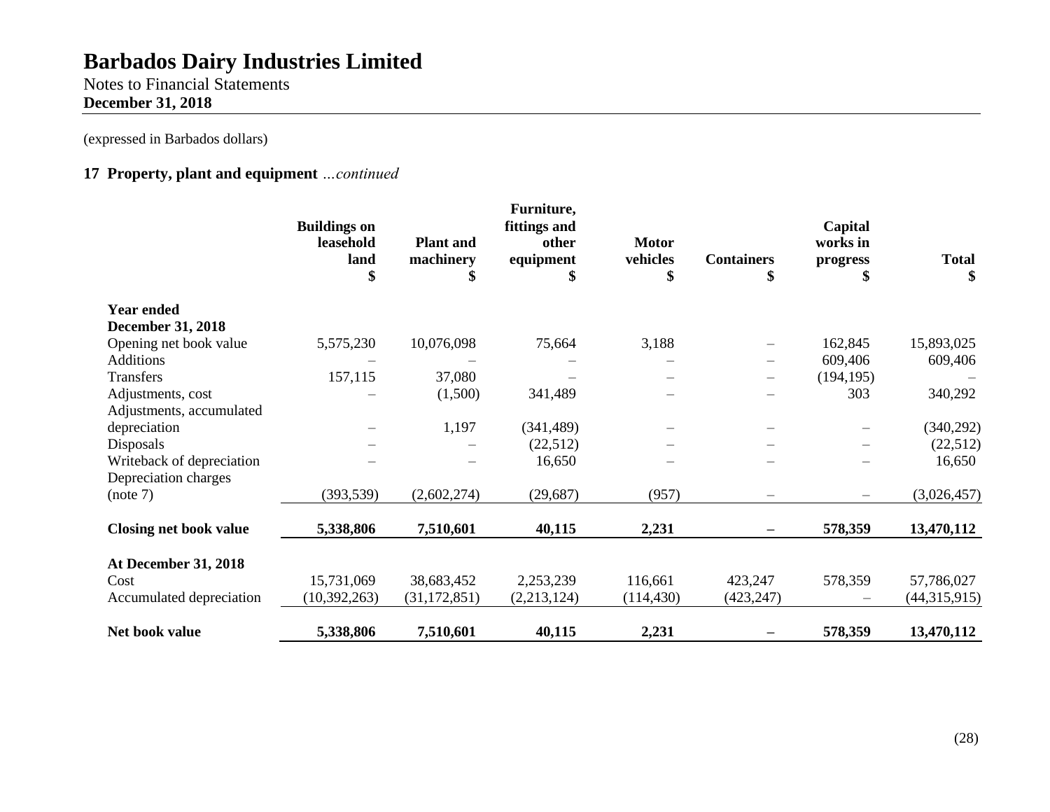# Barbados Dairy Industries Limited

Notes to Financial Statements
**December 31, 2018**

(expressed in Barbados dollars)

## 17 Property, plant and equipment *...continued*

| | Buildings on leasehold land $ | Plant and machinery $ | Furniture, fittings and other equipment $ | Motor vehicles $ | Containers $ | Capital works in progress $ | Total $ |
|---|---|---|---|---|---|---|---|
| **Year ended December 31, 2018** | | | | | | | |
| Opening net book value | 5,575,230 | 10,076,098 | 75,664 | 3,188 | – | 162,845 | 15,893,025 |
| Additions | – | – | – | – | – | 609,406 | 609,406 |
| Transfers | 157,115 | 37,080 | – | – | – | (194,195) | – |
| Adjustments, cost | – | (1,500) | 341,489 | – | – | 303 | 340,292 |
| Adjustments, accumulated depreciation | – | 1,197 | (341,489) | – | – | – | (340,292) |
| Disposals | – | – | (22,512) | – | – | – | (22,512) |
| Writeback of depreciation | – | – | 16,650 | – | – | – | 16,650 |
| Depreciation charges (note 7) | (393,539) | (2,602,274) | (29,687) | (957) | – | – | (3,026,457) |
| **Closing net book value** | **5,338,806** | **7,510,601** | **40,115** | **2,231** | **–** | **578,359** | **13,470,112** |
| **At December 31, 2018** | | | | | | | |
| Cost | 15,731,069 | 38,683,452 | 2,253,239 | 116,661 | 423,247 | 578,359 | 57,786,027 |
| Accumulated depreciation | (10,392,263) | (31,172,851) | (2,213,124) | (114,430) | (423,247) | – | (44,315,915) |
| **Net book value** | **5,338,806** | **7,510,601** | **40,115** | **2,231** | **–** | **578,359** | **13,470,112** |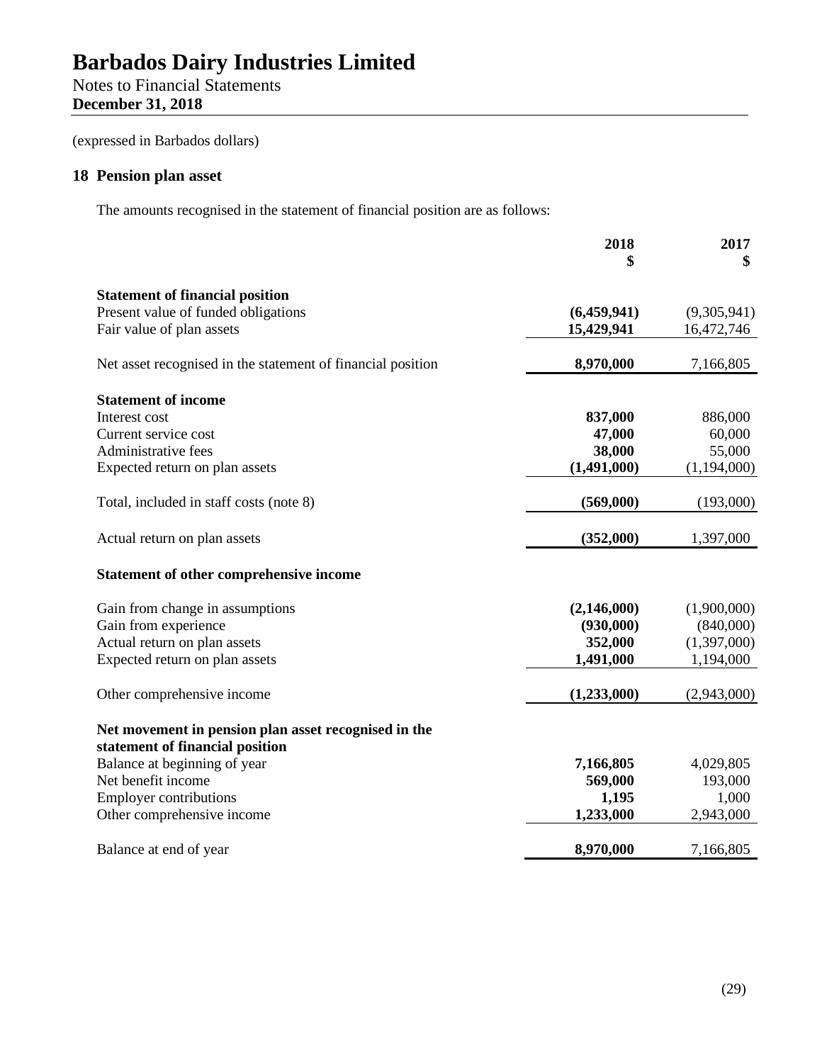# Barbados Dairy Industries Limited

Notes to Financial Statements
**December 31, 2018**

(expressed in Barbados dollars)

## 18 Pension plan asset

The amounts recognised in the statement of financial position are as follows:

| | 2018<br>$ | 2017<br>$ |
|---|---|---|
| **Statement of financial position** | | |
| Present value of funded obligations | **(6,459,941)** | (9,305,941) |
| Fair value of plan assets | **15,429,941** | 16,472,746 |
| Net asset recognised in the statement of financial position | **8,970,000** | 7,166,805 |
| **Statement of income** | | |
| Interest cost | **837,000** | 886,000 |
| Current service cost | **47,000** | 60,000 |
| Administrative fees | **38,000** | 55,000 |
| Expected return on plan assets | **(1,491,000)** | (1,194,000) |
| Total, included in staff costs (note 8) | **(569,000)** | (193,000) |
| Actual return on plan assets | **(352,000)** | 1,397,000 |
| **Statement of other comprehensive income** | | |
| Gain from change in assumptions | **(2,146,000)** | (1,900,000) |
| Gain from experience | **(930,000)** | (840,000) |
| Actual return on plan assets | **352,000** | (1,397,000) |
| Expected return on plan assets | **1,491,000** | 1,194,000 |
| Other comprehensive income | **(1,233,000)** | (2,943,000) |
| **Net movement in pension plan asset recognised in the statement of financial position** | | |
| Balance at beginning of year | **7,166,805** | 4,029,805 |
| Net benefit income | **569,000** | 193,000 |
| Employer contributions | **1,195** | 1,000 |
| Other comprehensive income | **1,233,000** | 2,943,000 |
| Balance at end of year | **8,970,000** | 7,166,805 |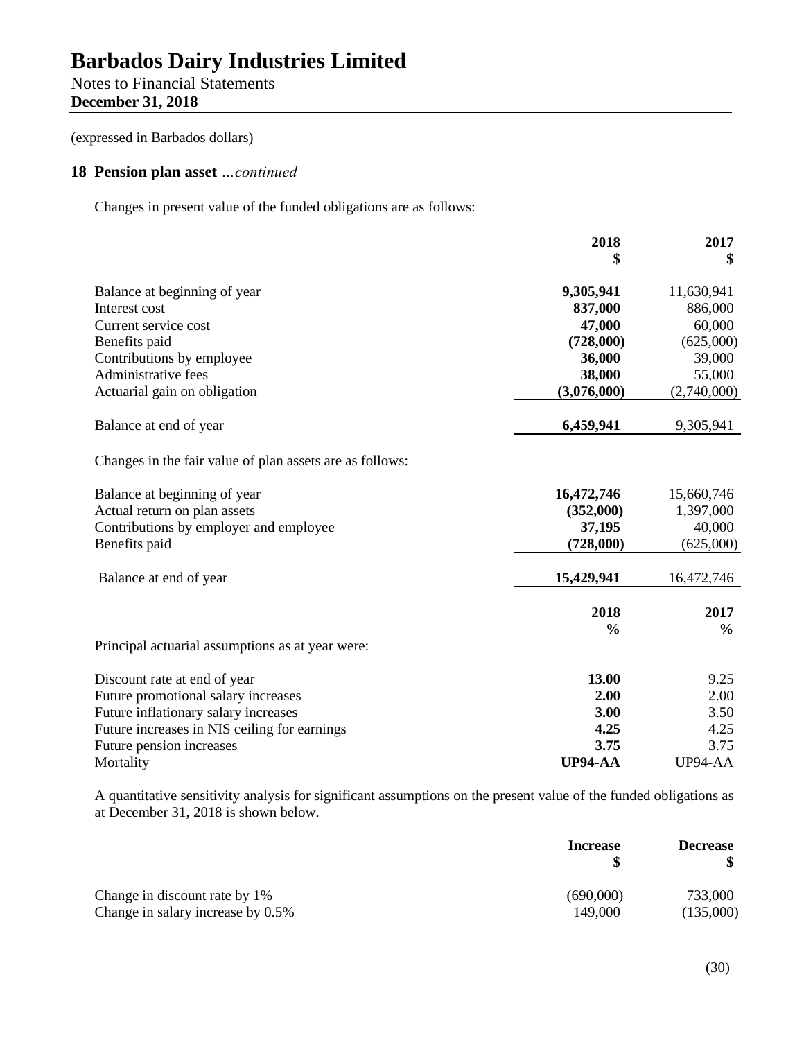# Barbados Dairy Industries Limited

Notes to Financial Statements
**December 31, 2018**

(expressed in Barbados dollars)

## 18 Pension plan asset *...continued*

Changes in present value of the funded obligations are as follows:

| | 2018<br>$ | 2017<br>$ |
|---|---|---|
| Balance at beginning of year | **9,305,941** | 11,630,941 |
| Interest cost | **837,000** | 886,000 |
| Current service cost | **47,000** | 60,000 |
| Benefits paid | **(728,000)** | (625,000) |
| Contributions by employee | **36,000** | 39,000 |
| Administrative fees | **38,000** | 55,000 |
| Actuarial gain on obligation | **(3,076,000)** | (2,740,000) |
| Balance at end of year | **6,459,941** | 9,305,941 |

Changes in the fair value of plan assets are as follows:

| | 2018<br>$ | 2017<br>$ |
|---|---|---|
| Balance at beginning of year | **16,472,746** | 15,660,746 |
| Actual return on plan assets | **(352,000)** | 1,397,000 |
| Contributions by employer and employee | **37,195** | 40,000 |
| Benefits paid | **(728,000)** | (625,000) |
| Balance at end of year | **15,429,941** | 16,472,746 |

Principal actuarial assumptions as at year were:

| | 2018<br>% | 2017<br>% |
|---|---|---|
| Discount rate at end of year | **13.00** | 9.25 |
| Future promotional salary increases | **2.00** | 2.00 |
| Future inflationary salary increases | **3.00** | 3.50 |
| Future increases in NIS ceiling for earnings | **4.25** | 4.25 |
| Future pension increases | **3.75** | 3.75 |
| Mortality | **UP94-AA** | UP94-AA |

A quantitative sensitivity analysis for significant assumptions on the present value of the funded obligations as at December 31, 2018 is shown below.

| | Increase<br>$ | Decrease<br>$ |
|---|---|---|
| Change in discount rate by 1% | (690,000) | 733,000 |
| Change in salary increase by 0.5% | 149,000 | (135,000) |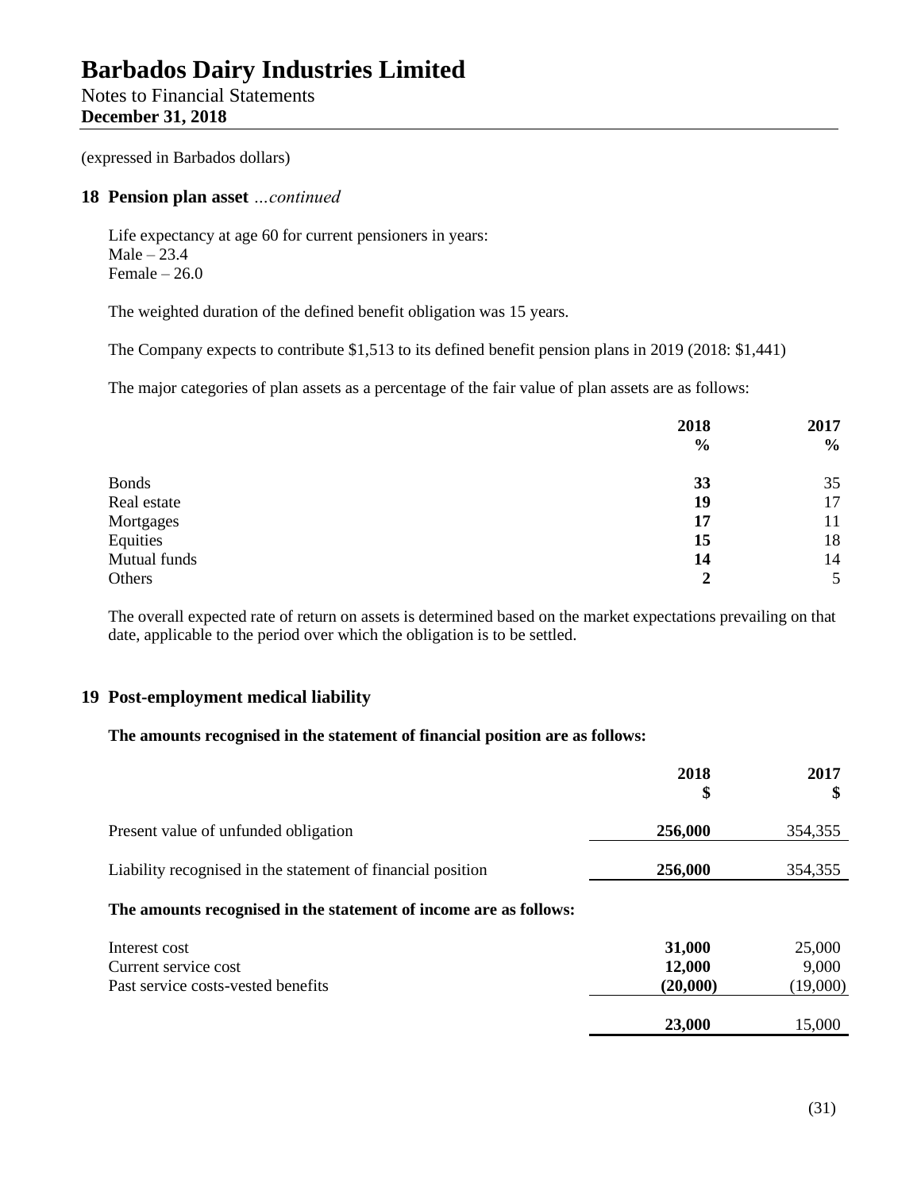# Barbados Dairy Industries Limited

Notes to Financial Statements
**December 31, 2018**

(expressed in Barbados dollars)

## 18 Pension plan asset *...continued*

Life expectancy at age 60 for current pensioners in years:
Male – 23.4
Female – 26.0

The weighted duration of the defined benefit obligation was 15 years.

The Company expects to contribute $1,513 to its defined benefit pension plans in 2019 (2018: $1,441)

The major categories of plan assets as a percentage of the fair value of plan assets are as follows:

| | 2018 % | 2017 % |
|---|---|---|
| Bonds | **33** | 35 |
| Real estate | **19** | 17 |
| Mortgages | **17** | 11 |
| Equities | **15** | 18 |
| Mutual funds | **14** | 14 |
| Others | **2** | 5 |

The overall expected rate of return on assets is determined based on the market expectations prevailing on that date, applicable to the period over which the obligation is to be settled.

## 19 Post-employment medical liability

**The amounts recognised in the statement of financial position are as follows:**

| | 2018 $ | 2017 $ |
|---|---|---|
| Present value of unfunded obligation | **256,000** | 354,355 |
| Liability recognised in the statement of financial position | **256,000** | 354,355 |

**The amounts recognised in the statement of income are as follows:**

| | 2018 $ | 2017 $ |
|---|---|---|
| Interest cost | **31,000** | 25,000 |
| Current service cost | **12,000** | 9,000 |
| Past service costs-vested benefits | **(20,000)** | (19,000) |
| | **23,000** | 15,000 |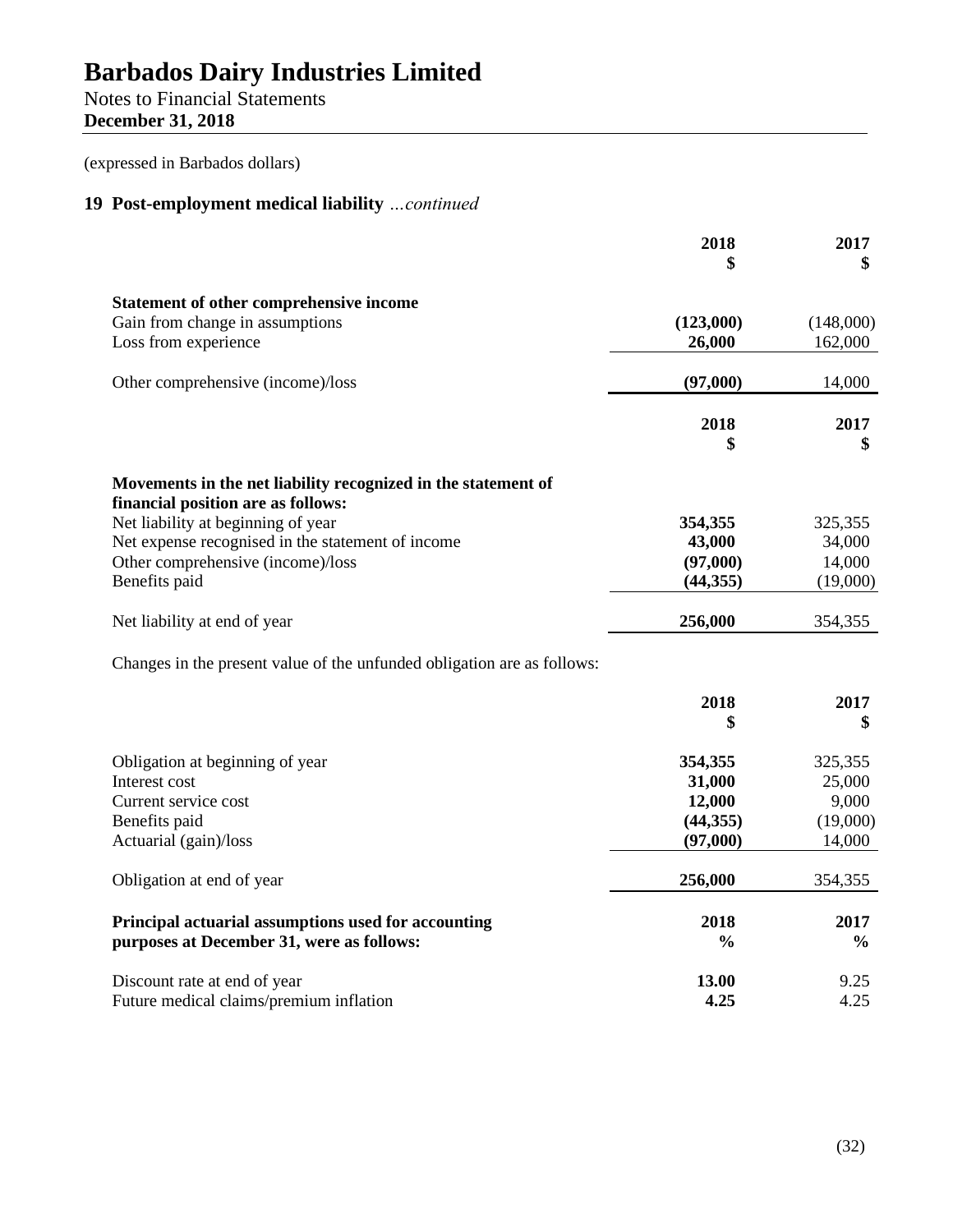# Barbados Dairy Industries Limited

Notes to Financial Statements
**December 31, 2018**

(expressed in Barbados dollars)

## 19 Post-employment medical liability *...continued*

| | 2018<br>$ | 2017<br>$ |
|---|---|---|
| **Statement of other comprehensive income** | | |
| Gain from change in assumptions | **(123,000)** | (148,000) |
| Loss from experience | **26,000** | 162,000 |
| Other comprehensive (income)/loss | **(97,000)** | 14,000 |

| | 2018<br>$ | 2017<br>$ |
|---|---|---|
| **Movements in the net liability recognized in the statement of financial position are as follows:** | | |
| Net liability at beginning of year | **354,355** | 325,355 |
| Net expense recognised in the statement of income | **43,000** | 34,000 |
| Other comprehensive (income)/loss | **(97,000)** | 14,000 |
| Benefits paid | **(44,355)** | (19,000) |
| Net liability at end of year | **256,000** | 354,355 |

Changes in the present value of the unfunded obligation are as follows:

| | 2018<br>$ | 2017<br>$ |
|---|---|---|
| Obligation at beginning of year | **354,355** | 325,355 |
| Interest cost | **31,000** | 25,000 |
| Current service cost | **12,000** | 9,000 |
| Benefits paid | **(44,355)** | (19,000) |
| Actuarial (gain)/loss | **(97,000)** | 14,000 |
| Obligation at end of year | **256,000** | 354,355 |

| **Principal actuarial assumptions used for accounting purposes at December 31, were as follows:** | 2018<br>% | 2017<br>% |
|---|---|---|
| Discount rate at end of year | **13.00** | 9.25 |
| Future medical claims/premium inflation | **4.25** | 4.25 |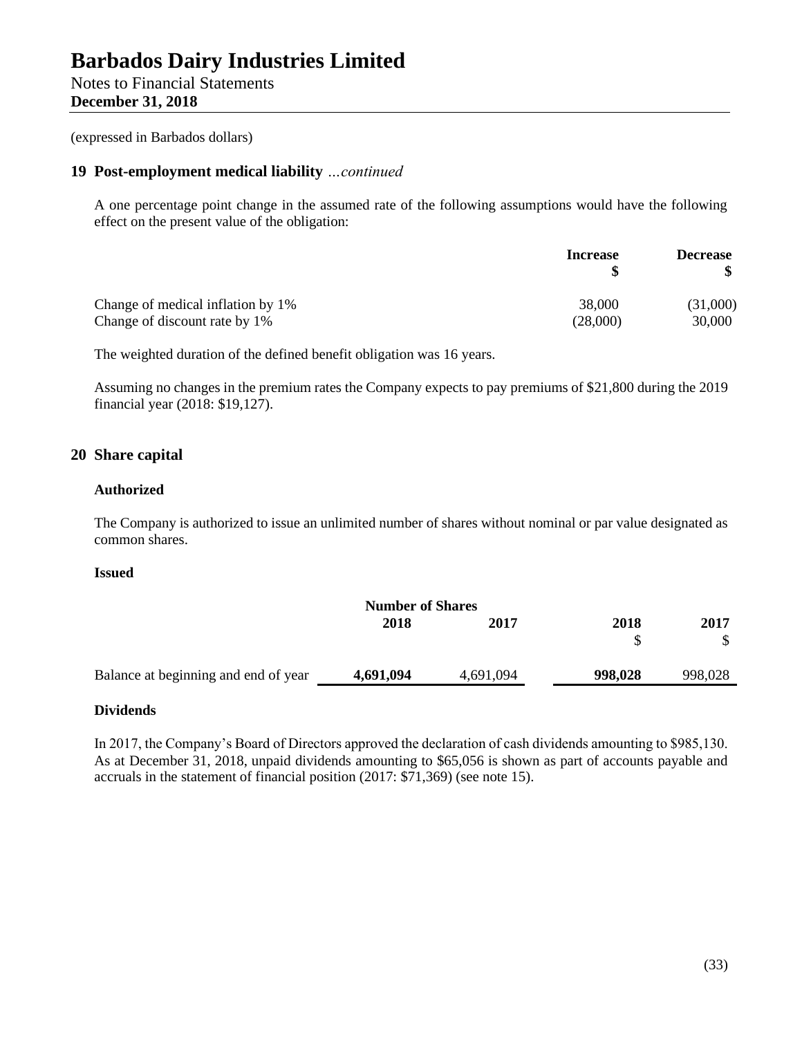# Barbados Dairy Industries Limited

Notes to Financial Statements
**December 31, 2018**

(expressed in Barbados dollars)

## 19 Post-employment medical liability *…continued*

A one percentage point change in the assumed rate of the following assumptions would have the following effect on the present value of the obligation:

| | Increase $ | Decrease $ |
|---|---|---|
| Change of medical inflation by 1% | 38,000 | (31,000) |
| Change of discount rate by 1% | (28,000) | 30,000 |

The weighted duration of the defined benefit obligation was 16 years.

Assuming no changes in the premium rates the Company expects to pay premiums of $21,800 during the 2019 financial year (2018: $19,127).

## 20 Share capital

### Authorized

The Company is authorized to issue an unlimited number of shares without nominal or par value designated as common shares.

### Issued

| | Number of Shares | | | |
|---|---|---|---|---|
| | 2018 | 2017 | 2018 $ | 2017 $ |
| Balance at beginning and end of year | **4,691,094** | 4,691,094 | **998,028** | 998,028 |

### Dividends

In 2017, the Company's Board of Directors approved the declaration of cash dividends amounting to $985,130. As at December 31, 2018, unpaid dividends amounting to $65,056 is shown as part of accounts payable and accruals in the statement of financial position (2017: $71,369) (see note 15).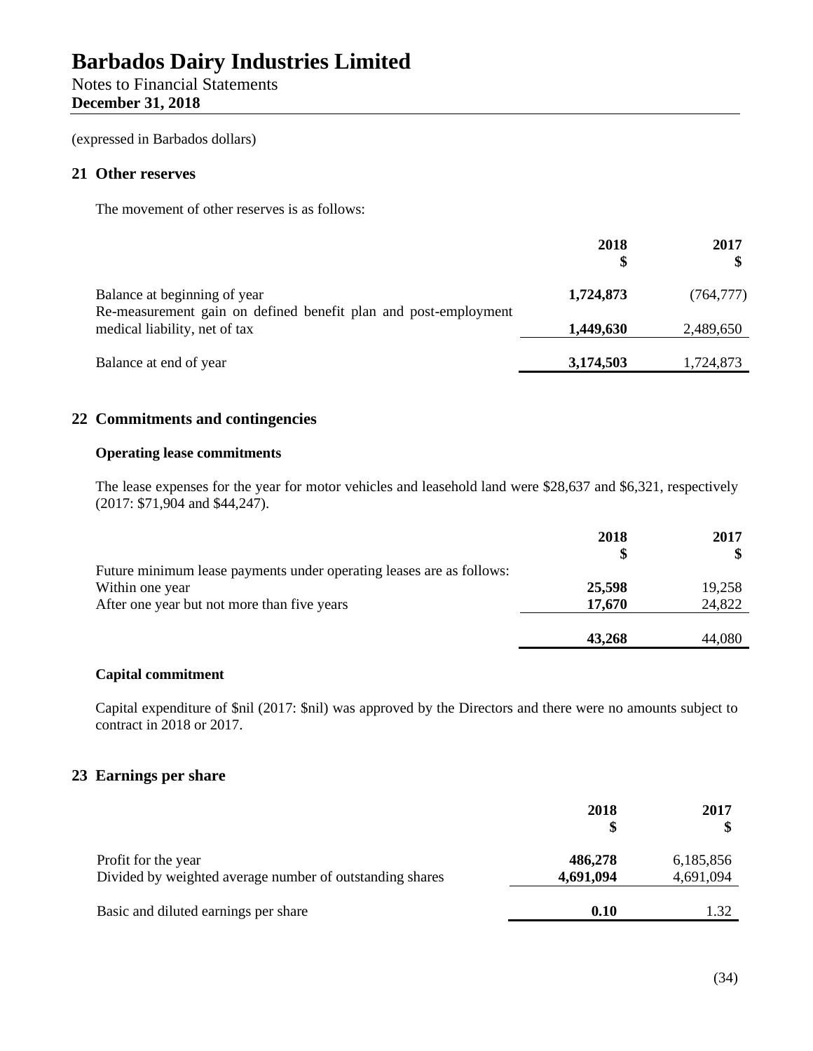# Barbados Dairy Industries Limited

Notes to Financial Statements
**December 31, 2018**

(expressed in Barbados dollars)

## 21 Other reserves

The movement of other reserves is as follows:

| | 2018<br>$ | 2017<br>$ |
|---|---|---|
| Balance at beginning of year | **1,724,873** | (764,777) |
| Re-measurement gain on defined benefit plan and post-employment medical liability, net of tax | **1,449,630** | 2,489,650 |
| Balance at end of year | **3,174,503** | 1,724,873 |

## 22 Commitments and contingencies

### Operating lease commitments

The lease expenses for the year for motor vehicles and leasehold land were $28,637 and $6,321, respectively (2017: $71,904 and $44,247).

| | 2018<br>$ | 2017<br>$ |
|---|---|---|
| Future minimum lease payments under operating leases are as follows: | | |
| Within one year | **25,598** | 19,258 |
| After one year but not more than five years | **17,670** | 24,822 |
| | **43,268** | 44,080 |

### Capital commitment

Capital expenditure of $nil (2017: $nil) was approved by the Directors and there were no amounts subject to contract in 2018 or 2017.

## 23 Earnings per share

| | 2018<br>$ | 2017<br>$ |
|---|---|---|
| Profit for the year | **486,278** | 6,185,856 |
| Divided by weighted average number of outstanding shares | **4,691,094** | 4,691,094 |
| Basic and diluted earnings per share | **0.10** | 1.32 |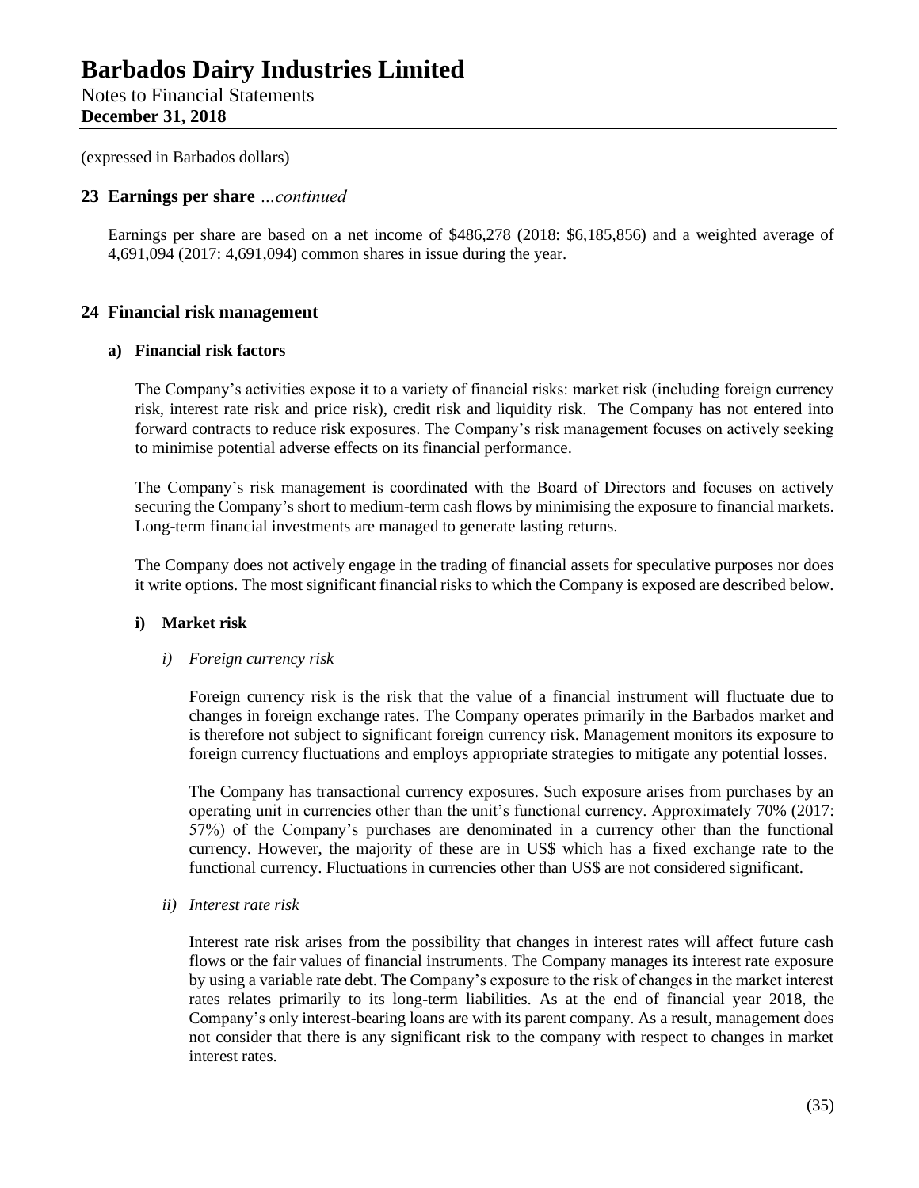(expressed in Barbados dollars)

## 23 Earnings per share *…continued*

Earnings per share are based on a net income of $486,278 (2018: $6,185,856) and a weighted average of 4,691,094 (2017: 4,691,094) common shares in issue during the year.

## 24 Financial risk management

### a) Financial risk factors

The Company's activities expose it to a variety of financial risks: market risk (including foreign currency risk, interest rate risk and price risk), credit risk and liquidity risk. The Company has not entered into forward contracts to reduce risk exposures. The Company's risk management focuses on actively seeking to minimise potential adverse effects on its financial performance.

The Company's risk management is coordinated with the Board of Directors and focuses on actively securing the Company's short to medium-term cash flows by minimising the exposure to financial markets. Long-term financial investments are managed to generate lasting returns.

The Company does not actively engage in the trading of financial assets for speculative purposes nor does it write options. The most significant financial risks to which the Company is exposed are described below.

#### i) Market risk

*i) Foreign currency risk*

Foreign currency risk is the risk that the value of a financial instrument will fluctuate due to changes in foreign exchange rates. The Company operates primarily in the Barbados market and is therefore not subject to significant foreign currency risk. Management monitors its exposure to foreign currency fluctuations and employs appropriate strategies to mitigate any potential losses.

The Company has transactional currency exposures. Such exposure arises from purchases by an operating unit in currencies other than the unit's functional currency. Approximately 70% (2017: 57%) of the Company's purchases are denominated in a currency other than the functional currency. However, the majority of these are in US$ which has a fixed exchange rate to the functional currency. Fluctuations in currencies other than US$ are not considered significant.

*ii) Interest rate risk*

Interest rate risk arises from the possibility that changes in interest rates will affect future cash flows or the fair values of financial instruments. The Company manages its interest rate exposure by using a variable rate debt. The Company's exposure to the risk of changes in the market interest rates relates primarily to its long-term liabilities. As at the end of financial year 2018, the Company's only interest-bearing loans are with its parent company. As a result, management does not consider that there is any significant risk to the company with respect to changes in market interest rates.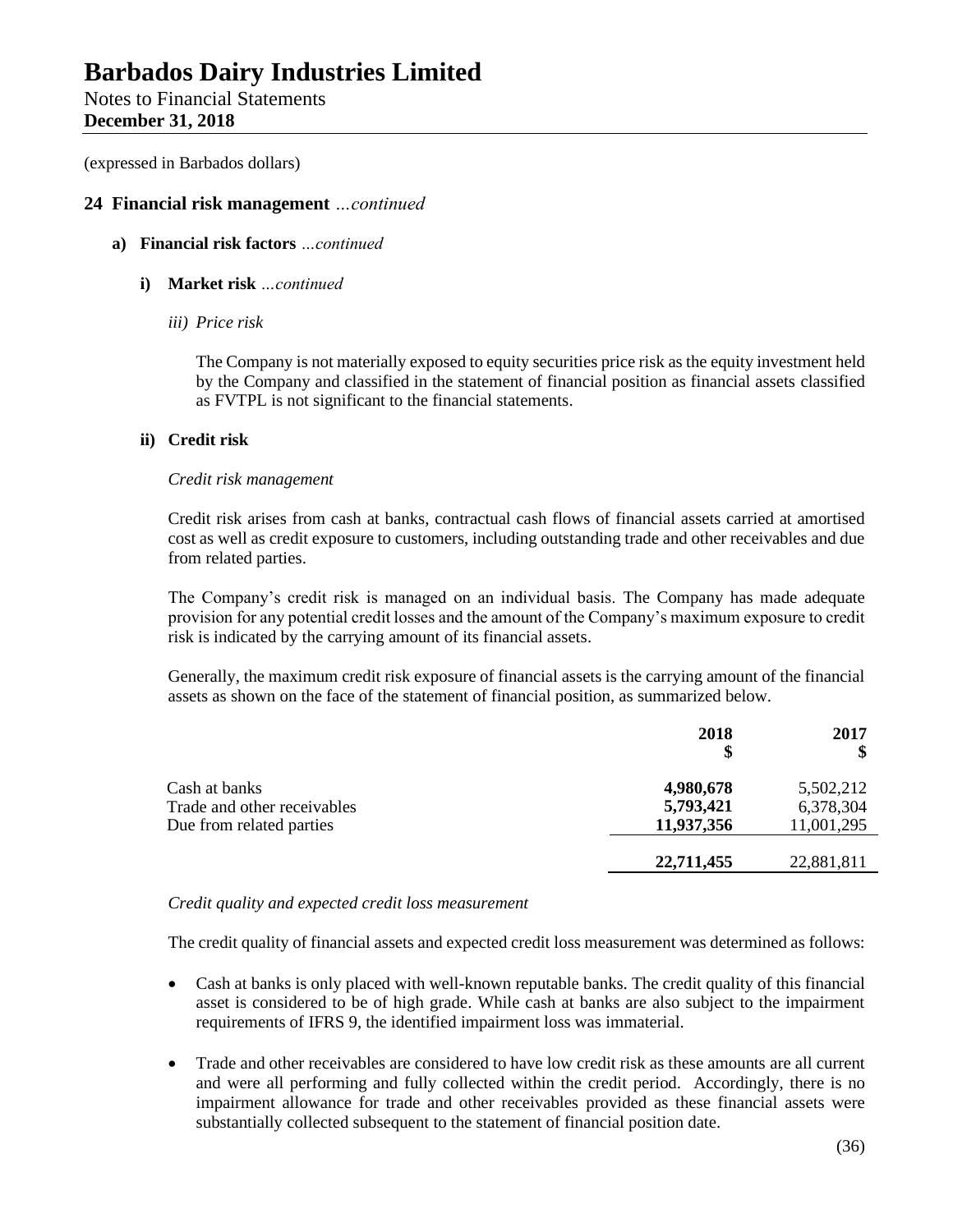# Barbados Dairy Industries Limited

Notes to Financial Statements
**December 31, 2018**

(expressed in Barbados dollars)

## 24 Financial risk management *...continued*

### a) Financial risk factors *...continued*

#### i) Market risk *...continued*

*iii) Price risk*

The Company is not materially exposed to equity securities price risk as the equity investment held by the Company and classified in the statement of financial position as financial assets classified as FVTPL is not significant to the financial statements.

#### ii) Credit risk

*Credit risk management*

Credit risk arises from cash at banks, contractual cash flows of financial assets carried at amortised cost as well as credit exposure to customers, including outstanding trade and other receivables and due from related parties.

The Company's credit risk is managed on an individual basis. The Company has made adequate provision for any potential credit losses and the amount of the Company's maximum exposure to credit risk is indicated by the carrying amount of its financial assets.

Generally, the maximum credit risk exposure of financial assets is the carrying amount of the financial assets as shown on the face of the statement of financial position, as summarized below.

| | 2018<br>$ | 2017<br>$ |
|---|---|---|
| Cash at banks | **4,980,678** | 5,502,212 |
| Trade and other receivables | **5,793,421** | 6,378,304 |
| Due from related parties | **11,937,356** | 11,001,295 |
| | **22,711,455** | 22,881,811 |

*Credit quality and expected credit loss measurement*

The credit quality of financial assets and expected credit loss measurement was determined as follows:

- Cash at banks is only placed with well-known reputable banks. The credit quality of this financial asset is considered to be of high grade. While cash at banks are also subject to the impairment requirements of IFRS 9, the identified impairment loss was immaterial.
- Trade and other receivables are considered to have low credit risk as these amounts are all current and were all performing and fully collected within the credit period. Accordingly, there is no impairment allowance for trade and other receivables provided as these financial assets were substantially collected subsequent to the statement of financial position date.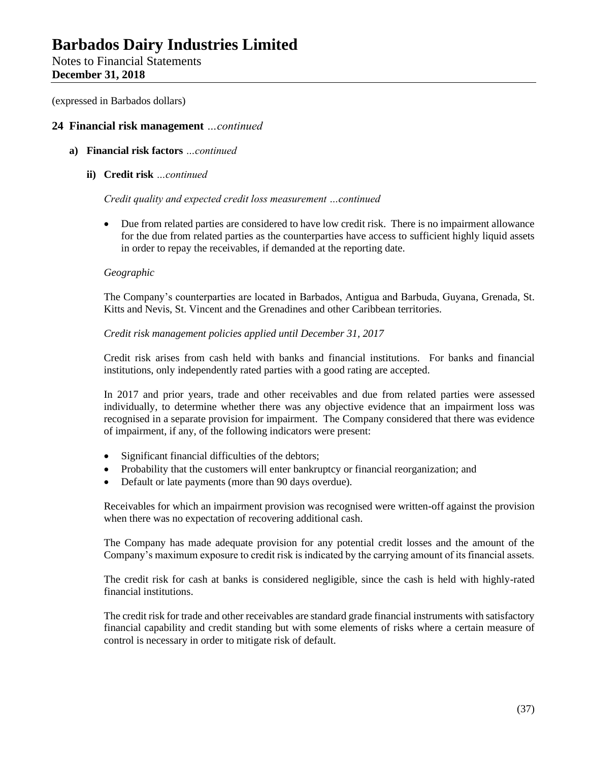(expressed in Barbados dollars)

## 24 Financial risk management *...continued*

### a) Financial risk factors *...continued*

#### ii) Credit risk *...continued*

*Credit quality and expected credit loss measurement ...continued*

- Due from related parties are considered to have low credit risk. There is no impairment allowance for the due from related parties as the counterparties have access to sufficient highly liquid assets in order to repay the receivables, if demanded at the reporting date.

*Geographic*

The Company's counterparties are located in Barbados, Antigua and Barbuda, Guyana, Grenada, St. Kitts and Nevis, St. Vincent and the Grenadines and other Caribbean territories.

*Credit risk management policies applied until December 31, 2017*

Credit risk arises from cash held with banks and financial institutions. For banks and financial institutions, only independently rated parties with a good rating are accepted.

In 2017 and prior years, trade and other receivables and due from related parties were assessed individually, to determine whether there was any objective evidence that an impairment loss was recognised in a separate provision for impairment. The Company considered that there was evidence of impairment, if any, of the following indicators were present:

- Significant financial difficulties of the debtors;
- Probability that the customers will enter bankruptcy or financial reorganization; and
- Default or late payments (more than 90 days overdue).

Receivables for which an impairment provision was recognised were written-off against the provision when there was no expectation of recovering additional cash.

The Company has made adequate provision for any potential credit losses and the amount of the Company's maximum exposure to credit risk is indicated by the carrying amount of its financial assets.

The credit risk for cash at banks is considered negligible, since the cash is held with highly-rated financial institutions.

The credit risk for trade and other receivables are standard grade financial instruments with satisfactory financial capability and credit standing but with some elements of risks where a certain measure of control is necessary in order to mitigate risk of default.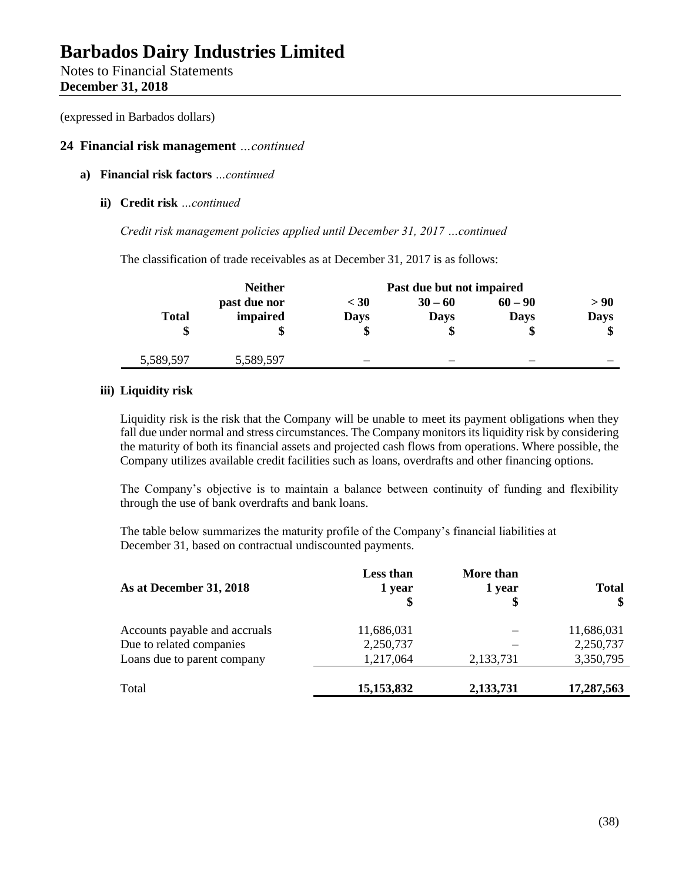(expressed in Barbados dollars)

## 24 Financial risk management *...continued*

### a) Financial risk factors *...continued*

#### ii) Credit risk *...continued*

*Credit risk management policies applied until December 31, 2017 …continued*

The classification of trade receivables as at December 31, 2017 is as follows:

| Total | Neither past due nor impaired | Past due but not impaired | | | |
|---|---|---|---|---|---|
| | | < 30 Days | 30 – 60 Days | 60 – 90 Days | > 90 Days |
| \$ | \$ | \$ | \$ | \$ | \$ |
| 5,589,597 | 5,589,597 | – | – | – | – |

#### iii) Liquidity risk

Liquidity risk is the risk that the Company will be unable to meet its payment obligations when they fall due under normal and stress circumstances. The Company monitors its liquidity risk by considering the maturity of both its financial assets and projected cash flows from operations. Where possible, the Company utilizes available credit facilities such as loans, overdrafts and other financing options.

The Company's objective is to maintain a balance between continuity of funding and flexibility through the use of bank overdrafts and bank loans.

The table below summarizes the maturity profile of the Company's financial liabilities at December 31, based on contractual undiscounted payments.

| As at December 31, 2018 | Less than 1 year \$ | More than 1 year \$ | Total \$ |
|---|---|---|---|
| Accounts payable and accruals | 11,686,031 | – | 11,686,031 |
| Due to related companies | 2,250,737 | – | 2,250,737 |
| Loans due to parent company | 1,217,064 | 2,133,731 | 3,350,795 |
| Total | **15,153,832** | **2,133,731** | **17,287,563** |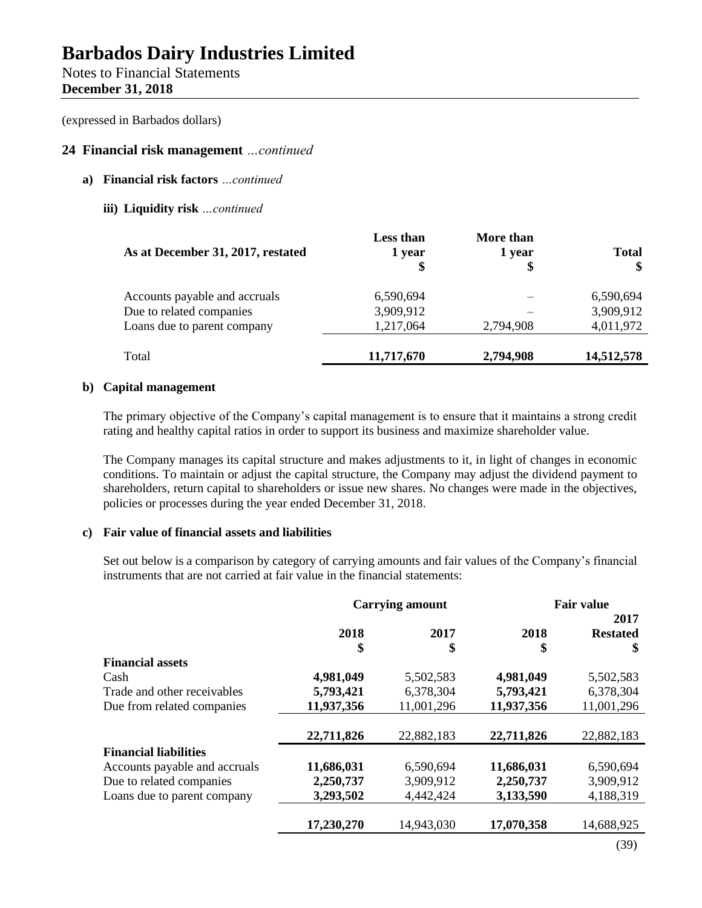# Barbados Dairy Industries Limited

Notes to Financial Statements
**December 31, 2018**

(expressed in Barbados dollars)

## 24 Financial risk management *...continued*

### a) Financial risk factors *...continued*

#### iii) Liquidity risk *...continued*

| As at December 31, 2017, restated | Less than 1 year $ | More than 1 year $ | Total $ |
|---|---|---|---|
| Accounts payable and accruals | 6,590,694 | – | 6,590,694 |
| Due to related companies | 3,909,912 | – | 3,909,912 |
| Loans due to parent company | 1,217,064 | 2,794,908 | 4,011,972 |
| Total | **11,717,670** | **2,794,908** | **14,512,578** |

### b) Capital management

The primary objective of the Company's capital management is to ensure that it maintains a strong credit rating and healthy capital ratios in order to support its business and maximize shareholder value.

The Company manages its capital structure and makes adjustments to it, in light of changes in economic conditions. To maintain or adjust the capital structure, the Company may adjust the dividend payment to shareholders, return capital to shareholders or issue new shares. No changes were made in the objectives, policies or processes during the year ended December 31, 2018.

### c) Fair value of financial assets and liabilities

Set out below is a comparison by category of carrying amounts and fair values of the Company's financial instruments that are not carried at fair value in the financial statements:

| | Carrying amount | | Fair value | |
|---|---|---|---|---|
| | 2018 $ | 2017 $ | 2018 $ | 2017 Restated $ |
| **Financial assets** | | | | |
| Cash | **4,981,049** | 5,502,583 | **4,981,049** | 5,502,583 |
| Trade and other receivables | **5,793,421** | 6,378,304 | **5,793,421** | 6,378,304 |
| Due from related companies | **11,937,356** | 11,001,296 | **11,937,356** | 11,001,296 |
| | **22,711,826** | 22,882,183 | **22,711,826** | 22,882,183 |
| **Financial liabilities** | | | | |
| Accounts payable and accruals | **11,686,031** | 6,590,694 | **11,686,031** | 6,590,694 |
| Due to related companies | **2,250,737** | 3,909,912 | **2,250,737** | 3,909,912 |
| Loans due to parent company | **3,293,502** | 4,442,424 | **3,133,590** | 4,188,319 |
| | **17,230,270** | 14,943,030 | **17,070,358** | 14,688,925 |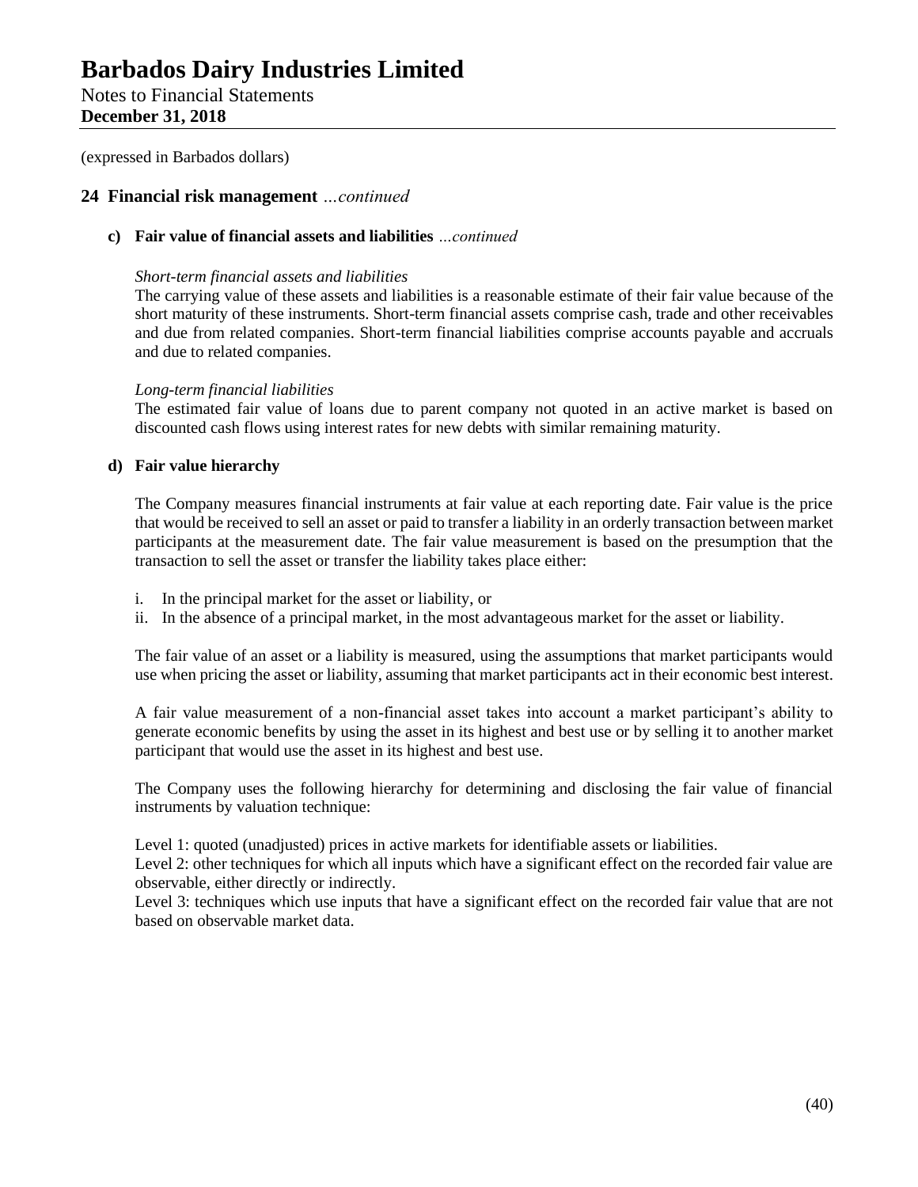(expressed in Barbados dollars)

## 24 Financial risk management *…continued*

### c) Fair value of financial assets and liabilities *…continued*

*Short-term financial assets and liabilities*

The carrying value of these assets and liabilities is a reasonable estimate of their fair value because of the short maturity of these instruments. Short-term financial assets comprise cash, trade and other receivables and due from related companies. Short-term financial liabilities comprise accounts payable and accruals and due to related companies.

*Long-term financial liabilities*

The estimated fair value of loans due to parent company not quoted in an active market is based on discounted cash flows using interest rates for new debts with similar remaining maturity.

### d) Fair value hierarchy

The Company measures financial instruments at fair value at each reporting date. Fair value is the price that would be received to sell an asset or paid to transfer a liability in an orderly transaction between market participants at the measurement date. The fair value measurement is based on the presumption that the transaction to sell the asset or transfer the liability takes place either:

i. In the principal market for the asset or liability, or
ii. In the absence of a principal market, in the most advantageous market for the asset or liability.

The fair value of an asset or a liability is measured, using the assumptions that market participants would use when pricing the asset or liability, assuming that market participants act in their economic best interest.

A fair value measurement of a non-financial asset takes into account a market participant's ability to generate economic benefits by using the asset in its highest and best use or by selling it to another market participant that would use the asset in its highest and best use.

The Company uses the following hierarchy for determining and disclosing the fair value of financial instruments by valuation technique:

Level 1: quoted (unadjusted) prices in active markets for identifiable assets or liabilities.
Level 2: other techniques for which all inputs which have a significant effect on the recorded fair value are observable, either directly or indirectly.
Level 3: techniques which use inputs that have a significant effect on the recorded fair value that are not based on observable market data.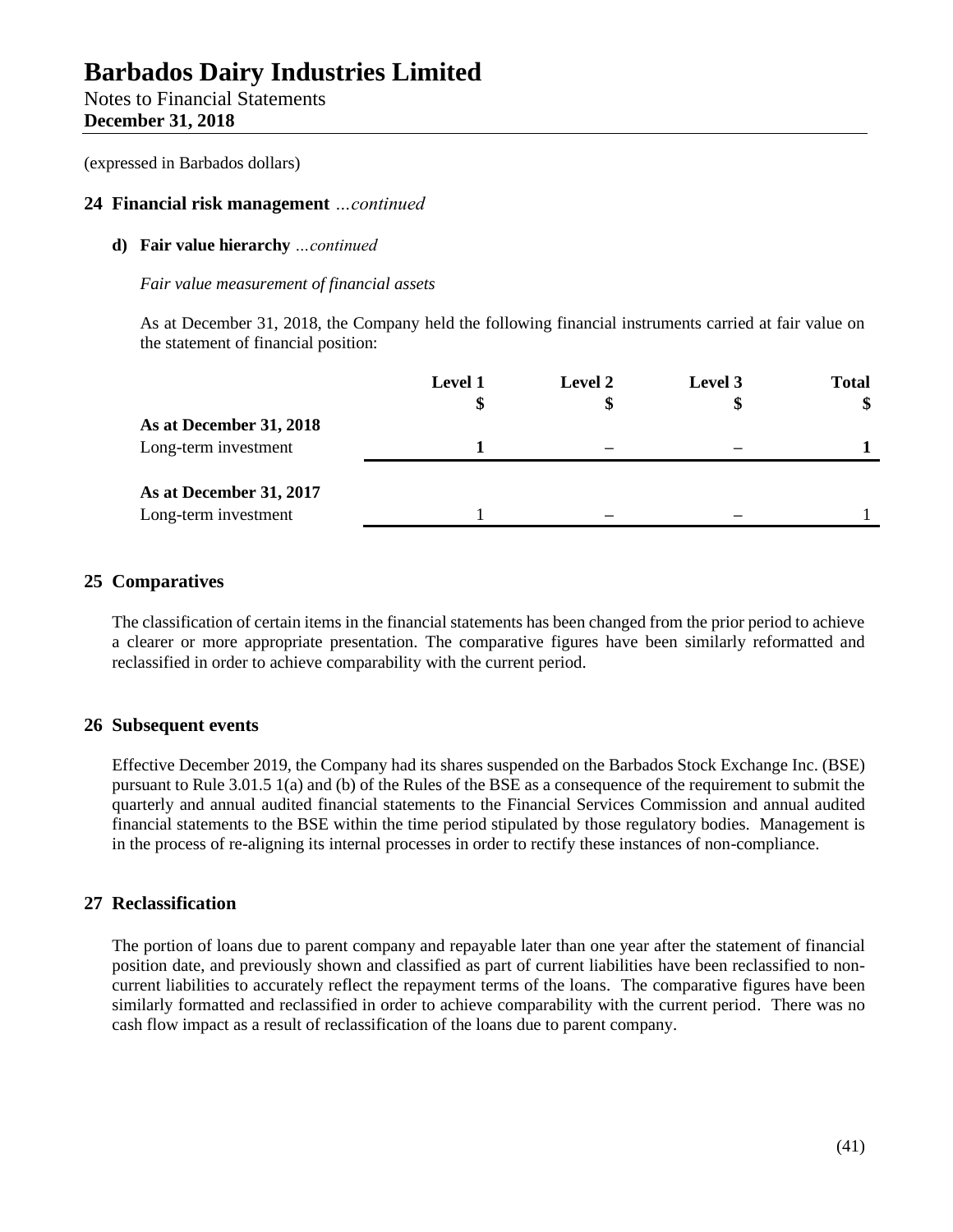(expressed in Barbados dollars)

## 24 Financial risk management *...continued*

### d) Fair value hierarchy *...continued*

*Fair value measurement of financial assets*

As at December 31, 2018, the Company held the following financial instruments carried at fair value on the statement of financial position:

| | Level 1<br>$ | Level 2<br>$ | Level 3<br>$ | Total<br>$ |
|---|---|---|---|---|
| **As at December 31, 2018** | | | | |
| Long-term investment | **1** | **–** | **–** | **1** |
| **As at December 31, 2017** | | | | |
| Long-term investment | 1 | – | – | 1 |

## 25 Comparatives

The classification of certain items in the financial statements has been changed from the prior period to achieve a clearer or more appropriate presentation. The comparative figures have been similarly reformatted and reclassified in order to achieve comparability with the current period.

## 26 Subsequent events

Effective December 2019, the Company had its shares suspended on the Barbados Stock Exchange Inc. (BSE) pursuant to Rule 3.01.5 1(a) and (b) of the Rules of the BSE as a consequence of the requirement to submit the quarterly and annual audited financial statements to the Financial Services Commission and annual audited financial statements to the BSE within the time period stipulated by those regulatory bodies. Management is in the process of re-aligning its internal processes in order to rectify these instances of non-compliance.

## 27 Reclassification

The portion of loans due to parent company and repayable later than one year after the statement of financial position date, and previously shown and classified as part of current liabilities have been reclassified to non-current liabilities to accurately reflect the repayment terms of the loans. The comparative figures have been similarly formatted and reclassified in order to achieve comparability with the current period. There was no cash flow impact as a result of reclassification of the loans due to parent company.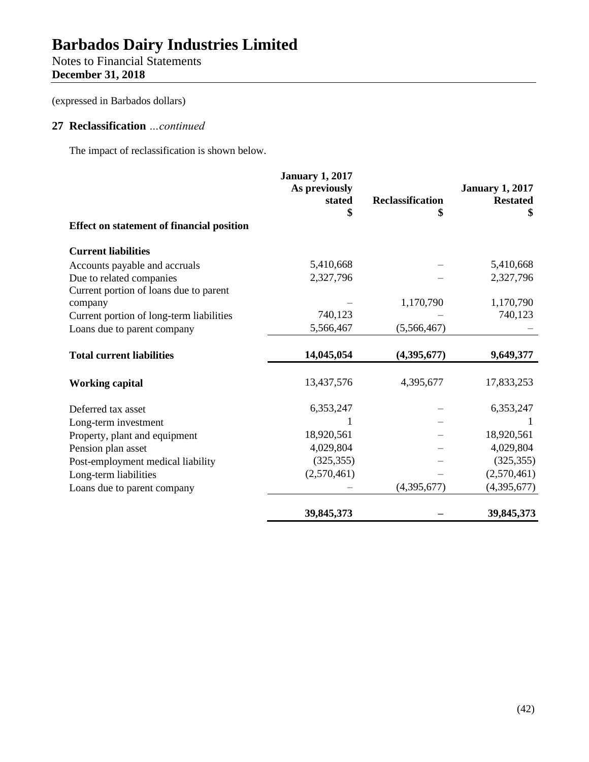# Barbados Dairy Industries Limited

Notes to Financial Statements
**December 31, 2018**

(expressed in Barbados dollars)

## 27 Reclassification *...continued*

The impact of reclassification is shown below.

| | January 1, 2017 As previously stated $ | Reclassification $ | January 1, 2017 Restated $ |
|---|---|---|---|
| **Effect on statement of financial position** | | | |
| **Current liabilities** | | | |
| Accounts payable and accruals | 5,410,668 | – | 5,410,668 |
| Due to related companies | 2,327,796 | – | 2,327,796 |
| Current portion of loans due to parent company | – | 1,170,790 | 1,170,790 |
| Current portion of long-term liabilities | 740,123 | – | 740,123 |
| Loans due to parent company | 5,566,467 | (5,566,467) | – |
| **Total current liabilities** | **14,045,054** | **(4,395,677)** | **9,649,377** |
| **Working capital** | 13,437,576 | 4,395,677 | 17,833,253 |
| Deferred tax asset | 6,353,247 | – | 6,353,247 |
| Long-term investment | 1 | – | 1 |
| Property, plant and equipment | 18,920,561 | – | 18,920,561 |
| Pension plan asset | 4,029,804 | – | 4,029,804 |
| Post-employment medical liability | (325,355) | – | (325,355) |
| Long-term liabilities | (2,570,461) | – | (2,570,461) |
| Loans due to parent company | – | (4,395,677) | (4,395,677) |
| | **39,845,373** | **–** | **39,845,373** |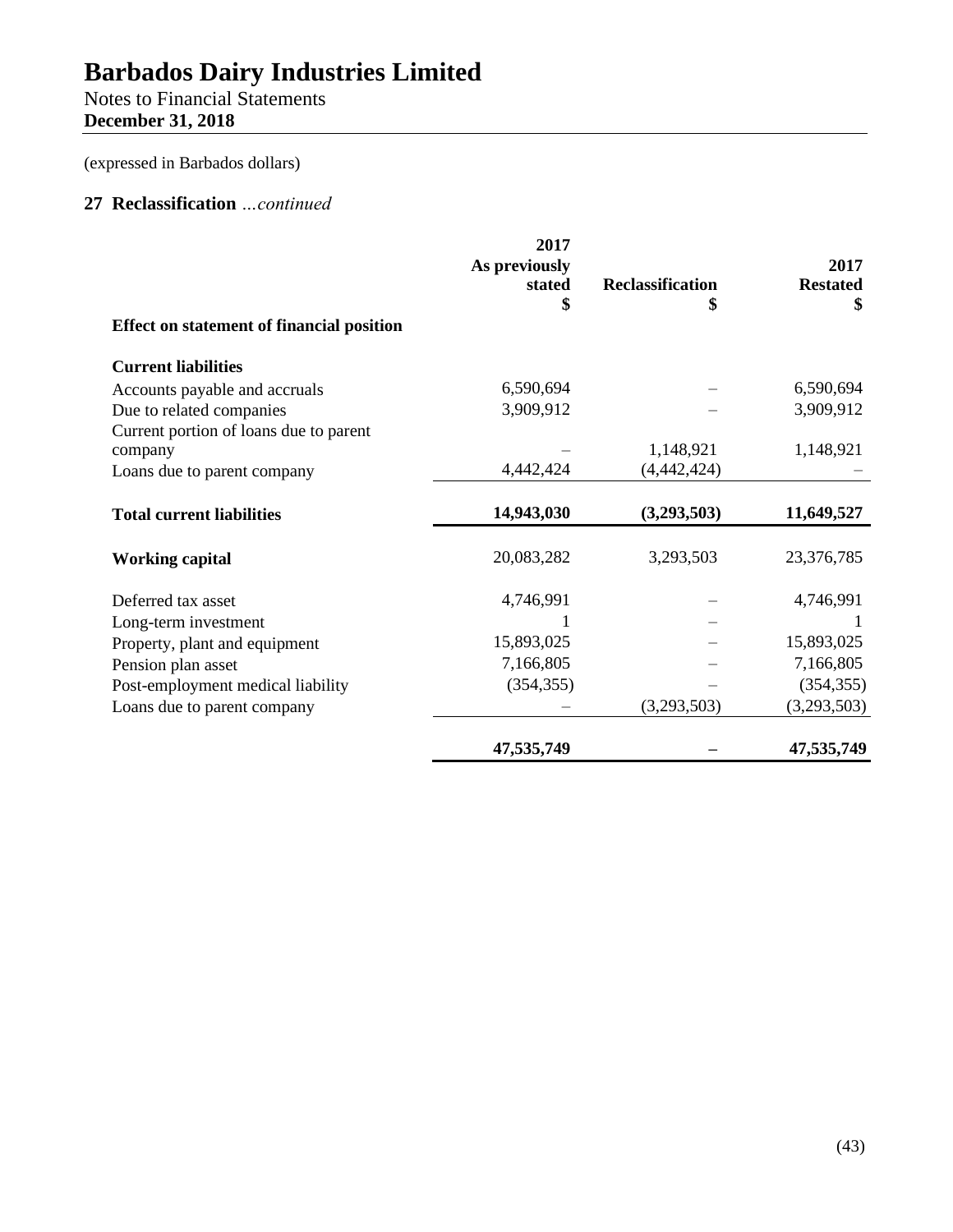# Barbados Dairy Industries Limited

Notes to Financial Statements
**December 31, 2018**

(expressed in Barbados dollars)

## 27 Reclassification *...continued*

| | 2017 As previously stated $ | Reclassification $ | 2017 Restated $ |
|---|---|---|---|
| **Effect on statement of financial position** | | | |
| **Current liabilities** | | | |
| Accounts payable and accruals | 6,590,694 | – | 6,590,694 |
| Due to related companies | 3,909,912 | – | 3,909,912 |
| Current portion of loans due to parent company | – | 1,148,921 | 1,148,921 |
| Loans due to parent company | 4,442,424 | (4,442,424) | – |
| **Total current liabilities** | **14,943,030** | **(3,293,503)** | **11,649,527** |
| **Working capital** | 20,083,282 | 3,293,503 | 23,376,785 |
| Deferred tax asset | 4,746,991 | – | 4,746,991 |
| Long-term investment | 1 | – | 1 |
| Property, plant and equipment | 15,893,025 | – | 15,893,025 |
| Pension plan asset | 7,166,805 | – | 7,166,805 |
| Post-employment medical liability | (354,355) | – | (354,355) |
| Loans due to parent company | – | (3,293,503) | (3,293,503) |
| | **47,535,749** | **–** | **47,535,749** |